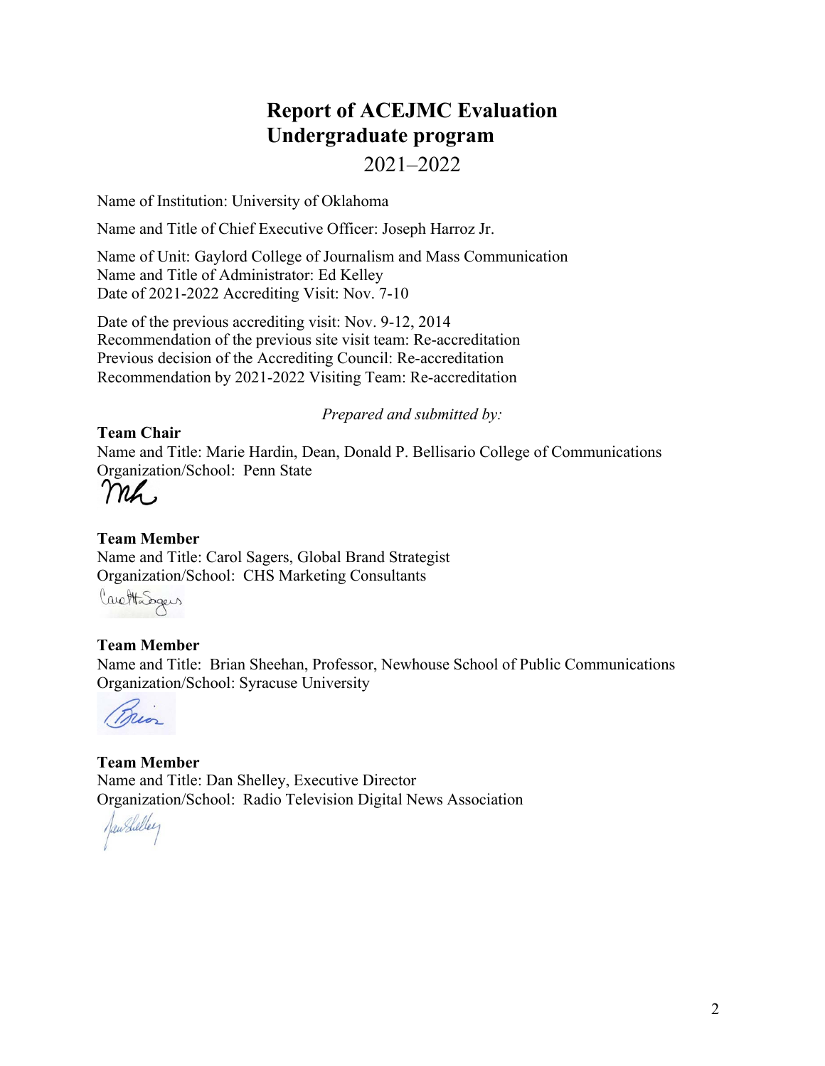# Report of ACEJMC Evaluation
# Undergraduate program
## 2021–2022

Name of Institution: University of Oklahoma

Name and Title of Chief Executive Officer: Joseph Harroz Jr.

Name of Unit: Gaylord College of Journalism and Mass Communication
Name and Title of Administrator: Ed Kelley
Date of 2021-2022 Accrediting Visit: Nov. 7-10

Date of the previous accrediting visit: Nov. 9-12, 2014
Recommendation of the previous site visit team: Re-accreditation
Previous decision of the Accrediting Council: Re-accreditation
Recommendation by 2021-2022 Visiting Team: Re-accreditation

*Prepared and submitted by:*

**Team Chair**
Name and Title: Marie Hardin, Dean, Donald P. Bellisario College of Communications
Organization/School: Penn State

**Team Member**
Name and Title: Carol Sagers, Global Brand Strategist
Organization/School: CHS Marketing Consultants

**Team Member**
Name and Title: Brian Sheehan, Professor, Newhouse School of Public Communications
Organization/School: Syracuse University

**Team Member**
Name and Title: Dan Shelley, Executive Director
Organization/School: Radio Television Digital News Association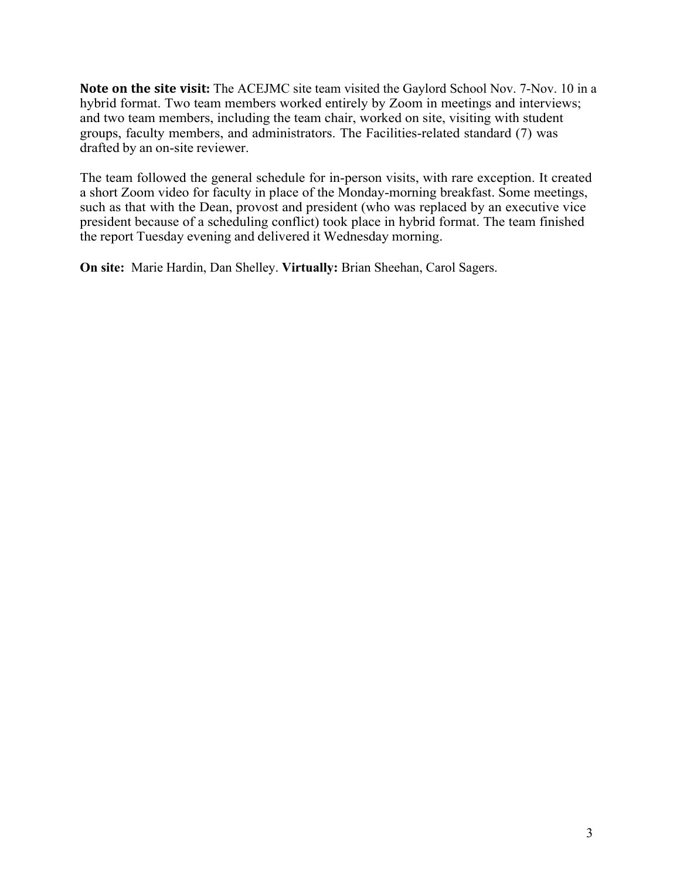**Note on the site visit:** The ACEJMC site team visited the Gaylord School Nov. 7-Nov. 10 in a hybrid format. Two team members worked entirely by Zoom in meetings and interviews; and two team members, including the team chair, worked on site, visiting with student groups, faculty members, and administrators. The Facilities-related standard (7) was drafted by an on-site reviewer.

The team followed the general schedule for in-person visits, with rare exception. It created a short Zoom video for faculty in place of the Monday-morning breakfast. Some meetings, such as that with the Dean, provost and president (who was replaced by an executive vice president because of a scheduling conflict) took place in hybrid format. The team finished the report Tuesday evening and delivered it Wednesday morning.

**On site:** Marie Hardin, Dan Shelley. **Virtually:** Brian Sheehan, Carol Sagers.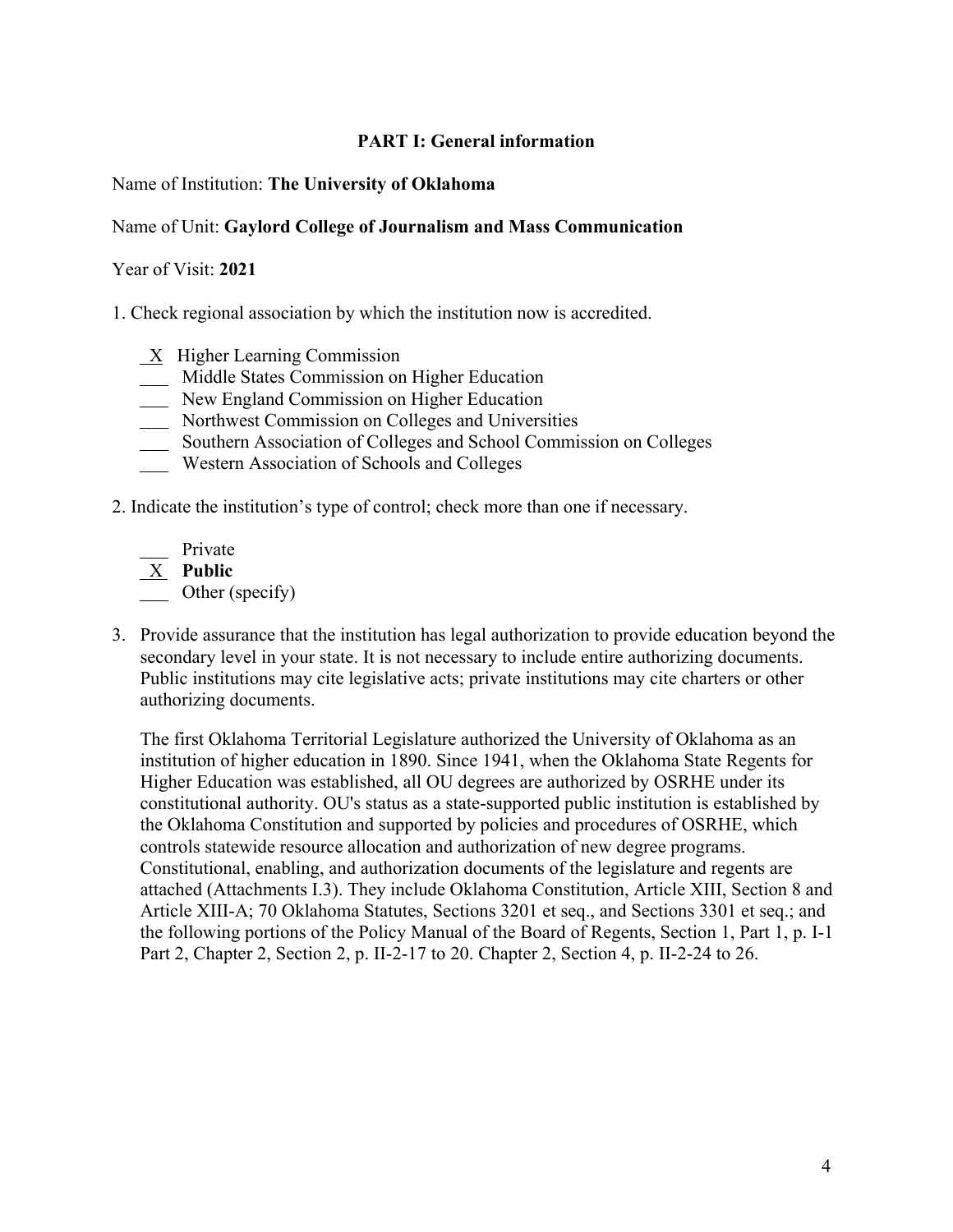## PART I: General information

Name of Institution: **The University of Oklahoma**

Name of Unit: **Gaylord College of Journalism and Mass Communication**

Year of Visit: **2021**

1. Check regional association by which the institution now is accredited.

   X Higher Learning Commission
   ___ Middle States Commission on Higher Education
   ___ New England Commission on Higher Education
   ___ Northwest Commission on Colleges and Universities
   ___ Southern Association of Colleges and School Commission on Colleges
   ___ Western Association of Schools and Colleges

2. Indicate the institution's type of control; check more than one if necessary.

   ___ Private
   X **Public**
   ___ Other (specify)

3. Provide assurance that the institution has legal authorization to provide education beyond the secondary level in your state. It is not necessary to include entire authorizing documents. Public institutions may cite legislative acts; private institutions may cite charters or other authorizing documents.

   The first Oklahoma Territorial Legislature authorized the University of Oklahoma as an institution of higher education in 1890. Since 1941, when the Oklahoma State Regents for Higher Education was established, all OU degrees are authorized by OSRHE under its constitutional authority. OU's status as a state-supported public institution is established by the Oklahoma Constitution and supported by policies and procedures of OSRHE, which controls statewide resource allocation and authorization of new degree programs. Constitutional, enabling, and authorization documents of the legislature and regents are attached (Attachments I.3). They include Oklahoma Constitution, Article XIII, Section 8 and Article XIII-A; 70 Oklahoma Statutes, Sections 3201 et seq., and Sections 3301 et seq.; and the following portions of the Policy Manual of the Board of Regents, Section 1, Part 1, p. I-1 Part 2, Chapter 2, Section 2, p. II-2-17 to 20. Chapter 2, Section 4, p. II-2-24 to 26.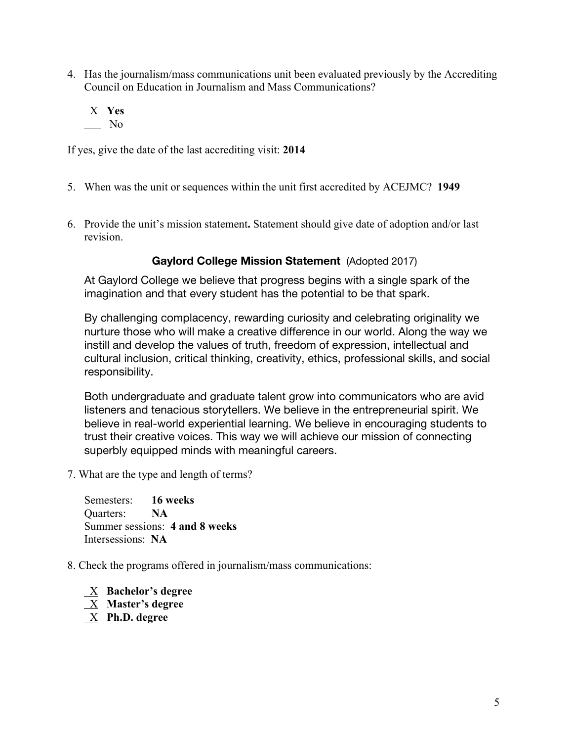4. Has the journalism/mass communications unit been evaluated previously by the Accrediting Council on Education in Journalism and Mass Communications?

   X **Yes**
   ___ No

If yes, give the date of the last accrediting visit: **2014**

5. When was the unit or sequences within the unit first accredited by ACEJMC? **1949**

6. Provide the unit's mission statement**.** Statement should give date of adoption and/or last revision.

**Gaylord College Mission Statement** (Adopted 2017)

At Gaylord College we believe that progress begins with a single spark of the imagination and that every student has the potential to be that spark.

By challenging complacency, rewarding curiosity and celebrating originality we nurture those who will make a creative difference in our world. Along the way we instill and develop the values of truth, freedom of expression, intellectual and cultural inclusion, critical thinking, creativity, ethics, professional skills, and social responsibility.

Both undergraduate and graduate talent grow into communicators who are avid listeners and tenacious storytellers. We believe in the entrepreneurial spirit. We believe in real-world experiential learning. We believe in encouraging students to trust their creative voices. This way we will achieve our mission of connecting superbly equipped minds with meaningful careers.

7. What are the type and length of terms?

   Semesters: **16 weeks**
   Quarters: **NA**
   Summer sessions: **4 and 8 weeks**
   Intersessions: **NA**

8. Check the programs offered in journalism/mass communications:

   X **Bachelor's degree**
   X **Master's degree**
   X **Ph.D. degree**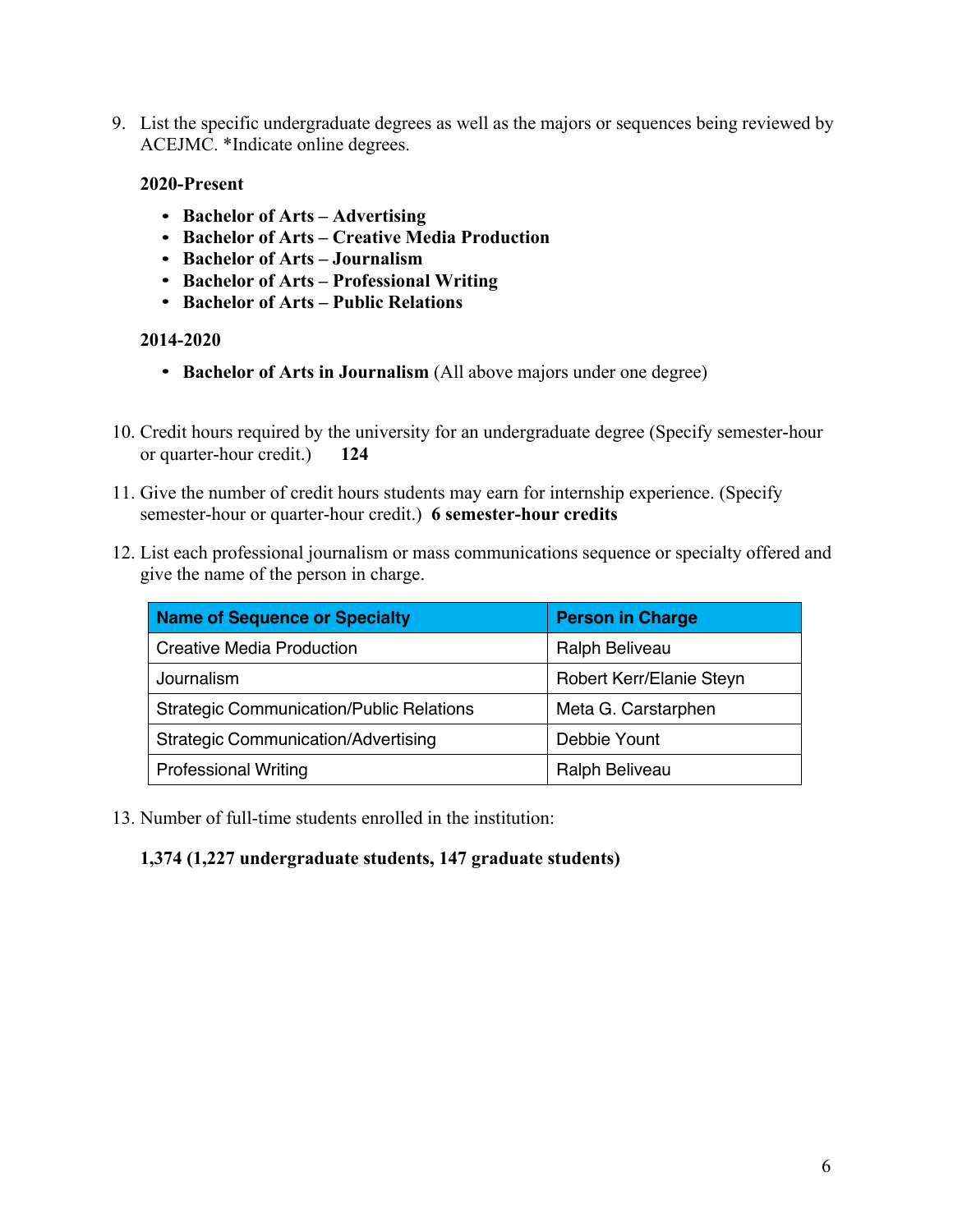9. List the specific undergraduate degrees as well as the majors or sequences being reviewed by ACEJMC. *Indicate online degrees.

   **2020-Present**

   - **Bachelor of Arts – Advertising**
   - **Bachelor of Arts – Creative Media Production**
   - **Bachelor of Arts – Journalism**
   - **Bachelor of Arts – Professional Writing**
   - **Bachelor of Arts – Public Relations**

   **2014-2020**

   - **Bachelor of Arts in Journalism** (All above majors under one degree)

10. Credit hours required by the university for an undergraduate degree (Specify semester-hour or quarter-hour credit.) **124**

11. Give the number of credit hours students may earn for internship experience. (Specify semester-hour or quarter-hour credit.) **6 semester-hour credits**

12. List each professional journalism or mass communications sequence or specialty offered and give the name of the person in charge.

| Name of Sequence or Specialty | Person in Charge |
| --- | --- |
| Creative Media Production | Ralph Beliveau |
| Journalism | Robert Kerr/Elanie Steyn |
| Strategic Communication/Public Relations | Meta G. Carstarphen |
| Strategic Communication/Advertising | Debbie Yount |
| Professional Writing | Ralph Beliveau |

13. Number of full-time students enrolled in the institution:

    **1,374 (1,227 undergraduate students, 147 graduate students)**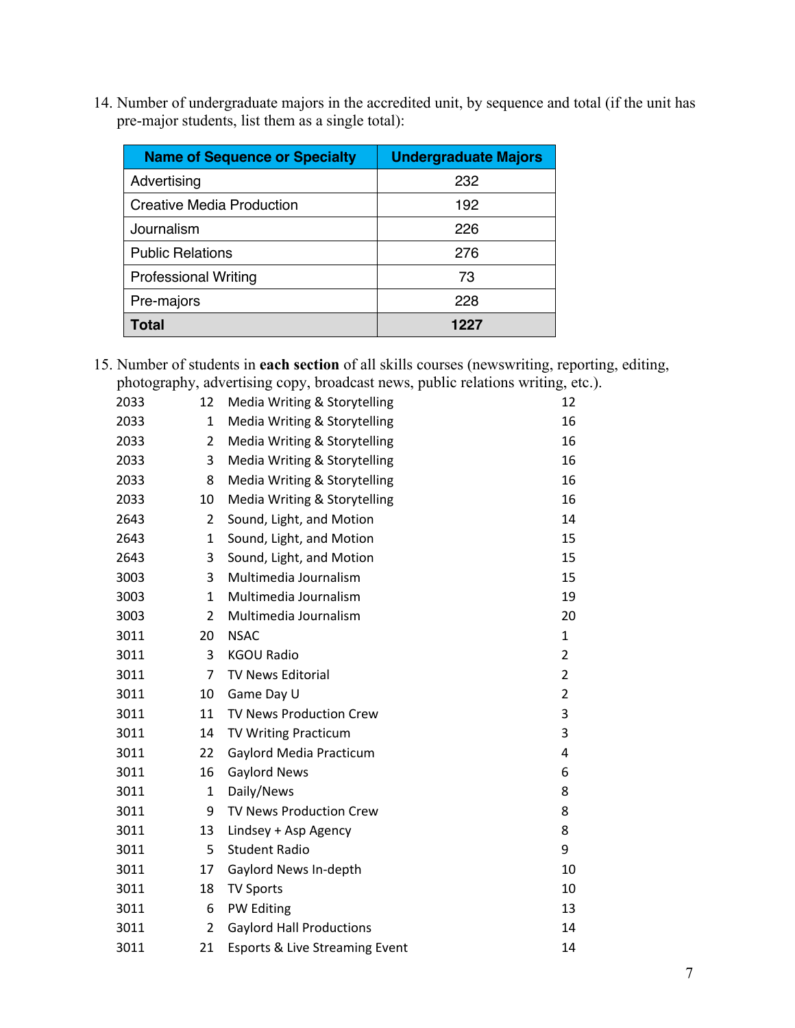14. Number of undergraduate majors in the accredited unit, by sequence and total (if the unit has pre-major students, list them as a single total):

| Name of Sequence or Specialty | Undergraduate Majors |
|---|---|
| Advertising | 232 |
| Creative Media Production | 192 |
| Journalism | 226 |
| Public Relations | 276 |
| Professional Writing | 73 |
| Pre-majors | 228 |
| **Total** | **1227** |

15. Number of students in **each section** of all skills courses (newswriting, reporting, editing, photography, advertising copy, broadcast news, public relations writing, etc.).

| | | | |
|---|---|---|---|
| 2033 | 12 | Media Writing & Storytelling | 12 |
| 2033 | 1 | Media Writing & Storytelling | 16 |
| 2033 | 2 | Media Writing & Storytelling | 16 |
| 2033 | 3 | Media Writing & Storytelling | 16 |
| 2033 | 8 | Media Writing & Storytelling | 16 |
| 2033 | 10 | Media Writing & Storytelling | 16 |
| 2643 | 2 | Sound, Light, and Motion | 14 |
| 2643 | 1 | Sound, Light, and Motion | 15 |
| 2643 | 3 | Sound, Light, and Motion | 15 |
| 3003 | 3 | Multimedia Journalism | 15 |
| 3003 | 1 | Multimedia Journalism | 19 |
| 3003 | 2 | Multimedia Journalism | 20 |
| 3011 | 20 | NSAC | 1 |
| 3011 | 3 | KGOU Radio | 2 |
| 3011 | 7 | TV News Editorial | 2 |
| 3011 | 10 | Game Day U | 2 |
| 3011 | 11 | TV News Production Crew | 3 |
| 3011 | 14 | TV Writing Practicum | 3 |
| 3011 | 22 | Gaylord Media Practicum | 4 |
| 3011 | 16 | Gaylord News | 6 |
| 3011 | 1 | Daily/News | 8 |
| 3011 | 9 | TV News Production Crew | 8 |
| 3011 | 13 | Lindsey + Asp Agency | 8 |
| 3011 | 5 | Student Radio | 9 |
| 3011 | 17 | Gaylord News In-depth | 10 |
| 3011 | 18 | TV Sports | 10 |
| 3011 | 6 | PW Editing | 13 |
| 3011 | 2 | Gaylord Hall Productions | 14 |
| 3011 | 21 | Esports & Live Streaming Event | 14 |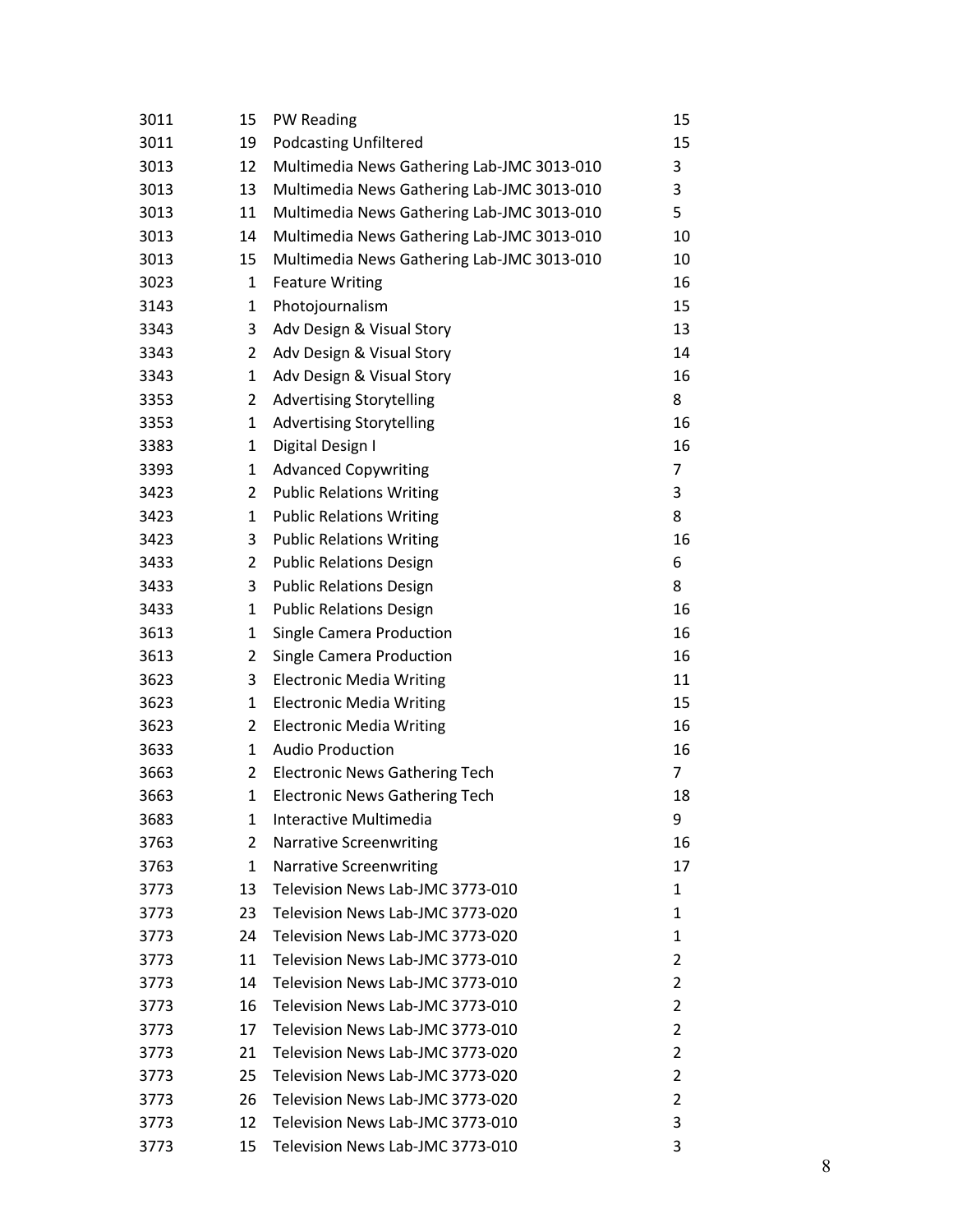| | | | |
|---|---|---|---|
| 3011 | 15 | PW Reading | 15 |
| 3011 | 19 | Podcasting Unfiltered | 15 |
| 3013 | 12 | Multimedia News Gathering Lab-JMC 3013-010 | 3 |
| 3013 | 13 | Multimedia News Gathering Lab-JMC 3013-010 | 3 |
| 3013 | 11 | Multimedia News Gathering Lab-JMC 3013-010 | 5 |
| 3013 | 14 | Multimedia News Gathering Lab-JMC 3013-010 | 10 |
| 3013 | 15 | Multimedia News Gathering Lab-JMC 3013-010 | 10 |
| 3023 | 1 | Feature Writing | 16 |
| 3143 | 1 | Photojournalism | 15 |
| 3343 | 3 | Adv Design & Visual Story | 13 |
| 3343 | 2 | Adv Design & Visual Story | 14 |
| 3343 | 1 | Adv Design & Visual Story | 16 |
| 3353 | 2 | Advertising Storytelling | 8 |
| 3353 | 1 | Advertising Storytelling | 16 |
| 3383 | 1 | Digital Design I | 16 |
| 3393 | 1 | Advanced Copywriting | 7 |
| 3423 | 2 | Public Relations Writing | 3 |
| 3423 | 1 | Public Relations Writing | 8 |
| 3423 | 3 | Public Relations Writing | 16 |
| 3433 | 2 | Public Relations Design | 6 |
| 3433 | 3 | Public Relations Design | 8 |
| 3433 | 1 | Public Relations Design | 16 |
| 3613 | 1 | Single Camera Production | 16 |
| 3613 | 2 | Single Camera Production | 16 |
| 3623 | 3 | Electronic Media Writing | 11 |
| 3623 | 1 | Electronic Media Writing | 15 |
| 3623 | 2 | Electronic Media Writing | 16 |
| 3633 | 1 | Audio Production | 16 |
| 3663 | 2 | Electronic News Gathering Tech | 7 |
| 3663 | 1 | Electronic News Gathering Tech | 18 |
| 3683 | 1 | Interactive Multimedia | 9 |
| 3763 | 2 | Narrative Screenwriting | 16 |
| 3763 | 1 | Narrative Screenwriting | 17 |
| 3773 | 13 | Television News Lab-JMC 3773-010 | 1 |
| 3773 | 23 | Television News Lab-JMC 3773-020 | 1 |
| 3773 | 24 | Television News Lab-JMC 3773-020 | 1 |
| 3773 | 11 | Television News Lab-JMC 3773-010 | 2 |
| 3773 | 14 | Television News Lab-JMC 3773-010 | 2 |
| 3773 | 16 | Television News Lab-JMC 3773-010 | 2 |
| 3773 | 17 | Television News Lab-JMC 3773-010 | 2 |
| 3773 | 21 | Television News Lab-JMC 3773-020 | 2 |
| 3773 | 25 | Television News Lab-JMC 3773-020 | 2 |
| 3773 | 26 | Television News Lab-JMC 3773-020 | 2 |
| 3773 | 12 | Television News Lab-JMC 3773-010 | 3 |
| 3773 | 15 | Television News Lab-JMC 3773-010 | 3 |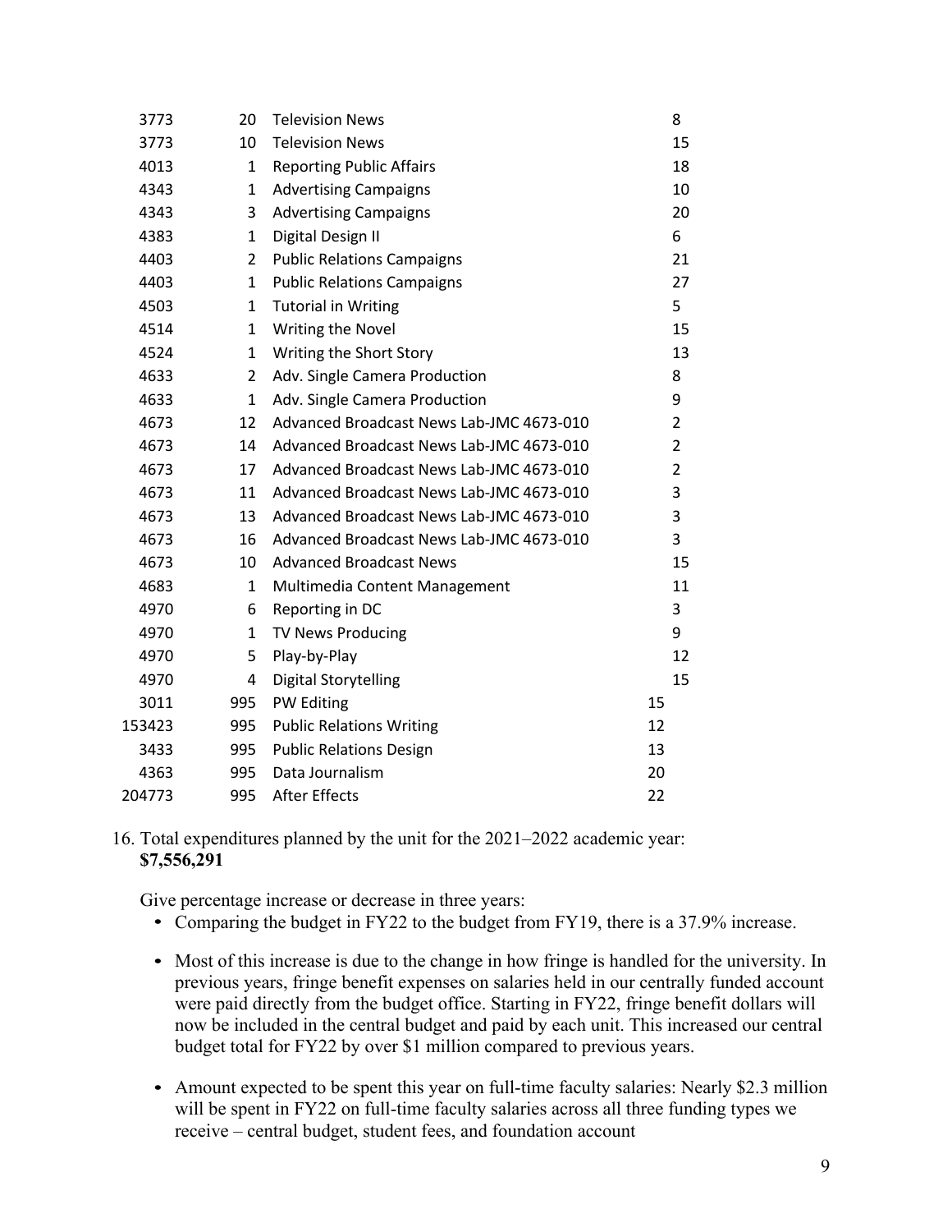| | | | |
|---|---|---|---|
| 3773 | 20 | Television News | 8 |
| 3773 | 10 | Television News | 15 |
| 4013 | 1 | Reporting Public Affairs | 18 |
| 4343 | 1 | Advertising Campaigns | 10 |
| 4343 | 3 | Advertising Campaigns | 20 |
| 4383 | 1 | Digital Design II | 6 |
| 4403 | 2 | Public Relations Campaigns | 21 |
| 4403 | 1 | Public Relations Campaigns | 27 |
| 4503 | 1 | Tutorial in Writing | 5 |
| 4514 | 1 | Writing the Novel | 15 |
| 4524 | 1 | Writing the Short Story | 13 |
| 4633 | 2 | Adv. Single Camera Production | 8 |
| 4633 | 1 | Adv. Single Camera Production | 9 |
| 4673 | 12 | Advanced Broadcast News Lab-JMC 4673-010 | 2 |
| 4673 | 14 | Advanced Broadcast News Lab-JMC 4673-010 | 2 |
| 4673 | 17 | Advanced Broadcast News Lab-JMC 4673-010 | 2 |
| 4673 | 11 | Advanced Broadcast News Lab-JMC 4673-010 | 3 |
| 4673 | 13 | Advanced Broadcast News Lab-JMC 4673-010 | 3 |
| 4673 | 16 | Advanced Broadcast News Lab-JMC 4673-010 | 3 |
| 4673 | 10 | Advanced Broadcast News | 15 |
| 4683 | 1 | Multimedia Content Management | 11 |
| 4970 | 6 | Reporting in DC | 3 |
| 4970 | 1 | TV News Producing | 9 |
| 4970 | 5 | Play-by-Play | 12 |
| 4970 | 4 | Digital Storytelling | 15 |
| 3011 | 995 | PW Editing | 15 |
| 153423 | 995 | Public Relations Writing | 12 |
| 3433 | 995 | Public Relations Design | 13 |
| 4363 | 995 | Data Journalism | 20 |
| 204773 | 995 | After Effects | 22 |

16. Total expenditures planned by the unit for the 2021–2022 academic year: **$7,556,291**

Give percentage increase or decrease in three years:

- Comparing the budget in FY22 to the budget from FY19, there is a 37.9% increase.
- Most of this increase is due to the change in how fringe is handled for the university. In previous years, fringe benefit expenses on salaries held in our centrally funded account were paid directly from the budget office. Starting in FY22, fringe benefit dollars will now be included in the central budget and paid by each unit. This increased our central budget total for FY22 by over $1 million compared to previous years.
- Amount expected to be spent this year on full-time faculty salaries: Nearly $2.3 million will be spent in FY22 on full-time faculty salaries across all three funding types we receive – central budget, student fees, and foundation account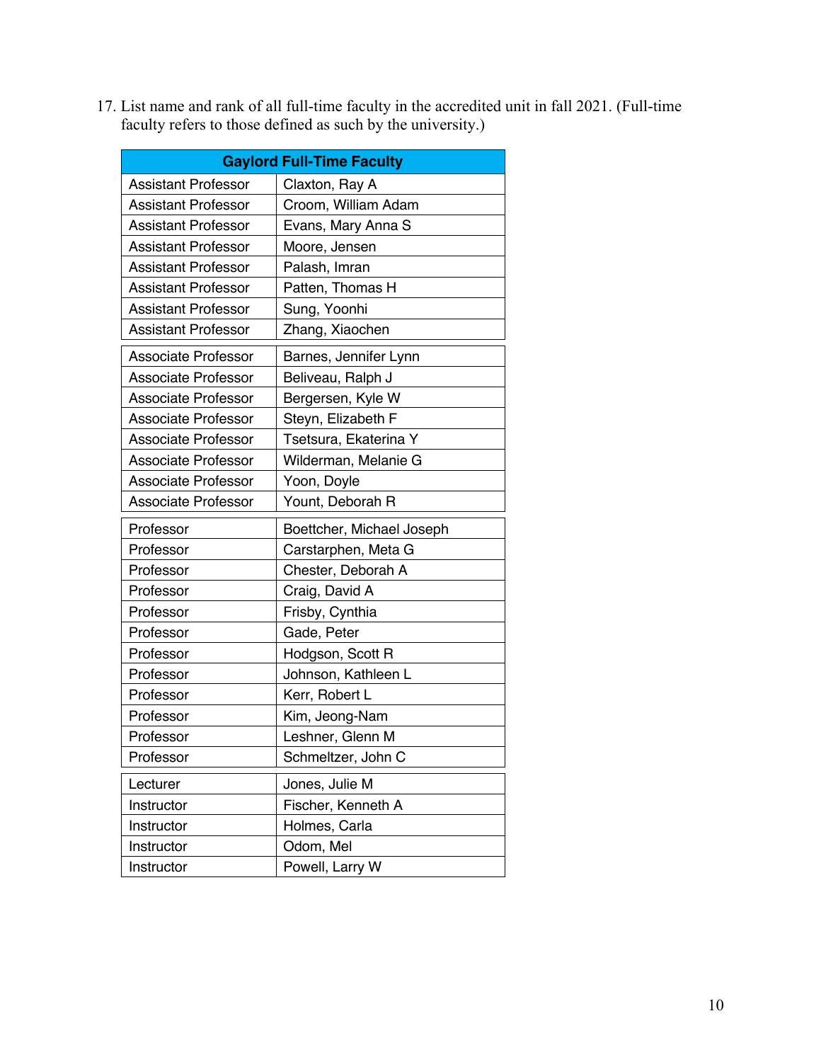17. List name and rank of all full-time faculty in the accredited unit in fall 2021. (Full-time faculty refers to those defined as such by the university.)

| Gaylord Full-Time Faculty | |
|---|---|
| Assistant Professor | Claxton, Ray A |
| Assistant Professor | Croom, William Adam |
| Assistant Professor | Evans, Mary Anna S |
| Assistant Professor | Moore, Jensen |
| Assistant Professor | Palash, Imran |
| Assistant Professor | Patten, Thomas H |
| Assistant Professor | Sung, Yoonhi |
| Assistant Professor | Zhang, Xiaochen |
| Associate Professor | Barnes, Jennifer Lynn |
| Associate Professor | Beliveau, Ralph J |
| Associate Professor | Bergersen, Kyle W |
| Associate Professor | Steyn, Elizabeth F |
| Associate Professor | Tsetsura, Ekaterina Y |
| Associate Professor | Wilderman, Melanie G |
| Associate Professor | Yoon, Doyle |
| Associate Professor | Yount, Deborah R |
| Professor | Boettcher, Michael Joseph |
| Professor | Carstarphen, Meta G |
| Professor | Chester, Deborah A |
| Professor | Craig, David A |
| Professor | Frisby, Cynthia |
| Professor | Gade, Peter |
| Professor | Hodgson, Scott R |
| Professor | Johnson, Kathleen L |
| Professor | Kerr, Robert L |
| Professor | Kim, Jeong-Nam |
| Professor | Leshner, Glenn M |
| Professor | Schmeltzer, John C |
| Lecturer | Jones, Julie M |
| Instructor | Fischer, Kenneth A |
| Instructor | Holmes, Carla |
| Instructor | Odom, Mel |
| Instructor | Powell, Larry W |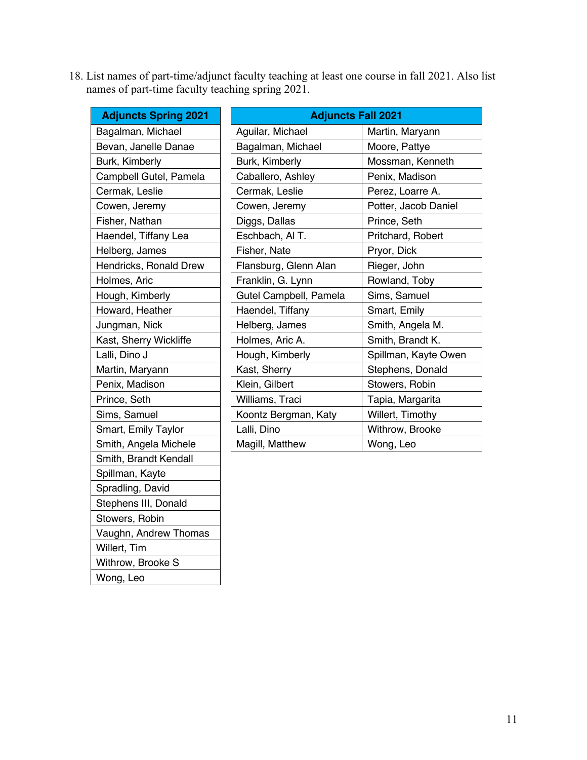18. List names of part-time/adjunct faculty teaching at least one course in fall 2021. Also list names of part-time faculty teaching spring 2021.

| Adjuncts Spring 2021 |
|---|
| Bagalman, Michael |
| Bevan, Janelle Danae |
| Burk, Kimberly |
| Campbell Gutel, Pamela |
| Cermak, Leslie |
| Cowen, Jeremy |
| Fisher, Nathan |
| Haendel, Tiffany Lea |
| Helberg, James |
| Hendricks, Ronald Drew |
| Holmes, Aric |
| Hough, Kimberly |
| Howard, Heather |
| Jungman, Nick |
| Kast, Sherry Wickliffe |
| Lalli, Dino J |
| Martin, Maryann |
| Penix, Madison |
| Prince, Seth |
| Sims, Samuel |
| Smart, Emily Taylor |
| Smith, Angela Michele |
| Smith, Brandt Kendall |
| Spillman, Kayte |
| Spradling, David |
| Stephens III, Donald |
| Stowers, Robin |
| Vaughn, Andrew Thomas |
| Willert, Tim |
| Withrow, Brooke S |
| Wong, Leo |

| Adjuncts Fall 2021 | |
|---|---|
| Aguilar, Michael | Martin, Maryann |
| Bagalman, Michael | Moore, Pattye |
| Burk, Kimberly | Mossman, Kenneth |
| Caballero, Ashley | Penix, Madison |
| Cermak, Leslie | Perez, Loarre A. |
| Cowen, Jeremy | Potter, Jacob Daniel |
| Diggs, Dallas | Prince, Seth |
| Eschbach, Al T. | Pritchard, Robert |
| Fisher, Nate | Pryor, Dick |
| Flansburg, Glenn Alan | Rieger, John |
| Franklin, G. Lynn | Rowland, Toby |
| Gutel Campbell, Pamela | Sims, Samuel |
| Haendel, Tiffany | Smart, Emily |
| Helberg, James | Smith, Angela M. |
| Holmes, Aric A. | Smith, Brandt K. |
| Hough, Kimberly | Spillman, Kayte Owen |
| Kast, Sherry | Stephens, Donald |
| Klein, Gilbert | Stowers, Robin |
| Williams, Traci | Tapia, Margarita |
| Koontz Bergman, Katy | Willert, Timothy |
| Lalli, Dino | Withrow, Brooke |
| Magill, Matthew | Wong, Leo |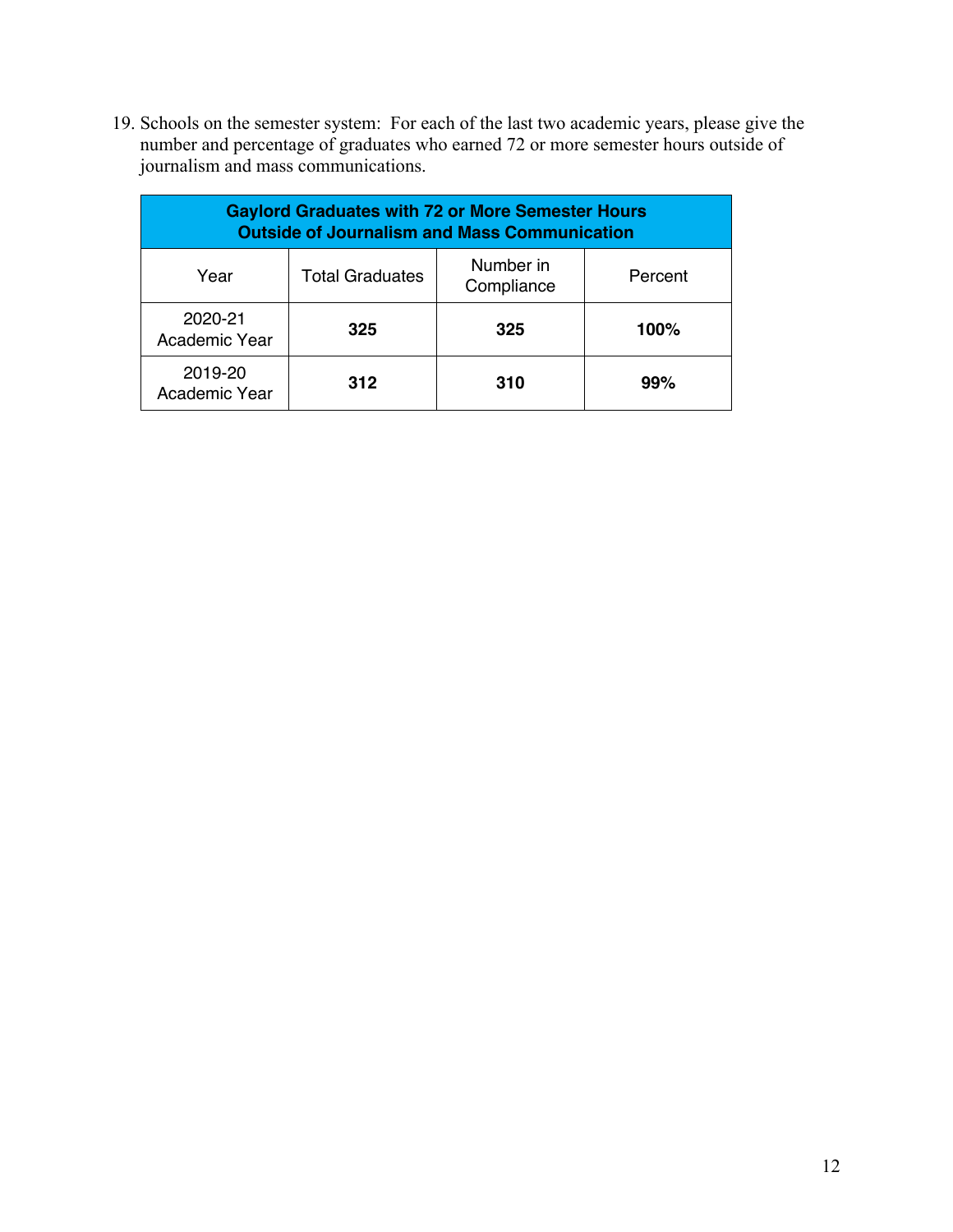19. Schools on the semester system: For each of the last two academic years, please give the number and percentage of graduates who earned 72 or more semester hours outside of journalism and mass communications.

| **Gaylord Graduates with 72 or More Semester Hours Outside of Journalism and Mass Communication** | | | |
|---|---|---|---|
| Year | Total Graduates | Number in Compliance | Percent |
| 2020-21 Academic Year | **325** | **325** | **100%** |
| 2019-20 Academic Year | **312** | **310** | **99%** |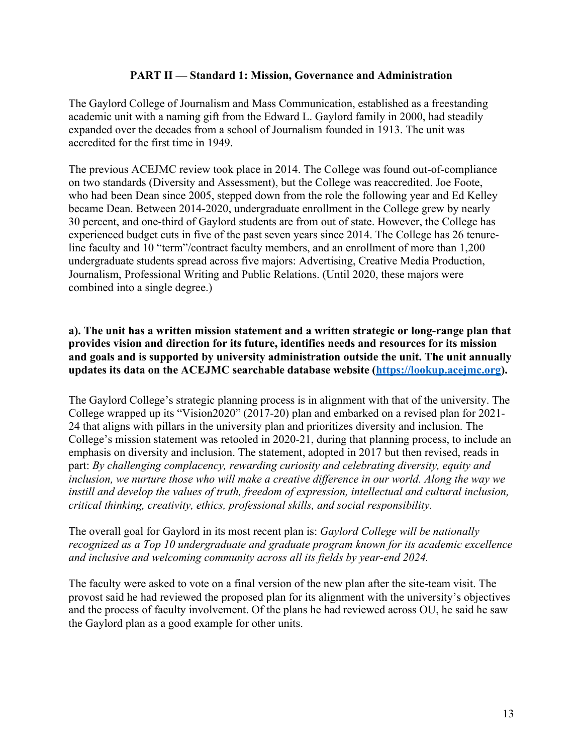## PART II — Standard 1: Mission, Governance and Administration

The Gaylord College of Journalism and Mass Communication, established as a freestanding academic unit with a naming gift from the Edward L. Gaylord family in 2000, had steadily expanded over the decades from a school of Journalism founded in 1913. The unit was accredited for the first time in 1949.

The previous ACEJMC review took place in 2014. The College was found out-of-compliance on two standards (Diversity and Assessment), but the College was reaccredited. Joe Foote, who had been Dean since 2005, stepped down from the role the following year and Ed Kelley became Dean. Between 2014-2020, undergraduate enrollment in the College grew by nearly 30 percent, and one-third of Gaylord students are from out of state. However, the College has experienced budget cuts in five of the past seven years since 2014. The College has 26 tenure-line faculty and 10 "term"/contract faculty members, and an enrollment of more than 1,200 undergraduate students spread across five majors: Advertising, Creative Media Production, Journalism, Professional Writing and Public Relations. (Until 2020, these majors were combined into a single degree.)

**a). The unit has a written mission statement and a written strategic or long-range plan that provides vision and direction for its future, identifies needs and resources for its mission and goals and is supported by university administration outside the unit. The unit annually updates its data on the ACEJMC searchable database website ([https://lookup.acejmc.org](https://lookup.acejmc.org)).**

The Gaylord College's strategic planning process is in alignment with that of the university. The College wrapped up its "Vision2020" (2017-20) plan and embarked on a revised plan for 2021-24 that aligns with pillars in the university plan and prioritizes diversity and inclusion. The College's mission statement was retooled in 2020-21, during that planning process, to include an emphasis on diversity and inclusion. The statement, adopted in 2017 but then revised, reads in part: *By challenging complacency, rewarding curiosity and celebrating diversity, equity and inclusion, we nurture those who will make a creative difference in our world. Along the way we instill and develop the values of truth, freedom of expression, intellectual and cultural inclusion, critical thinking, creativity, ethics, professional skills, and social responsibility.*

The overall goal for Gaylord in its most recent plan is: *Gaylord College will be nationally recognized as a Top 10 undergraduate and graduate program known for its academic excellence and inclusive and welcoming community across all its fields by year-end 2024.*

The faculty were asked to vote on a final version of the new plan after the site-team visit. The provost said he had reviewed the proposed plan for its alignment with the university's objectives and the process of faculty involvement. Of the plans he had reviewed across OU, he said he saw the Gaylord plan as a good example for other units.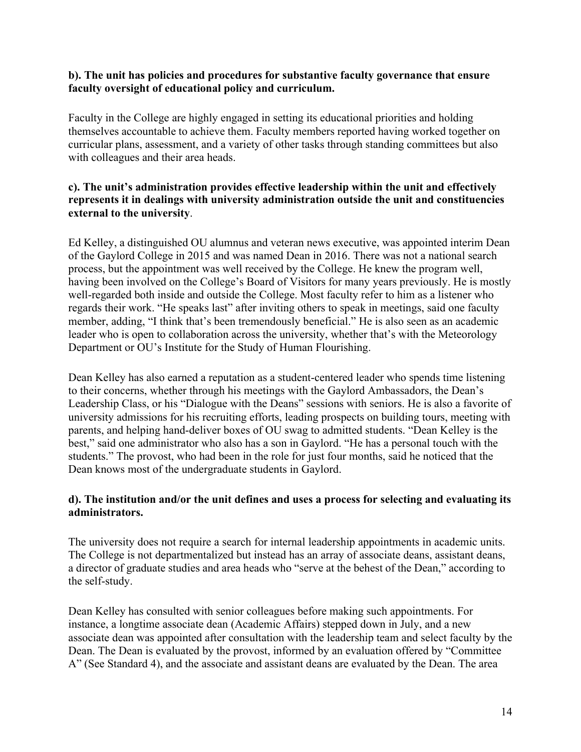**b). The unit has policies and procedures for substantive faculty governance that ensure faculty oversight of educational policy and curriculum.**

Faculty in the College are highly engaged in setting its educational priorities and holding themselves accountable to achieve them. Faculty members reported having worked together on curricular plans, assessment, and a variety of other tasks through standing committees but also with colleagues and their area heads.

**c). The unit's administration provides effective leadership within the unit and effectively represents it in dealings with university administration outside the unit and constituencies external to the university**.

Ed Kelley, a distinguished OU alumnus and veteran news executive, was appointed interim Dean of the Gaylord College in 2015 and was named Dean in 2016. There was not a national search process, but the appointment was well received by the College. He knew the program well, having been involved on the College's Board of Visitors for many years previously. He is mostly well-regarded both inside and outside the College. Most faculty refer to him as a listener who regards their work. "He speaks last" after inviting others to speak in meetings, said one faculty member, adding, "I think that's been tremendously beneficial." He is also seen as an academic leader who is open to collaboration across the university, whether that's with the Meteorology Department or OU's Institute for the Study of Human Flourishing.

Dean Kelley has also earned a reputation as a student-centered leader who spends time listening to their concerns, whether through his meetings with the Gaylord Ambassadors, the Dean's Leadership Class, or his "Dialogue with the Deans" sessions with seniors. He is also a favorite of university admissions for his recruiting efforts, leading prospects on building tours, meeting with parents, and helping hand-deliver boxes of OU swag to admitted students. "Dean Kelley is the best," said one administrator who also has a son in Gaylord. "He has a personal touch with the students." The provost, who had been in the role for just four months, said he noticed that the Dean knows most of the undergraduate students in Gaylord.

**d). The institution and/or the unit defines and uses a process for selecting and evaluating its administrators.**

The university does not require a search for internal leadership appointments in academic units. The College is not departmentalized but instead has an array of associate deans, assistant deans, a director of graduate studies and area heads who "serve at the behest of the Dean," according to the self-study.

Dean Kelley has consulted with senior colleagues before making such appointments. For instance, a longtime associate dean (Academic Affairs) stepped down in July, and a new associate dean was appointed after consultation with the leadership team and select faculty by the Dean. The Dean is evaluated by the provost, informed by an evaluation offered by "Committee A" (See Standard 4), and the associate and assistant deans are evaluated by the Dean. The area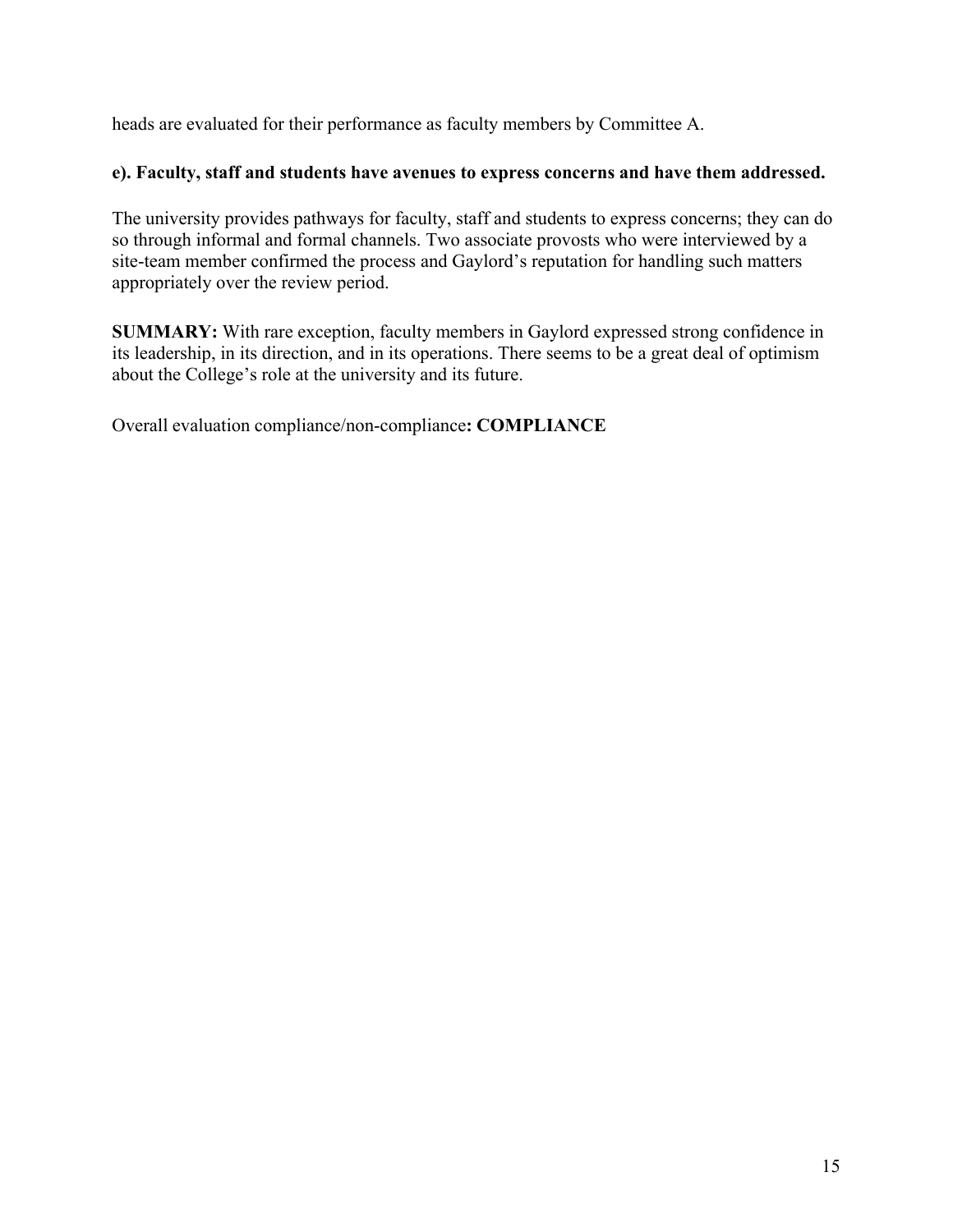heads are evaluated for their performance as faculty members by Committee A.

**e). Faculty, staff and students have avenues to express concerns and have them addressed.**

The university provides pathways for faculty, staff and students to express concerns; they can do so through informal and formal channels. Two associate provosts who were interviewed by a site-team member confirmed the process and Gaylord's reputation for handling such matters appropriately over the review period.

**SUMMARY:** With rare exception, faculty members in Gaylord expressed strong confidence in its leadership, in its direction, and in its operations. There seems to be a great deal of optimism about the College's role at the university and its future.

Overall evaluation compliance/non-compliance**: COMPLIANCE**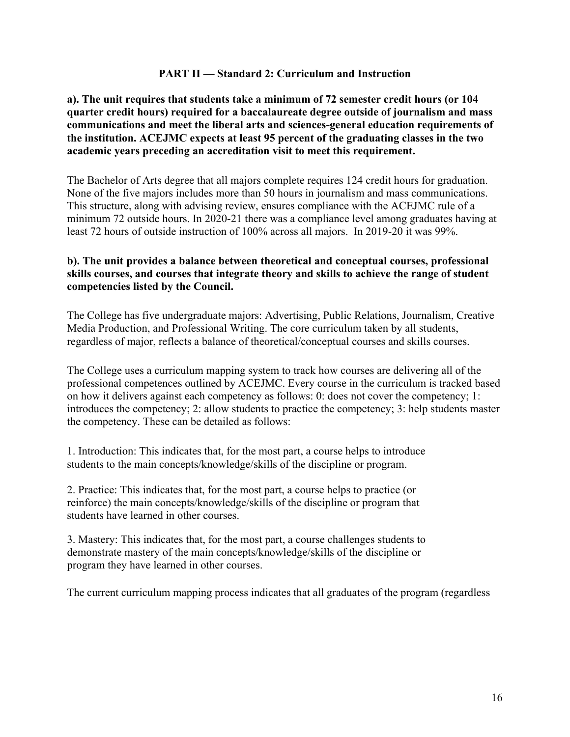## PART II — Standard 2: Curriculum and Instruction

**a). The unit requires that students take a minimum of 72 semester credit hours (or 104 quarter credit hours) required for a baccalaureate degree outside of journalism and mass communications and meet the liberal arts and sciences-general education requirements of the institution. ACEJMC expects at least 95 percent of the graduating classes in the two academic years preceding an accreditation visit to meet this requirement.**

The Bachelor of Arts degree that all majors complete requires 124 credit hours for graduation. None of the five majors includes more than 50 hours in journalism and mass communications. This structure, along with advising review, ensures compliance with the ACEJMC rule of a minimum 72 outside hours. In 2020-21 there was a compliance level among graduates having at least 72 hours of outside instruction of 100% across all majors. In 2019-20 it was 99%.

**b). The unit provides a balance between theoretical and conceptual courses, professional skills courses, and courses that integrate theory and skills to achieve the range of student competencies listed by the Council.**

The College has five undergraduate majors: Advertising, Public Relations, Journalism, Creative Media Production, and Professional Writing. The core curriculum taken by all students, regardless of major, reflects a balance of theoretical/conceptual courses and skills courses.

The College uses a curriculum mapping system to track how courses are delivering all of the professional competences outlined by ACEJMC. Every course in the curriculum is tracked based on how it delivers against each competency as follows: 0: does not cover the competency; 1: introduces the competency; 2: allow students to practice the competency; 3: help students master the competency. These can be detailed as follows:

1. Introduction: This indicates that, for the most part, a course helps to introduce students to the main concepts/knowledge/skills of the discipline or program.

2. Practice: This indicates that, for the most part, a course helps to practice (or reinforce) the main concepts/knowledge/skills of the discipline or program that students have learned in other courses.

3. Mastery: This indicates that, for the most part, a course challenges students to demonstrate mastery of the main concepts/knowledge/skills of the discipline or program they have learned in other courses.

The current curriculum mapping process indicates that all graduates of the program (regardless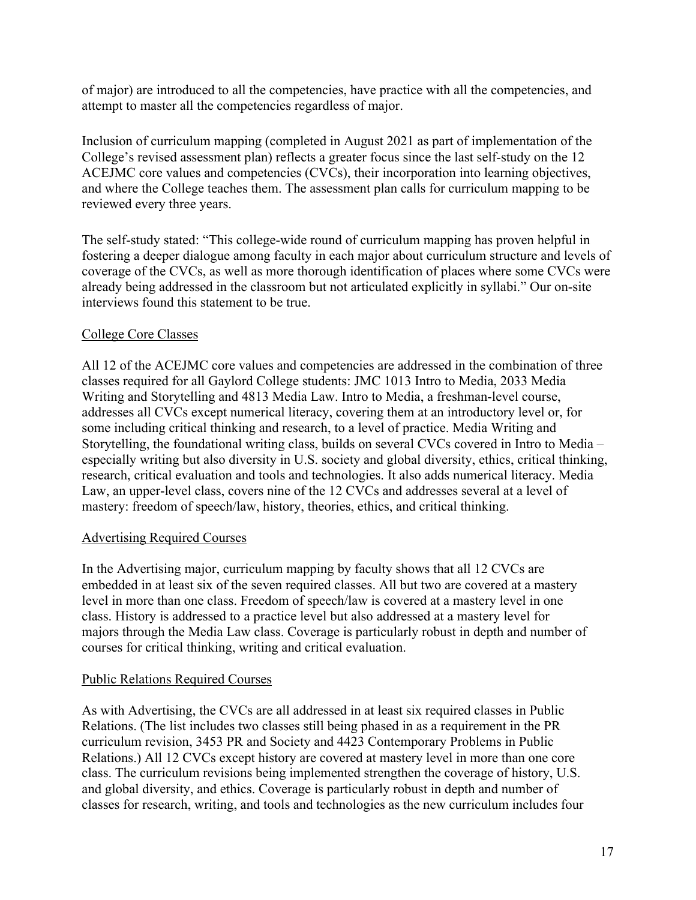of major) are introduced to all the competencies, have practice with all the competencies, and attempt to master all the competencies regardless of major.

Inclusion of curriculum mapping (completed in August 2021 as part of implementation of the College's revised assessment plan) reflects a greater focus since the last self-study on the 12 ACEJMC core values and competencies (CVCs), their incorporation into learning objectives, and where the College teaches them. The assessment plan calls for curriculum mapping to be reviewed every three years.

The self-study stated: "This college-wide round of curriculum mapping has proven helpful in fostering a deeper dialogue among faculty in each major about curriculum structure and levels of coverage of the CVCs, as well as more thorough identification of places where some CVCs were already being addressed in the classroom but not articulated explicitly in syllabi." Our on-site interviews found this statement to be true.

College Core Classes

All 12 of the ACEJMC core values and competencies are addressed in the combination of three classes required for all Gaylord College students: JMC 1013 Intro to Media, 2033 Media Writing and Storytelling and 4813 Media Law. Intro to Media, a freshman-level course, addresses all CVCs except numerical literacy, covering them at an introductory level or, for some including critical thinking and research, to a level of practice. Media Writing and Storytelling, the foundational writing class, builds on several CVCs covered in Intro to Media – especially writing but also diversity in U.S. society and global diversity, ethics, critical thinking, research, critical evaluation and tools and technologies. It also adds numerical literacy. Media Law, an upper-level class, covers nine of the 12 CVCs and addresses several at a level of mastery: freedom of speech/law, history, theories, ethics, and critical thinking.

Advertising Required Courses

In the Advertising major, curriculum mapping by faculty shows that all 12 CVCs are embedded in at least six of the seven required classes. All but two are covered at a mastery level in more than one class. Freedom of speech/law is covered at a mastery level in one class. History is addressed to a practice level but also addressed at a mastery level for majors through the Media Law class. Coverage is particularly robust in depth and number of courses for critical thinking, writing and critical evaluation.

Public Relations Required Courses

As with Advertising, the CVCs are all addressed in at least six required classes in Public Relations. (The list includes two classes still being phased in as a requirement in the PR curriculum revision, 3453 PR and Society and 4423 Contemporary Problems in Public Relations.) All 12 CVCs except history are covered at mastery level in more than one core class. The curriculum revisions being implemented strengthen the coverage of history, U.S. and global diversity, and ethics. Coverage is particularly robust in depth and number of classes for research, writing, and tools and technologies as the new curriculum includes four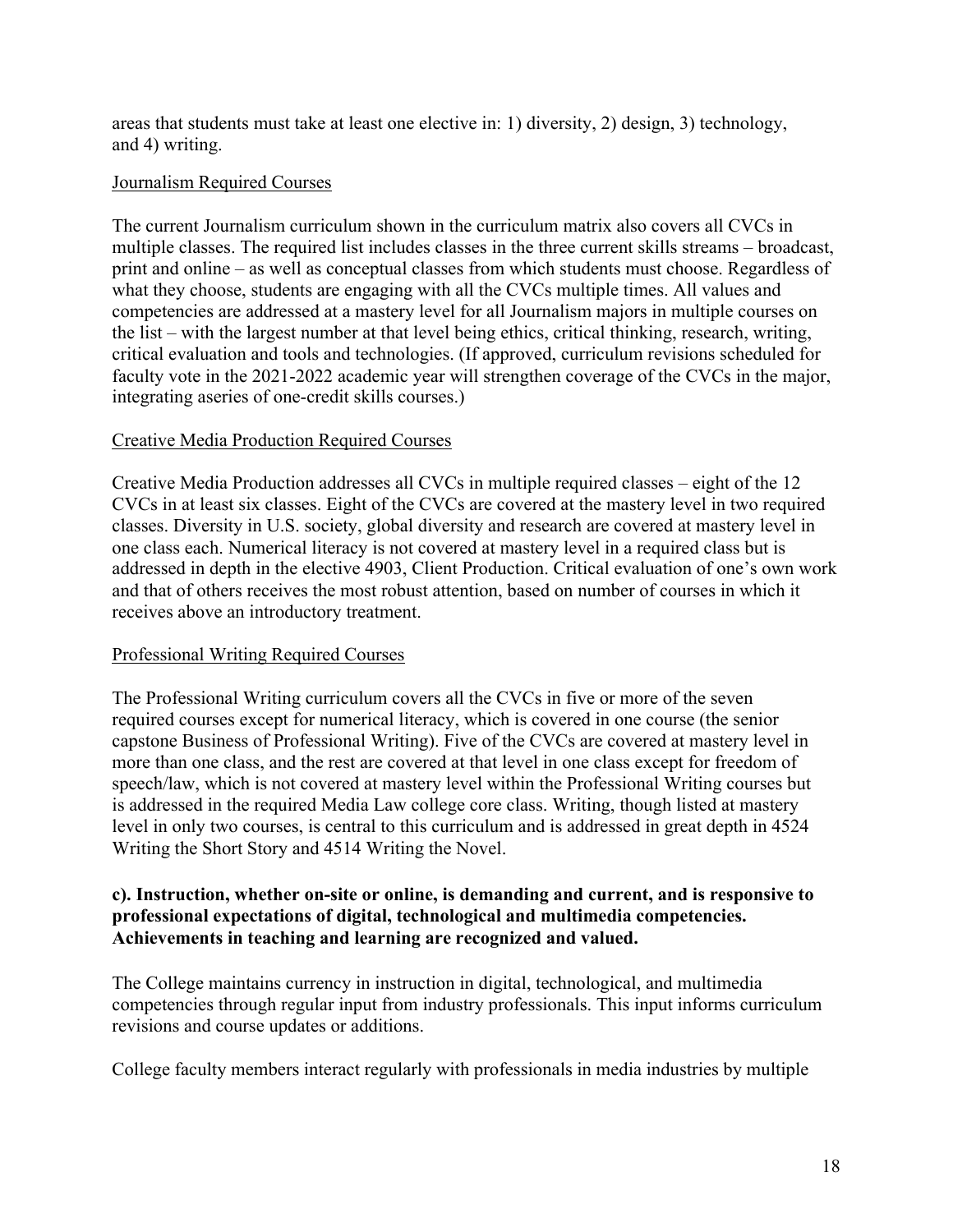areas that students must take at least one elective in: 1) diversity, 2) design, 3) technology, and 4) writing.

Journalism Required Courses

The current Journalism curriculum shown in the curriculum matrix also covers all CVCs in multiple classes. The required list includes classes in the three current skills streams – broadcast, print and online – as well as conceptual classes from which students must choose. Regardless of what they choose, students are engaging with all the CVCs multiple times. All values and competencies are addressed at a mastery level for all Journalism majors in multiple courses on the list – with the largest number at that level being ethics, critical thinking, research, writing, critical evaluation and tools and technologies. (If approved, curriculum revisions scheduled for faculty vote in the 2021-2022 academic year will strengthen coverage of the CVCs in the major, integrating aseries of one-credit skills courses.)

Creative Media Production Required Courses

Creative Media Production addresses all CVCs in multiple required classes – eight of the 12 CVCs in at least six classes. Eight of the CVCs are covered at the mastery level in two required classes. Diversity in U.S. society, global diversity and research are covered at mastery level in one class each. Numerical literacy is not covered at mastery level in a required class but is addressed in depth in the elective 4903, Client Production. Critical evaluation of one's own work and that of others receives the most robust attention, based on number of courses in which it receives above an introductory treatment.

Professional Writing Required Courses

The Professional Writing curriculum covers all the CVCs in five or more of the seven required courses except for numerical literacy, which is covered in one course (the senior capstone Business of Professional Writing). Five of the CVCs are covered at mastery level in more than one class, and the rest are covered at that level in one class except for freedom of speech/law, which is not covered at mastery level within the Professional Writing courses but is addressed in the required Media Law college core class. Writing, though listed at mastery level in only two courses, is central to this curriculum and is addressed in great depth in 4524 Writing the Short Story and 4514 Writing the Novel.

**c). Instruction, whether on-site or online, is demanding and current, and is responsive to professional expectations of digital, technological and multimedia competencies. Achievements in teaching and learning are recognized and valued.**

The College maintains currency in instruction in digital, technological, and multimedia competencies through regular input from industry professionals. This input informs curriculum revisions and course updates or additions.

College faculty members interact regularly with professionals in media industries by multiple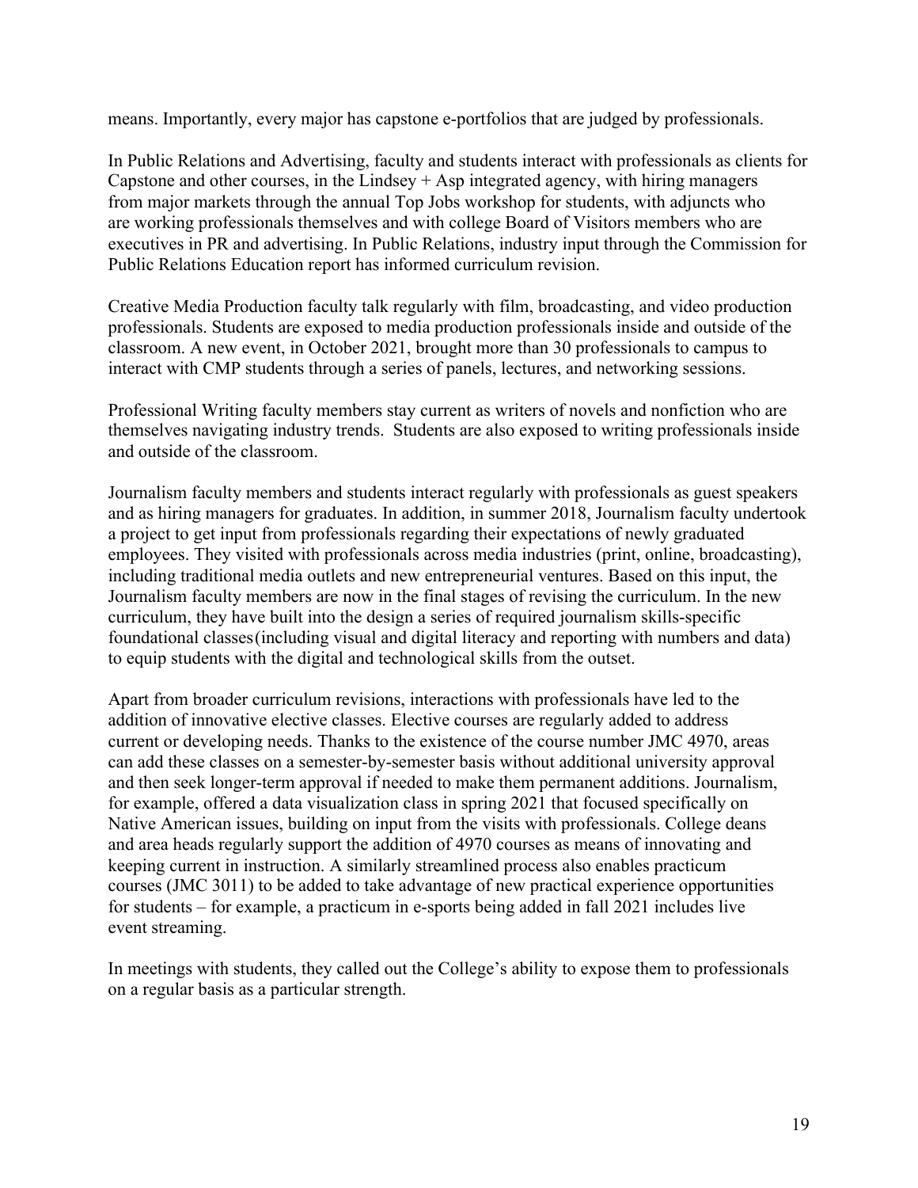means. Importantly, every major has capstone e-portfolios that are judged by professionals.

In Public Relations and Advertising, faculty and students interact with professionals as clients for Capstone and other courses, in the Lindsey + Asp integrated agency, with hiring managers from major markets through the annual Top Jobs workshop for students, with adjuncts who are working professionals themselves and with college Board of Visitors members who are executives in PR and advertising. In Public Relations, industry input through the Commission for Public Relations Education report has informed curriculum revision.

Creative Media Production faculty talk regularly with film, broadcasting, and video production professionals. Students are exposed to media production professionals inside and outside of the classroom. A new event, in October 2021, brought more than 30 professionals to campus to interact with CMP students through a series of panels, lectures, and networking sessions.

Professional Writing faculty members stay current as writers of novels and nonfiction who are themselves navigating industry trends. Students are also exposed to writing professionals inside and outside of the classroom.

Journalism faculty members and students interact regularly with professionals as guest speakers and as hiring managers for graduates. In addition, in summer 2018, Journalism faculty undertook a project to get input from professionals regarding their expectations of newly graduated employees. They visited with professionals across media industries (print, online, broadcasting), including traditional media outlets and new entrepreneurial ventures. Based on this input, the Journalism faculty members are now in the final stages of revising the curriculum. In the new curriculum, they have built into the design a series of required journalism skills-specific foundational classes(including visual and digital literacy and reporting with numbers and data) to equip students with the digital and technological skills from the outset.

Apart from broader curriculum revisions, interactions with professionals have led to the addition of innovative elective classes. Elective courses are regularly added to address current or developing needs. Thanks to the existence of the course number JMC 4970, areas can add these classes on a semester-by-semester basis without additional university approval and then seek longer-term approval if needed to make them permanent additions. Journalism, for example, offered a data visualization class in spring 2021 that focused specifically on Native American issues, building on input from the visits with professionals. College deans and area heads regularly support the addition of 4970 courses as means of innovating and keeping current in instruction. A similarly streamlined process also enables practicum courses (JMC 3011) to be added to take advantage of new practical experience opportunities for students – for example, a practicum in e-sports being added in fall 2021 includes live event streaming.

In meetings with students, they called out the College's ability to expose them to professionals on a regular basis as a particular strength.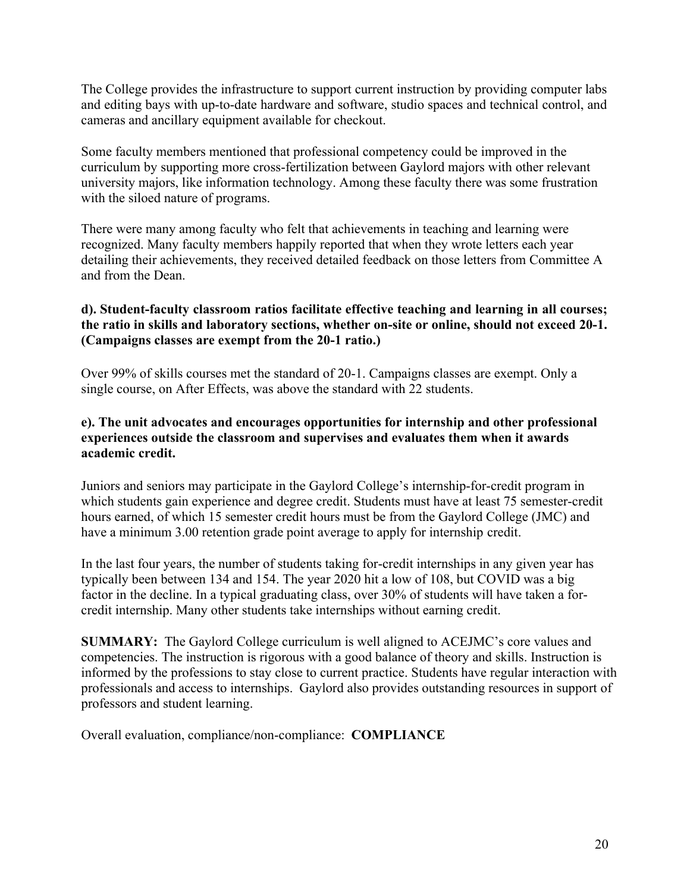The College provides the infrastructure to support current instruction by providing computer labs and editing bays with up-to-date hardware and software, studio spaces and technical control, and cameras and ancillary equipment available for checkout.

Some faculty members mentioned that professional competency could be improved in the curriculum by supporting more cross-fertilization between Gaylord majors with other relevant university majors, like information technology. Among these faculty there was some frustration with the siloed nature of programs.

There were many among faculty who felt that achievements in teaching and learning were recognized. Many faculty members happily reported that when they wrote letters each year detailing their achievements, they received detailed feedback on those letters from Committee A and from the Dean.

**d). Student-faculty classroom ratios facilitate effective teaching and learning in all courses; the ratio in skills and laboratory sections, whether on-site or online, should not exceed 20-1. (Campaigns classes are exempt from the 20-1 ratio.)**

Over 99% of skills courses met the standard of 20-1. Campaigns classes are exempt. Only a single course, on After Effects, was above the standard with 22 students.

**e). The unit advocates and encourages opportunities for internship and other professional experiences outside the classroom and supervises and evaluates them when it awards academic credit.**

Juniors and seniors may participate in the Gaylord College's internship-for-credit program in which students gain experience and degree credit. Students must have at least 75 semester-credit hours earned, of which 15 semester credit hours must be from the Gaylord College (JMC) and have a minimum 3.00 retention grade point average to apply for internship credit.

In the last four years, the number of students taking for-credit internships in any given year has typically been between 134 and 154. The year 2020 hit a low of 108, but COVID was a big factor in the decline. In a typical graduating class, over 30% of students will have taken a for-credit internship. Many other students take internships without earning credit.

**SUMMARY:** The Gaylord College curriculum is well aligned to ACEJMC's core values and competencies. The instruction is rigorous with a good balance of theory and skills. Instruction is informed by the professions to stay close to current practice. Students have regular interaction with professionals and access to internships. Gaylord also provides outstanding resources in support of professors and student learning.

Overall evaluation, compliance/non-compliance: **COMPLIANCE**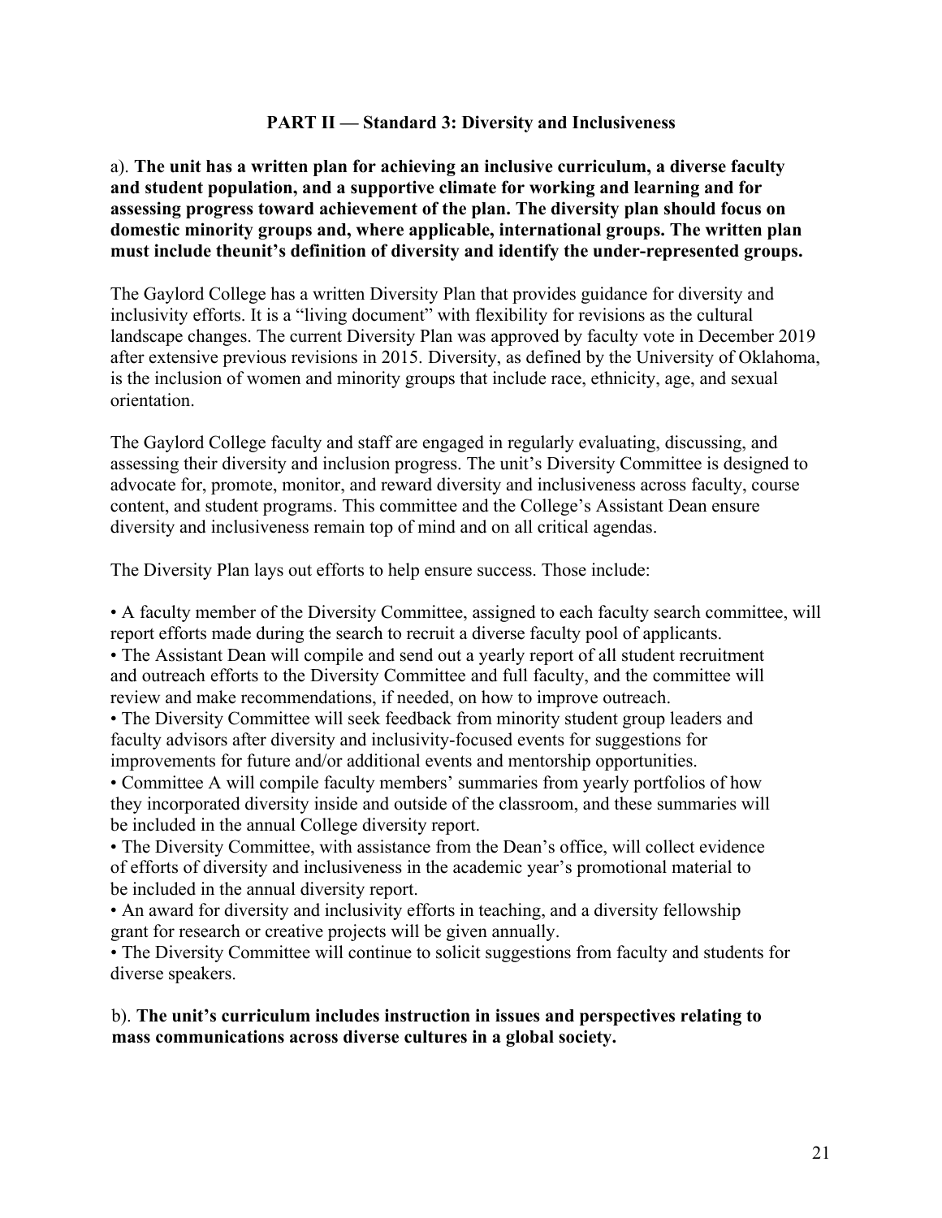## PART II — Standard 3: Diversity and Inclusiveness

a). **The unit has a written plan for achieving an inclusive curriculum, a diverse faculty and student population, and a supportive climate for working and learning and for assessing progress toward achievement of the plan. The diversity plan should focus on domestic minority groups and, where applicable, international groups. The written plan must include theunit's definition of diversity and identify the under-represented groups.**

The Gaylord College has a written Diversity Plan that provides guidance for diversity and inclusivity efforts. It is a "living document" with flexibility for revisions as the cultural landscape changes. The current Diversity Plan was approved by faculty vote in December 2019 after extensive previous revisions in 2015. Diversity, as defined by the University of Oklahoma, is the inclusion of women and minority groups that include race, ethnicity, age, and sexual orientation.

The Gaylord College faculty and staff are engaged in regularly evaluating, discussing, and assessing their diversity and inclusion progress. The unit's Diversity Committee is designed to advocate for, promote, monitor, and reward diversity and inclusiveness across faculty, course content, and student programs. This committee and the College's Assistant Dean ensure diversity and inclusiveness remain top of mind and on all critical agendas.

The Diversity Plan lays out efforts to help ensure success. Those include:

- A faculty member of the Diversity Committee, assigned to each faculty search committee, will report efforts made during the search to recruit a diverse faculty pool of applicants.
- The Assistant Dean will compile and send out a yearly report of all student recruitment and outreach efforts to the Diversity Committee and full faculty, and the committee will review and make recommendations, if needed, on how to improve outreach.
- The Diversity Committee will seek feedback from minority student group leaders and faculty advisors after diversity and inclusivity-focused events for suggestions for improvements for future and/or additional events and mentorship opportunities.
- Committee A will compile faculty members' summaries from yearly portfolios of how they incorporated diversity inside and outside of the classroom, and these summaries will be included in the annual College diversity report.
- The Diversity Committee, with assistance from the Dean's office, will collect evidence of efforts of diversity and inclusiveness in the academic year's promotional material to be included in the annual diversity report.
- An award for diversity and inclusivity efforts in teaching, and a diversity fellowship grant for research or creative projects will be given annually.
- The Diversity Committee will continue to solicit suggestions from faculty and students for diverse speakers.

b). **The unit's curriculum includes instruction in issues and perspectives relating to mass communications across diverse cultures in a global society.**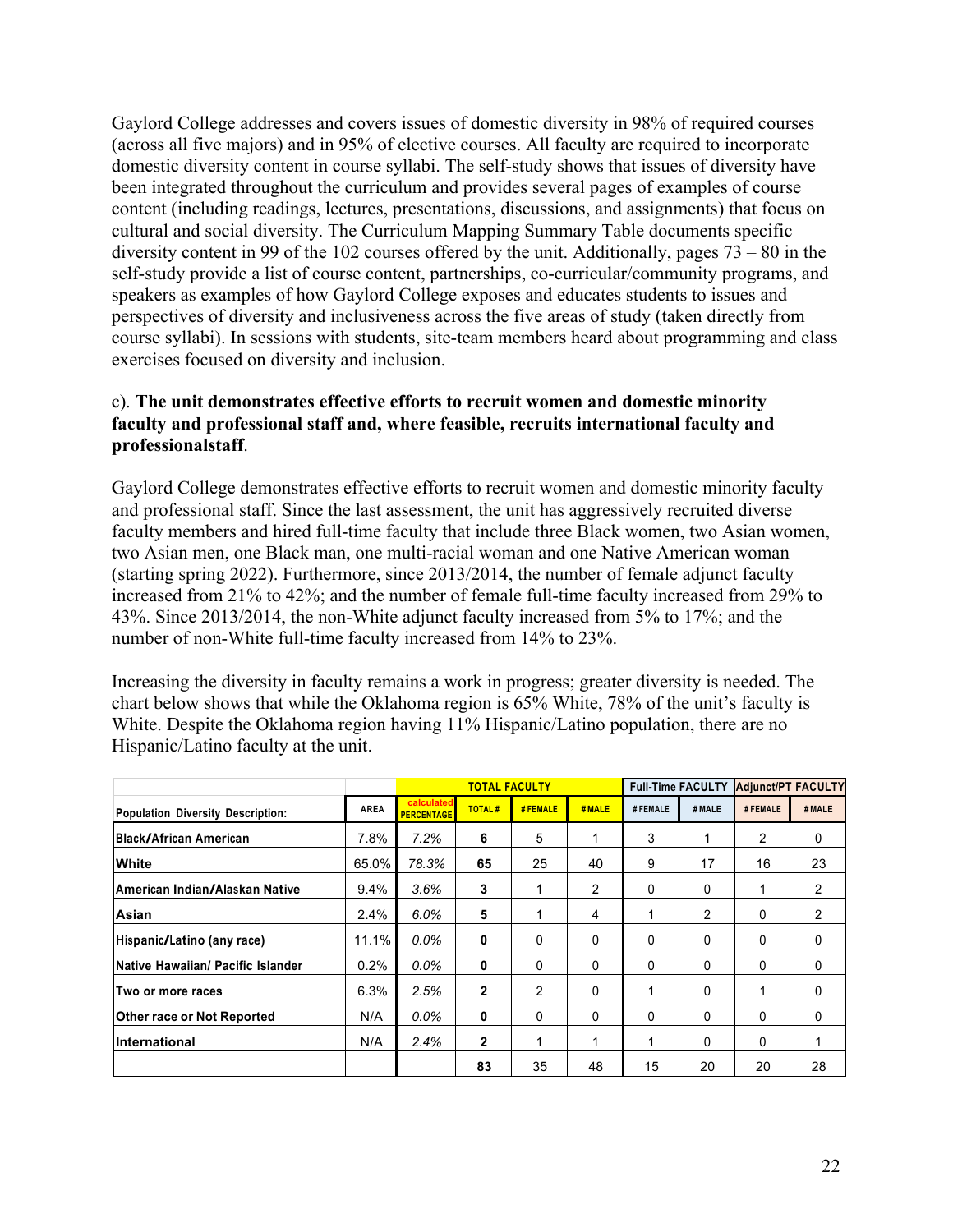Gaylord College addresses and covers issues of domestic diversity in 98% of required courses (across all five majors) and in 95% of elective courses. All faculty are required to incorporate domestic diversity content in course syllabi. The self-study shows that issues of diversity have been integrated throughout the curriculum and provides several pages of examples of course content (including readings, lectures, presentations, discussions, and assignments) that focus on cultural and social diversity. The Curriculum Mapping Summary Table documents specific diversity content in 99 of the 102 courses offered by the unit. Additionally, pages 73 – 80 in the self-study provide a list of course content, partnerships, co-curricular/community programs, and speakers as examples of how Gaylord College exposes and educates students to issues and perspectives of diversity and inclusiveness across the five areas of study (taken directly from course syllabi). In sessions with students, site-team members heard about programming and class exercises focused on diversity and inclusion.

c). **The unit demonstrates effective efforts to recruit women and domestic minority faculty and professional staff and, where feasible, recruits international faculty and professionalstaff**.

Gaylord College demonstrates effective efforts to recruit women and domestic minority faculty and professional staff. Since the last assessment, the unit has aggressively recruited diverse faculty members and hired full-time faculty that include three Black women, two Asian women, two Asian men, one Black man, one multi-racial woman and one Native American woman (starting spring 2022). Furthermore, since 2013/2014, the number of female adjunct faculty increased from 21% to 42%; and the number of female full-time faculty increased from 29% to 43%. Since 2013/2014, the non-White adjunct faculty increased from 5% to 17%; and the number of non-White full-time faculty increased from 14% to 23%.

Increasing the diversity in faculty remains a work in progress; greater diversity is needed. The chart below shows that while the Oklahoma region is 65% White, 78% of the unit's faculty is White. Despite the Oklahoma region having 11% Hispanic/Latino population, there are no Hispanic/Latino faculty at the unit.

| | | TOTAL FACULTY | | | | Full-Time FACULTY | | Adjunct/PT FACULTY | |
|---|---|---|---|---|---|---|---|---|---|
| Population Diversity Description: | AREA | calculated PERCENTAGE | TOTAL # | # FEMALE | # MALE | # FEMALE | # MALE | # FEMALE | # MALE |
| Black/African American | 7.8% | 7.2% | 6 | 5 | 1 | 3 | 1 | 2 | 0 |
| White | 65.0% | 78.3% | 65 | 25 | 40 | 9 | 17 | 16 | 23 |
| American Indian/Alaskan Native | 9.4% | 3.6% | 3 | 1 | 2 | 0 | 0 | 1 | 2 |
| Asian | 2.4% | 6.0% | 5 | 1 | 4 | 1 | 2 | 0 | 2 |
| Hispanic/Latino (any race) | 11.1% | 0.0% | 0 | 0 | 0 | 0 | 0 | 0 | 0 |
| Native Hawaiian/ Pacific Islander | 0.2% | 0.0% | 0 | 0 | 0 | 0 | 0 | 0 | 0 |
| Two or more races | 6.3% | 2.5% | 2 | 2 | 0 | 1 | 0 | 1 | 0 |
| Other race or Not Reported | N/A | 0.0% | 0 | 0 | 0 | 0 | 0 | 0 | 0 |
| International | N/A | 2.4% | 2 | 1 | 1 | 1 | 0 | 0 | 1 |
| | | | 83 | 35 | 48 | 15 | 20 | 20 | 28 |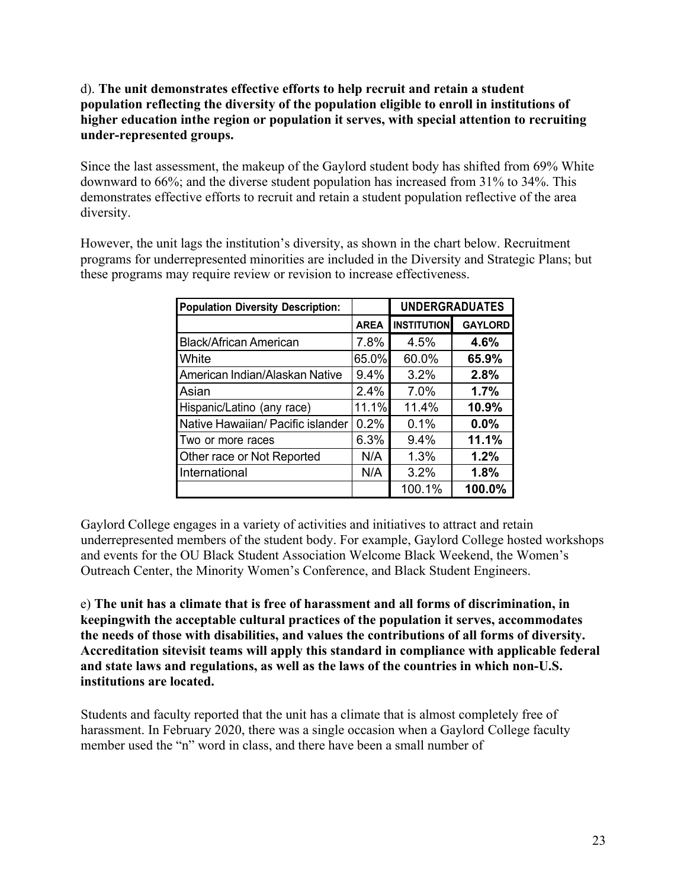d). **The unit demonstrates effective efforts to help recruit and retain a student population reflecting the diversity of the population eligible to enroll in institutions of higher education inthe region or population it serves, with special attention to recruiting under-represented groups.**

Since the last assessment, the makeup of the Gaylord student body has shifted from 69% White downward to 66%; and the diverse student population has increased from 31% to 34%. This demonstrates effective efforts to recruit and retain a student population reflective of the area diversity.

However, the unit lags the institution's diversity, as shown in the chart below. Recruitment programs for underrepresented minorities are included in the Diversity and Strategic Plans; but these programs may require review or revision to increase effectiveness.

| Population Diversity Description: | | UNDERGRADUATES | |
|---|---|---|---|
| | AREA | INSTITUTION | GAYLORD |
| Black/African American | 7.8% | 4.5% | **4.6%** |
| White | 65.0% | 60.0% | **65.9%** |
| American Indian/Alaskan Native | 9.4% | 3.2% | **2.8%** |
| Asian | 2.4% | 7.0% | **1.7%** |
| Hispanic/Latino (any race) | 11.1% | 11.4% | **10.9%** |
| Native Hawaiian/ Pacific islander | 0.2% | 0.1% | **0.0%** |
| Two or more races | 6.3% | 9.4% | **11.1%** |
| Other race or Not Reported | N/A | 1.3% | **1.2%** |
| International | N/A | 3.2% | **1.8%** |
| | | 100.1% | **100.0%** |

Gaylord College engages in a variety of activities and initiatives to attract and retain underrepresented members of the student body. For example, Gaylord College hosted workshops and events for the OU Black Student Association Welcome Black Weekend, the Women's Outreach Center, the Minority Women's Conference, and Black Student Engineers.

e) **The unit has a climate that is free of harassment and all forms of discrimination, in keepingwith the acceptable cultural practices of the population it serves, accommodates the needs of those with disabilities, and values the contributions of all forms of diversity. Accreditation sitevisit teams will apply this standard in compliance with applicable federal and state laws and regulations, as well as the laws of the countries in which non-U.S. institutions are located.**

Students and faculty reported that the unit has a climate that is almost completely free of harassment. In February 2020, there was a single occasion when a Gaylord College faculty member used the "n" word in class, and there have been a small number of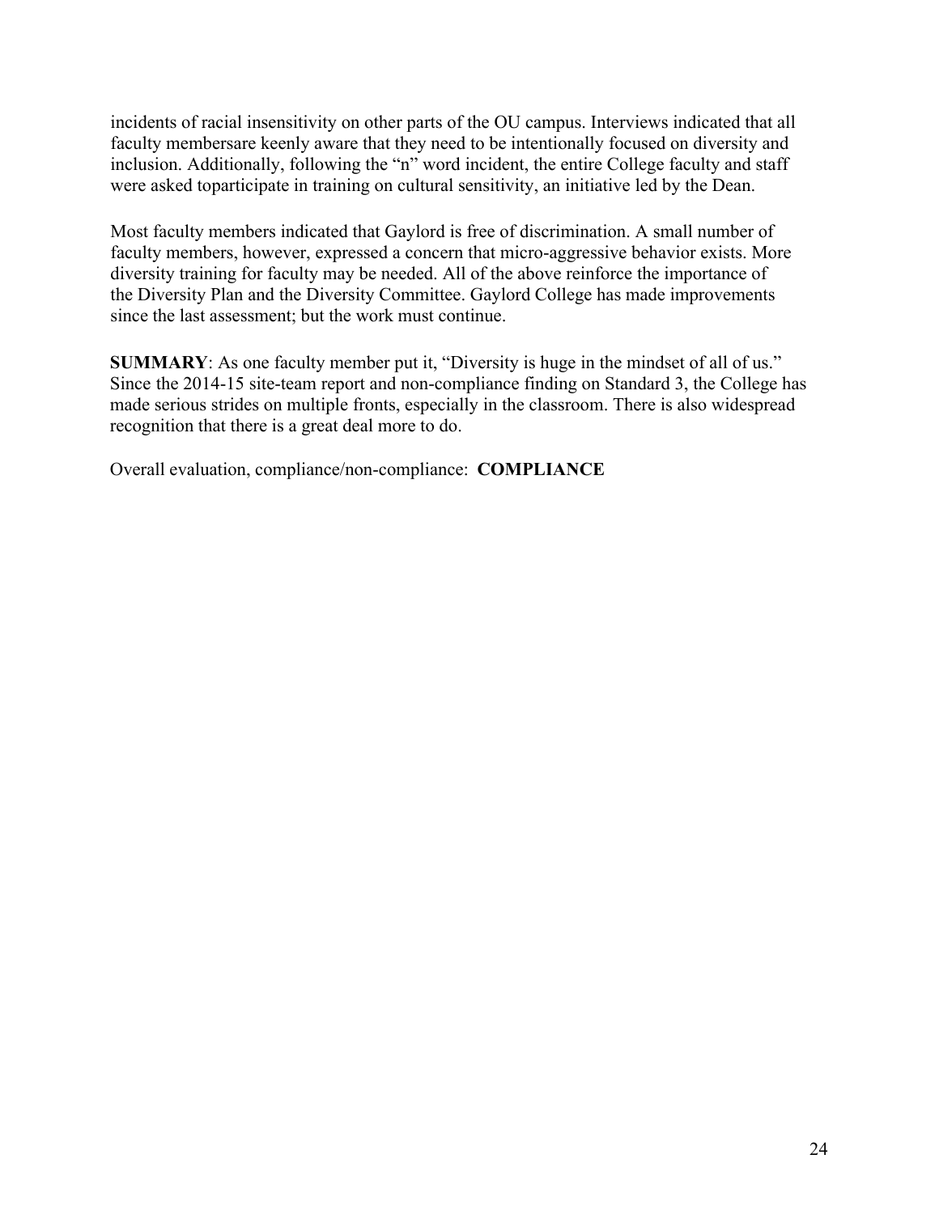incidents of racial insensitivity on other parts of the OU campus. Interviews indicated that all faculty membersare keenly aware that they need to be intentionally focused on diversity and inclusion. Additionally, following the "n" word incident, the entire College faculty and staff were asked toparticipate in training on cultural sensitivity, an initiative led by the Dean.

Most faculty members indicated that Gaylord is free of discrimination. A small number of faculty members, however, expressed a concern that micro-aggressive behavior exists. More diversity training for faculty may be needed. All of the above reinforce the importance of the Diversity Plan and the Diversity Committee. Gaylord College has made improvements since the last assessment; but the work must continue.

**SUMMARY**: As one faculty member put it, "Diversity is huge in the mindset of all of us." Since the 2014-15 site-team report and non-compliance finding on Standard 3, the College has made serious strides on multiple fronts, especially in the classroom. There is also widespread recognition that there is a great deal more to do.

Overall evaluation, compliance/non-compliance: **COMPLIANCE**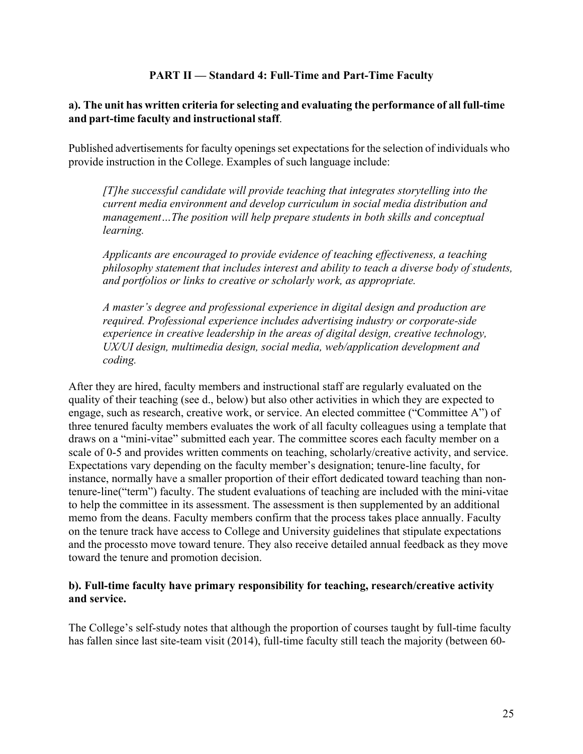## PART II — Standard 4: Full-Time and Part-Time Faculty

**a). The unit has written criteria for selecting and evaluating the performance of all full-time and part-time faculty and instructional staff**.

Published advertisements for faculty openings set expectations for the selection of individuals who provide instruction in the College. Examples of such language include:

> *[T]he successful candidate will provide teaching that integrates storytelling into the current media environment and develop curriculum in social media distribution and management…The position will help prepare students in both skills and conceptual learning.*
>
> *Applicants are encouraged to provide evidence of teaching effectiveness, a teaching philosophy statement that includes interest and ability to teach a diverse body of students, and portfolios or links to creative or scholarly work, as appropriate.*
>
> *A master's degree and professional experience in digital design and production are required. Professional experience includes advertising industry or corporate-side experience in creative leadership in the areas of digital design, creative technology, UX/UI design, multimedia design, social media, web/application development and coding.*

After they are hired, faculty members and instructional staff are regularly evaluated on the quality of their teaching (see d., below) but also other activities in which they are expected to engage, such as research, creative work, or service. An elected committee ("Committee A") of three tenured faculty members evaluates the work of all faculty colleagues using a template that draws on a "mini-vitae" submitted each year. The committee scores each faculty member on a scale of 0-5 and provides written comments on teaching, scholarly/creative activity, and service. Expectations vary depending on the faculty member's designation; tenure-line faculty, for instance, normally have a smaller proportion of their effort dedicated toward teaching than non-tenure-line("term") faculty. The student evaluations of teaching are included with the mini-vitae to help the committee in its assessment. The assessment is then supplemented by an additional memo from the deans. Faculty members confirm that the process takes place annually. Faculty on the tenure track have access to College and University guidelines that stipulate expectations and the processto move toward tenure. They also receive detailed annual feedback as they move toward the tenure and promotion decision.

**b). Full-time faculty have primary responsibility for teaching, research/creative activity and service.**

The College's self-study notes that although the proportion of courses taught by full-time faculty has fallen since last site-team visit (2014), full-time faculty still teach the majority (between 60-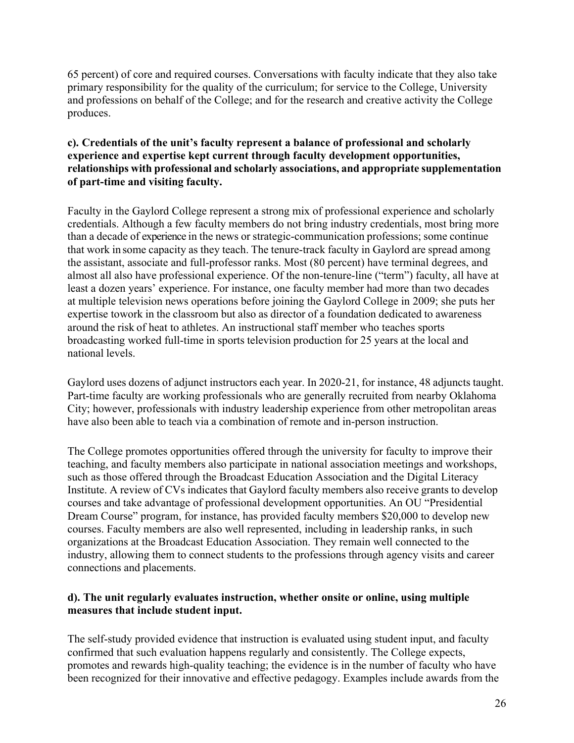65 percent) of core and required courses. Conversations with faculty indicate that they also take primary responsibility for the quality of the curriculum; for service to the College, University and professions on behalf of the College; and for the research and creative activity the College produces.

**c). Credentials of the unit's faculty represent a balance of professional and scholarly experience and expertise kept current through faculty development opportunities, relationships with professional and scholarly associations, and appropriate supplementation of part-time and visiting faculty.**

Faculty in the Gaylord College represent a strong mix of professional experience and scholarly credentials. Although a few faculty members do not bring industry credentials, most bring more than a decade of experience in the news or strategic-communication professions; some continue that work in some capacity as they teach. The tenure-track faculty in Gaylord are spread among the assistant, associate and full-professor ranks. Most (80 percent) have terminal degrees, and almost all also have professional experience. Of the non-tenure-line ("term") faculty, all have at least a dozen years' experience. For instance, one faculty member had more than two decades at multiple television news operations before joining the Gaylord College in 2009; she puts her expertise towork in the classroom but also as director of a foundation dedicated to awareness around the risk of heat to athletes. An instructional staff member who teaches sports broadcasting worked full-time in sports television production for 25 years at the local and national levels.

Gaylord uses dozens of adjunct instructors each year. In 2020-21, for instance, 48 adjuncts taught. Part-time faculty are working professionals who are generally recruited from nearby Oklahoma City; however, professionals with industry leadership experience from other metropolitan areas have also been able to teach via a combination of remote and in-person instruction.

The College promotes opportunities offered through the university for faculty to improve their teaching, and faculty members also participate in national association meetings and workshops, such as those offered through the Broadcast Education Association and the Digital Literacy Institute. A review of CVs indicates that Gaylord faculty members also receive grants to develop courses and take advantage of professional development opportunities. An OU "Presidential Dream Course" program, for instance, has provided faculty members $20,000 to develop new courses. Faculty members are also well represented, including in leadership ranks, in such organizations at the Broadcast Education Association. They remain well connected to the industry, allowing them to connect students to the professions through agency visits and career connections and placements.

**d). The unit regularly evaluates instruction, whether onsite or online, using multiple measures that include student input.**

The self-study provided evidence that instruction is evaluated using student input, and faculty confirmed that such evaluation happens regularly and consistently. The College expects, promotes and rewards high-quality teaching; the evidence is in the number of faculty who have been recognized for their innovative and effective pedagogy. Examples include awards from the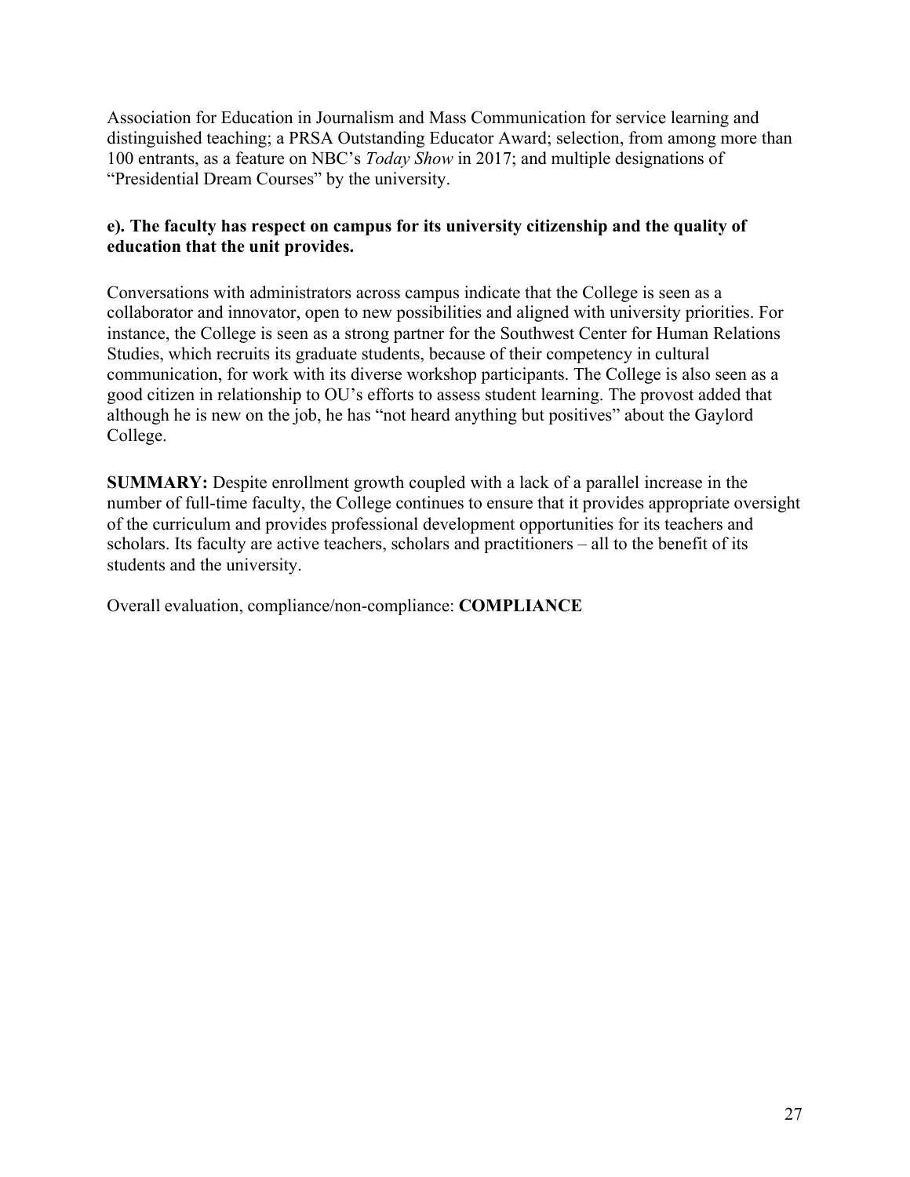Association for Education in Journalism and Mass Communication for service learning and distinguished teaching; a PRSA Outstanding Educator Award; selection, from among more than 100 entrants, as a feature on NBC's *Today Show* in 2017; and multiple designations of "Presidential Dream Courses" by the university.

**e). The faculty has respect on campus for its university citizenship and the quality of education that the unit provides.**

Conversations with administrators across campus indicate that the College is seen as a collaborator and innovator, open to new possibilities and aligned with university priorities. For instance, the College is seen as a strong partner for the Southwest Center for Human Relations Studies, which recruits its graduate students, because of their competency in cultural communication, for work with its diverse workshop participants. The College is also seen as a good citizen in relationship to OU's efforts to assess student learning. The provost added that although he is new on the job, he has "not heard anything but positives" about the Gaylord College.

**SUMMARY:** Despite enrollment growth coupled with a lack of a parallel increase in the number of full-time faculty, the College continues to ensure that it provides appropriate oversight of the curriculum and provides professional development opportunities for its teachers and scholars. Its faculty are active teachers, scholars and practitioners – all to the benefit of its students and the university.

Overall evaluation, compliance/non-compliance: **COMPLIANCE**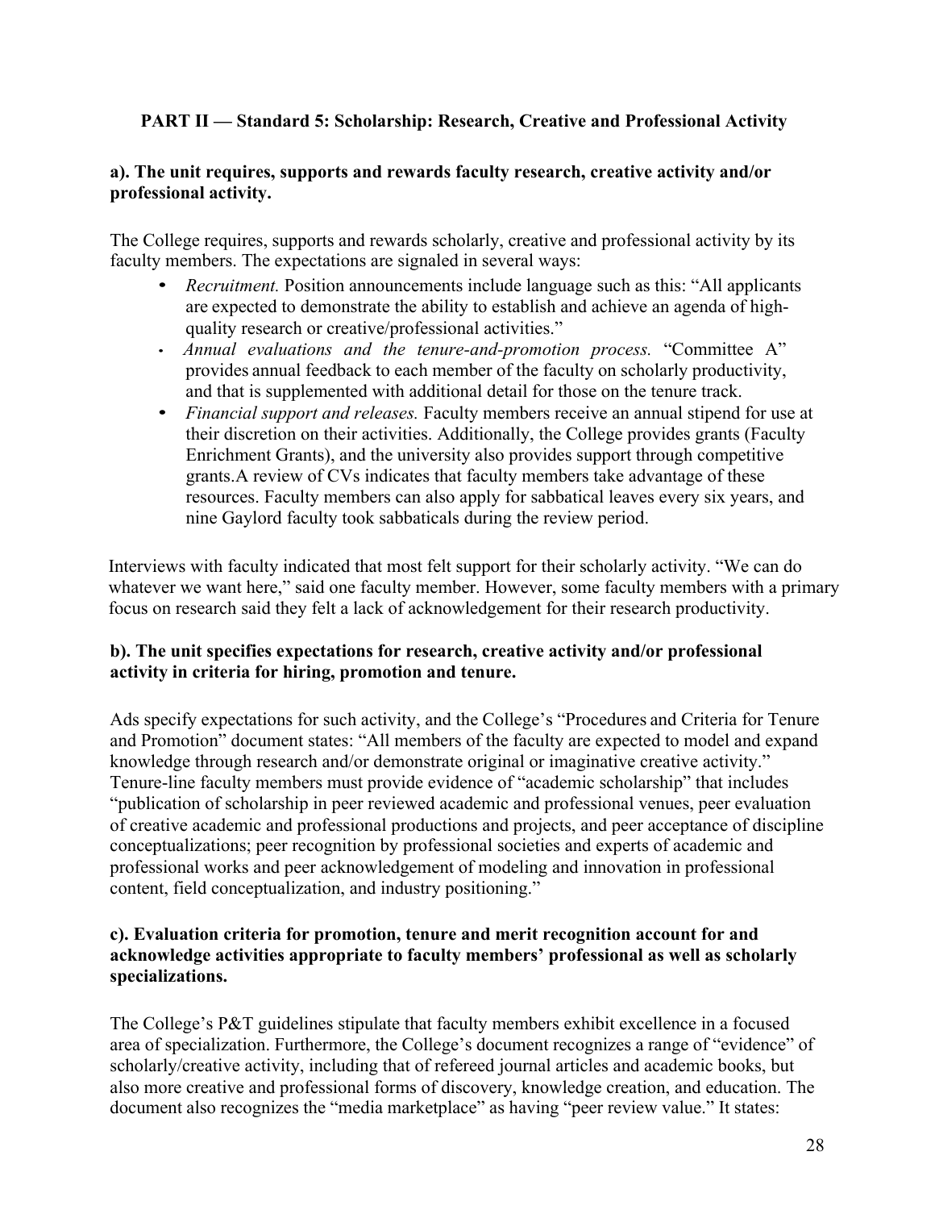**PART II — Standard 5: Scholarship: Research, Creative and Professional Activity**

**a). The unit requires, supports and rewards faculty research, creative activity and/or professional activity.**

The College requires, supports and rewards scholarly, creative and professional activity by its faculty members. The expectations are signaled in several ways:

- *Recruitment.* Position announcements include language such as this: "All applicants are expected to demonstrate the ability to establish and achieve an agenda of high-quality research or creative/professional activities."
- *Annual evaluations and the tenure-and-promotion process.* "Committee A" provides annual feedback to each member of the faculty on scholarly productivity, and that is supplemented with additional detail for those on the tenure track.
- *Financial support and releases.* Faculty members receive an annual stipend for use at their discretion on their activities. Additionally, the College provides grants (Faculty Enrichment Grants), and the university also provides support through competitive grants.A review of CVs indicates that faculty members take advantage of these resources. Faculty members can also apply for sabbatical leaves every six years, and nine Gaylord faculty took sabbaticals during the review period.

Interviews with faculty indicated that most felt support for their scholarly activity. "We can do whatever we want here," said one faculty member. However, some faculty members with a primary focus on research said they felt a lack of acknowledgement for their research productivity.

**b). The unit specifies expectations for research, creative activity and/or professional activity in criteria for hiring, promotion and tenure.**

Ads specify expectations for such activity, and the College's "Procedures and Criteria for Tenure and Promotion" document states: "All members of the faculty are expected to model and expand knowledge through research and/or demonstrate original or imaginative creative activity." Tenure-line faculty members must provide evidence of "academic scholarship" that includes "publication of scholarship in peer reviewed academic and professional venues, peer evaluation of creative academic and professional productions and projects, and peer acceptance of discipline conceptualizations; peer recognition by professional societies and experts of academic and professional works and peer acknowledgement of modeling and innovation in professional content, field conceptualization, and industry positioning."

**c). Evaluation criteria for promotion, tenure and merit recognition account for and acknowledge activities appropriate to faculty members' professional as well as scholarly specializations.**

The College's P&T guidelines stipulate that faculty members exhibit excellence in a focused area of specialization. Furthermore, the College's document recognizes a range of "evidence" of scholarly/creative activity, including that of refereed journal articles and academic books, but also more creative and professional forms of discovery, knowledge creation, and education. The document also recognizes the "media marketplace" as having "peer review value." It states: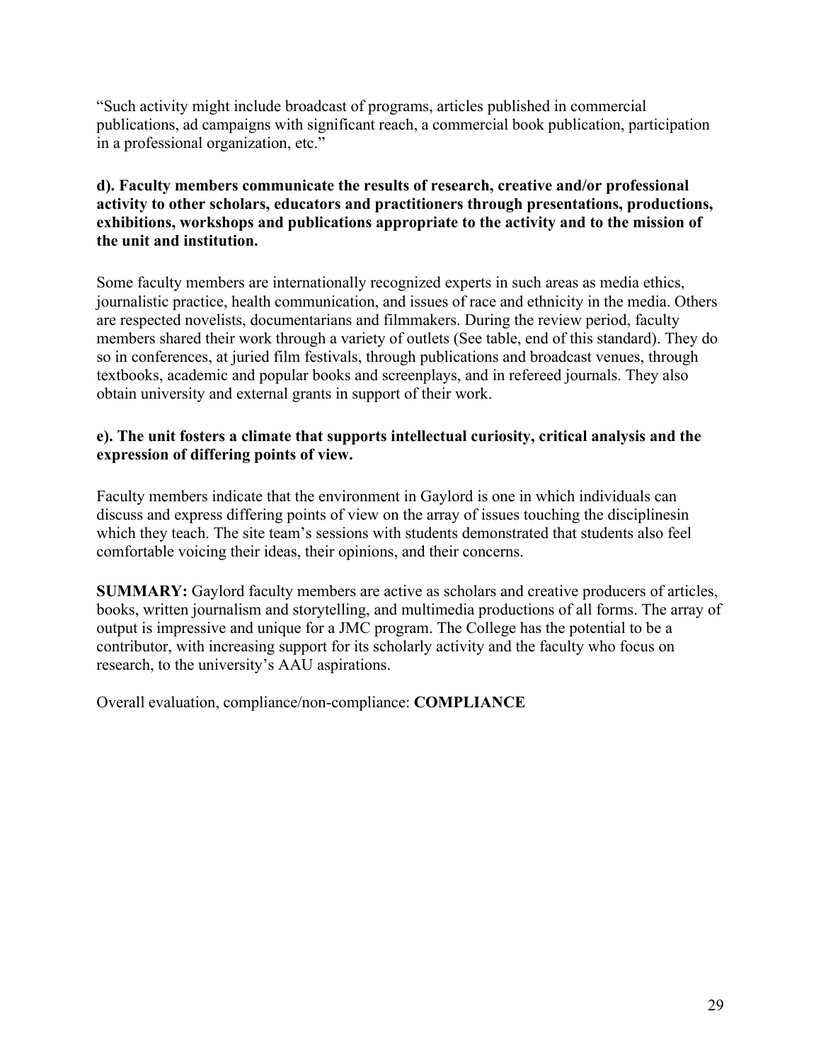"Such activity might include broadcast of programs, articles published in commercial publications, ad campaigns with significant reach, a commercial book publication, participation in a professional organization, etc."

**d). Faculty members communicate the results of research, creative and/or professional activity to other scholars, educators and practitioners through presentations, productions, exhibitions, workshops and publications appropriate to the activity and to the mission of the unit and institution.**

Some faculty members are internationally recognized experts in such areas as media ethics, journalistic practice, health communication, and issues of race and ethnicity in the media. Others are respected novelists, documentarians and filmmakers. During the review period, faculty members shared their work through a variety of outlets (See table, end of this standard). They do so in conferences, at juried film festivals, through publications and broadcast venues, through textbooks, academic and popular books and screenplays, and in refereed journals. They also obtain university and external grants in support of their work.

**e). The unit fosters a climate that supports intellectual curiosity, critical analysis and the expression of differing points of view.**

Faculty members indicate that the environment in Gaylord is one in which individuals can discuss and express differing points of view on the array of issues touching the disciplinesin which they teach. The site team's sessions with students demonstrated that students also feel comfortable voicing their ideas, their opinions, and their concerns.

**SUMMARY:** Gaylord faculty members are active as scholars and creative producers of articles, books, written journalism and storytelling, and multimedia productions of all forms. The array of output is impressive and unique for a JMC program. The College has the potential to be a contributor, with increasing support for its scholarly activity and the faculty who focus on research, to the university's AAU aspirations.

Overall evaluation, compliance/non-compliance: **COMPLIANCE**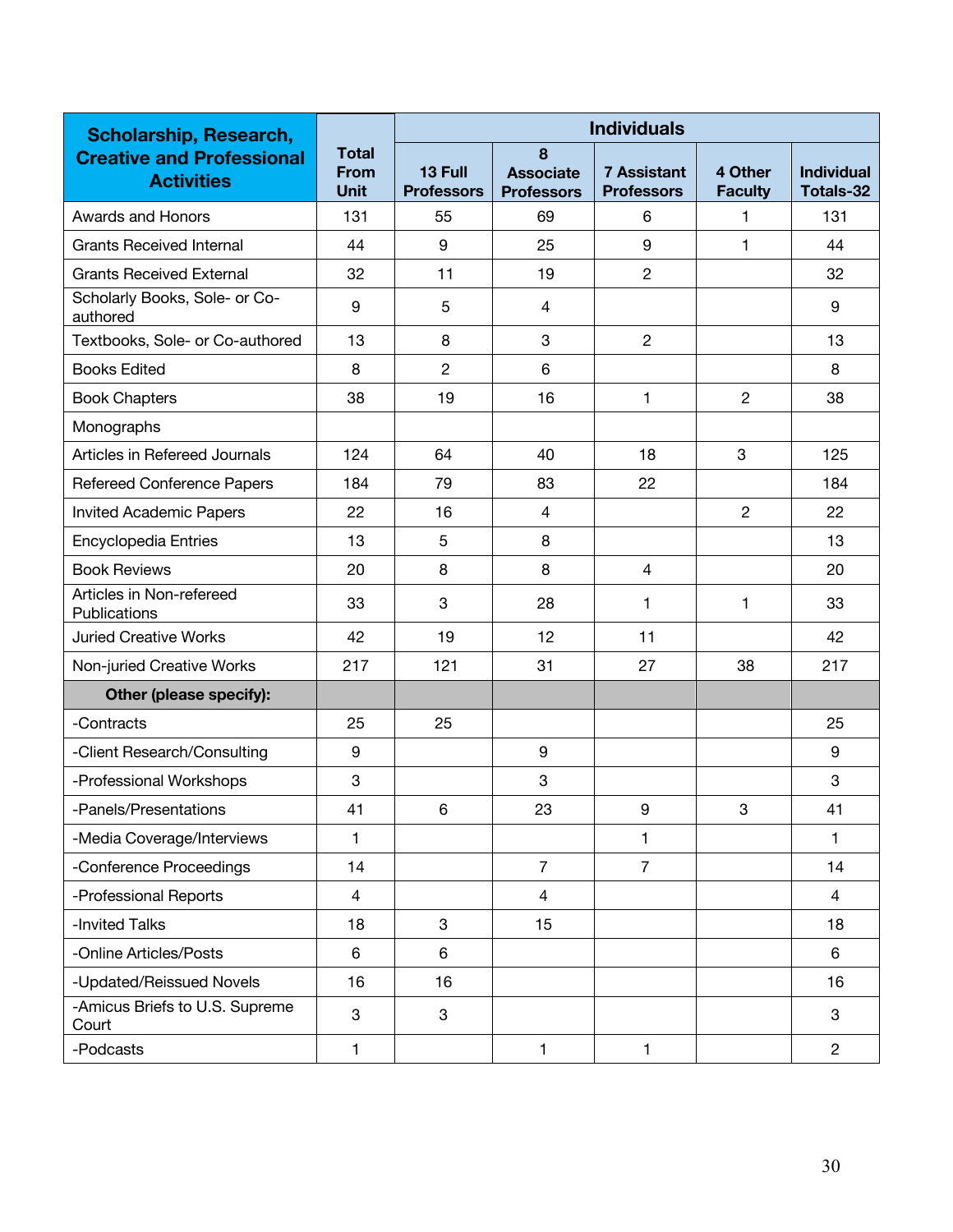| Scholarship, Research, Creative and Professional Activities | Total From Unit | Individuals | | | | |
|---|---|---|---|---|---|---|
| | | 13 Full Professors | 8 Associate Professors | 7 Assistant Professors | 4 Other Faculty | Individual Totals-32 |
| Awards and Honors | 131 | 55 | 69 | 6 | 1 | 131 |
| Grants Received Internal | 44 | 9 | 25 | 9 | 1 | 44 |
| Grants Received External | 32 | 11 | 19 | 2 | | 32 |
| Scholarly Books, Sole- or Co-authored | 9 | 5 | 4 | | | 9 |
| Textbooks, Sole- or Co-authored | 13 | 8 | 3 | 2 | | 13 |
| Books Edited | 8 | 2 | 6 | | | 8 |
| Book Chapters | 38 | 19 | 16 | 1 | 2 | 38 |
| Monographs | | | | | | |
| Articles in Refereed Journals | 124 | 64 | 40 | 18 | 3 | 125 |
| Refereed Conference Papers | 184 | 79 | 83 | 22 | | 184 |
| Invited Academic Papers | 22 | 16 | 4 | | 2 | 22 |
| Encyclopedia Entries | 13 | 5 | 8 | | | 13 |
| Book Reviews | 20 | 8 | 8 | 4 | | 20 |
| Articles in Non-refereed Publications | 33 | 3 | 28 | 1 | 1 | 33 |
| Juried Creative Works | 42 | 19 | 12 | 11 | | 42 |
| Non-juried Creative Works | 217 | 121 | 31 | 27 | 38 | 217 |
| **Other (please specify):** | | | | | | |
| -Contracts | 25 | 25 | | | | 25 |
| -Client Research/Consulting | 9 | | 9 | | | 9 |
| -Professional Workshops | 3 | | 3 | | | 3 |
| -Panels/Presentations | 41 | 6 | 23 | 9 | 3 | 41 |
| -Media Coverage/Interviews | 1 | | | 1 | | 1 |
| -Conference Proceedings | 14 | | 7 | 7 | | 14 |
| -Professional Reports | 4 | | 4 | | | 4 |
| -Invited Talks | 18 | 3 | 15 | | | 18 |
| -Online Articles/Posts | 6 | 6 | | | | 6 |
| -Updated/Reissued Novels | 16 | 16 | | | | 16 |
| -Amicus Briefs to U.S. Supreme Court | 3 | 3 | | | | 3 |
| -Podcasts | 1 | | 1 | 1 | | 2 |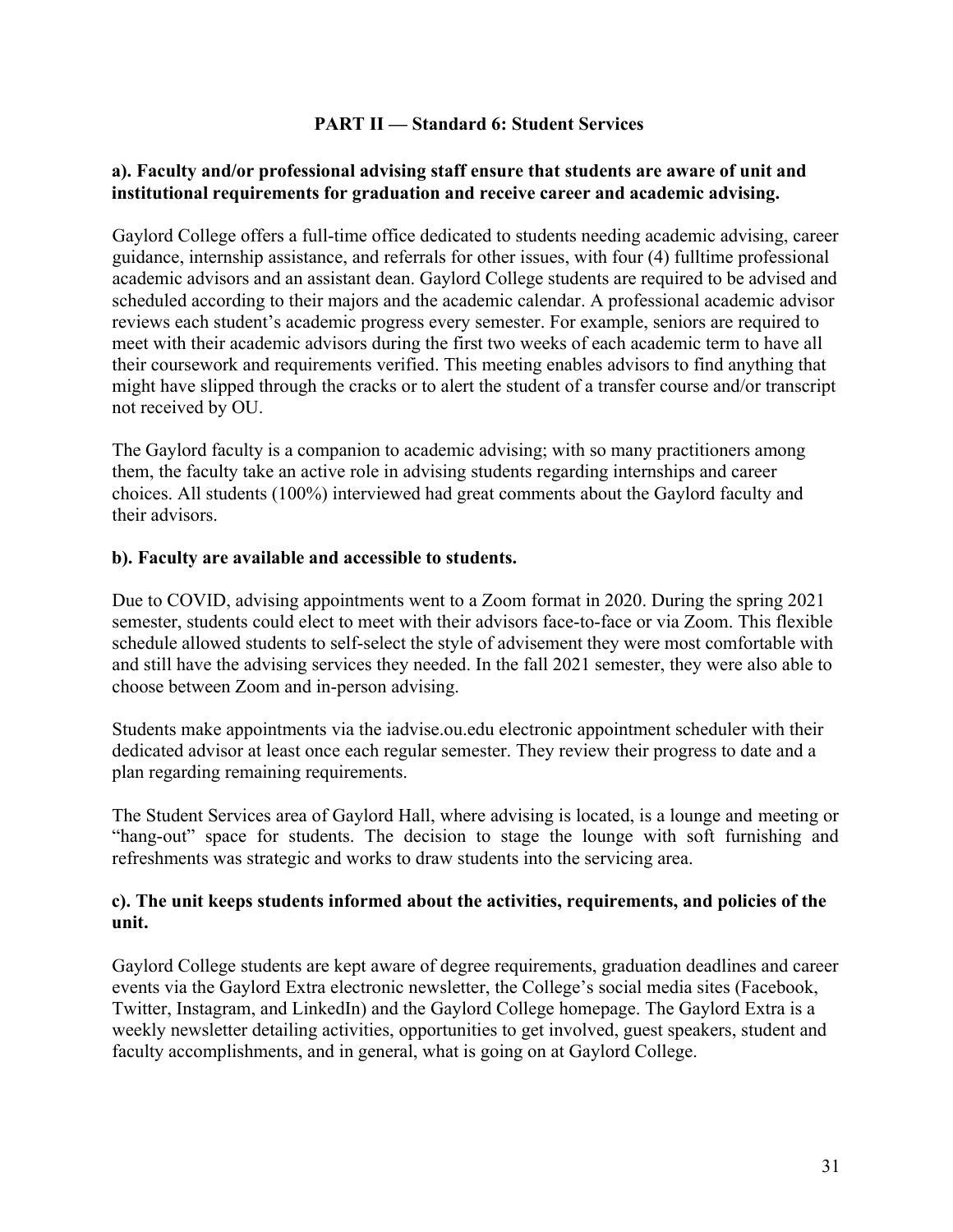## PART II — Standard 6: Student Services

**a). Faculty and/or professional advising staff ensure that students are aware of unit and institutional requirements for graduation and receive career and academic advising.**

Gaylord College offers a full-time office dedicated to students needing academic advising, career guidance, internship assistance, and referrals for other issues, with four (4) fulltime professional academic advisors and an assistant dean. Gaylord College students are required to be advised and scheduled according to their majors and the academic calendar. A professional academic advisor reviews each student's academic progress every semester. For example, seniors are required to meet with their academic advisors during the first two weeks of each academic term to have all their coursework and requirements verified. This meeting enables advisors to find anything that might have slipped through the cracks or to alert the student of a transfer course and/or transcript not received by OU.

The Gaylord faculty is a companion to academic advising; with so many practitioners among them, the faculty take an active role in advising students regarding internships and career choices. All students (100%) interviewed had great comments about the Gaylord faculty and their advisors.

**b). Faculty are available and accessible to students.**

Due to COVID, advising appointments went to a Zoom format in 2020. During the spring 2021 semester, students could elect to meet with their advisors face-to-face or via Zoom. This flexible schedule allowed students to self-select the style of advisement they were most comfortable with and still have the advising services they needed. In the fall 2021 semester, they were also able to choose between Zoom and in-person advising.

Students make appointments via the iadvise.ou.edu electronic appointment scheduler with their dedicated advisor at least once each regular semester. They review their progress to date and a plan regarding remaining requirements.

The Student Services area of Gaylord Hall, where advising is located, is a lounge and meeting or "hang-out" space for students. The decision to stage the lounge with soft furnishing and refreshments was strategic and works to draw students into the servicing area.

**c). The unit keeps students informed about the activities, requirements, and policies of the unit.**

Gaylord College students are kept aware of degree requirements, graduation deadlines and career events via the Gaylord Extra electronic newsletter, the College's social media sites (Facebook, Twitter, Instagram, and LinkedIn) and the Gaylord College homepage. The Gaylord Extra is a weekly newsletter detailing activities, opportunities to get involved, guest speakers, student and faculty accomplishments, and in general, what is going on at Gaylord College.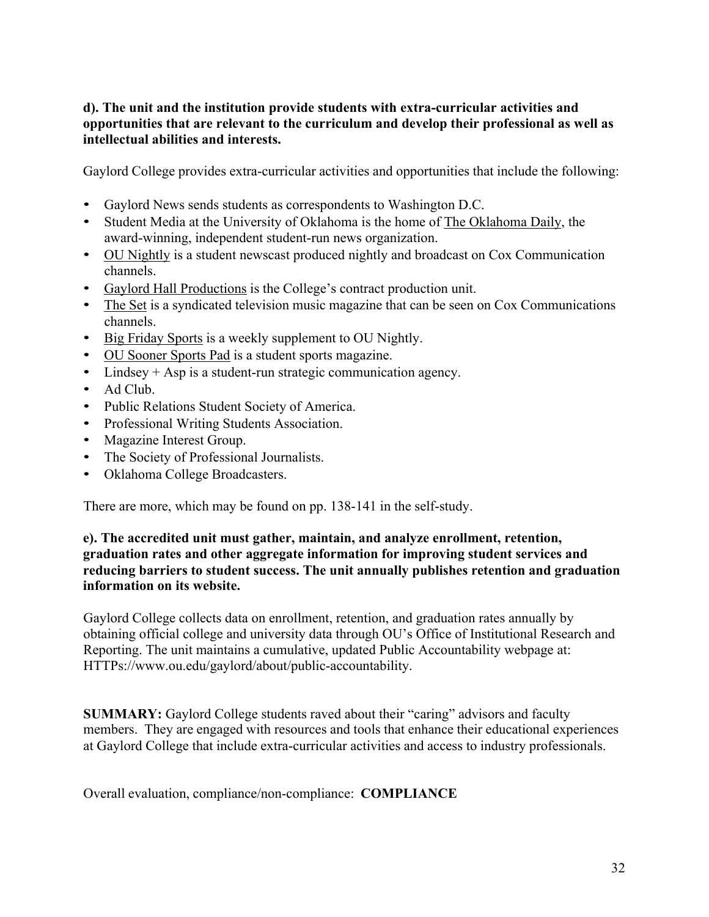**d). The unit and the institution provide students with extra-curricular activities and opportunities that are relevant to the curriculum and develop their professional as well as intellectual abilities and interests.**

Gaylord College provides extra-curricular activities and opportunities that include the following:

- Gaylord News sends students as correspondents to Washington D.C.
- Student Media at the University of Oklahoma is the home of The Oklahoma Daily, the award-winning, independent student-run news organization.
- OU Nightly is a student newscast produced nightly and broadcast on Cox Communication channels.
- Gaylord Hall Productions is the College's contract production unit.
- The Set is a syndicated television music magazine that can be seen on Cox Communications channels.
- Big Friday Sports is a weekly supplement to OU Nightly.
- OU Sooner Sports Pad is a student sports magazine.
- Lindsey + Asp is a student-run strategic communication agency.
- Ad Club.
- Public Relations Student Society of America.
- Professional Writing Students Association.
- Magazine Interest Group.
- The Society of Professional Journalists.
- Oklahoma College Broadcasters.

There are more, which may be found on pp. 138-141 in the self-study.

**e). The accredited unit must gather, maintain, and analyze enrollment, retention, graduation rates and other aggregate information for improving student services and reducing barriers to student success. The unit annually publishes retention and graduation information on its website.**

Gaylord College collects data on enrollment, retention, and graduation rates annually by obtaining official college and university data through OU's Office of Institutional Research and Reporting. The unit maintains a cumulative, updated Public Accountability webpage at: HTTPs://www.ou.edu/gaylord/about/public-accountability.

**SUMMARY:** Gaylord College students raved about their "caring" advisors and faculty members. They are engaged with resources and tools that enhance their educational experiences at Gaylord College that include extra-curricular activities and access to industry professionals.

Overall evaluation, compliance/non-compliance: **COMPLIANCE**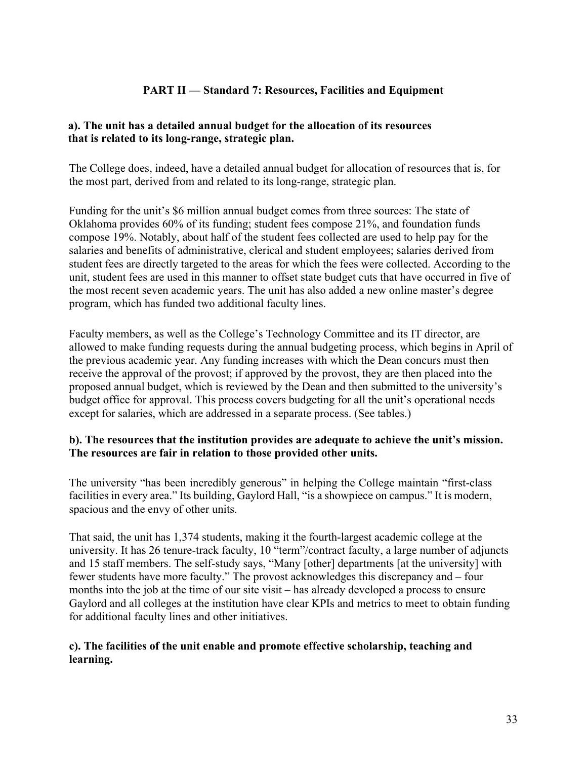## PART II — Standard 7: Resources, Facilities and Equipment

**a). The unit has a detailed annual budget for the allocation of its resources that is related to its long-range, strategic plan.**

The College does, indeed, have a detailed annual budget for allocation of resources that is, for the most part, derived from and related to its long-range, strategic plan.

Funding for the unit's $6 million annual budget comes from three sources: The state of Oklahoma provides 60% of its funding; student fees compose 21%, and foundation funds compose 19%. Notably, about half of the student fees collected are used to help pay for the salaries and benefits of administrative, clerical and student employees; salaries derived from student fees are directly targeted to the areas for which the fees were collected. According to the unit, student fees are used in this manner to offset state budget cuts that have occurred in five of the most recent seven academic years. The unit has also added a new online master's degree program, which has funded two additional faculty lines.

Faculty members, as well as the College's Technology Committee and its IT director, are allowed to make funding requests during the annual budgeting process, which begins in April of the previous academic year. Any funding increases with which the Dean concurs must then receive the approval of the provost; if approved by the provost, they are then placed into the proposed annual budget, which is reviewed by the Dean and then submitted to the university's budget office for approval. This process covers budgeting for all the unit's operational needs except for salaries, which are addressed in a separate process. (See tables.)

**b). The resources that the institution provides are adequate to achieve the unit's mission. The resources are fair in relation to those provided other units.**

The university "has been incredibly generous" in helping the College maintain "first-class facilities in every area." Its building, Gaylord Hall, "is a showpiece on campus." It is modern, spacious and the envy of other units.

That said, the unit has 1,374 students, making it the fourth-largest academic college at the university. It has 26 tenure-track faculty, 10 "term"/contract faculty, a large number of adjuncts and 15 staff members. The self-study says, "Many [other] departments [at the university] with fewer students have more faculty." The provost acknowledges this discrepancy and – four months into the job at the time of our site visit – has already developed a process to ensure Gaylord and all colleges at the institution have clear KPIs and metrics to meet to obtain funding for additional faculty lines and other initiatives.

**c). The facilities of the unit enable and promote effective scholarship, teaching and learning.**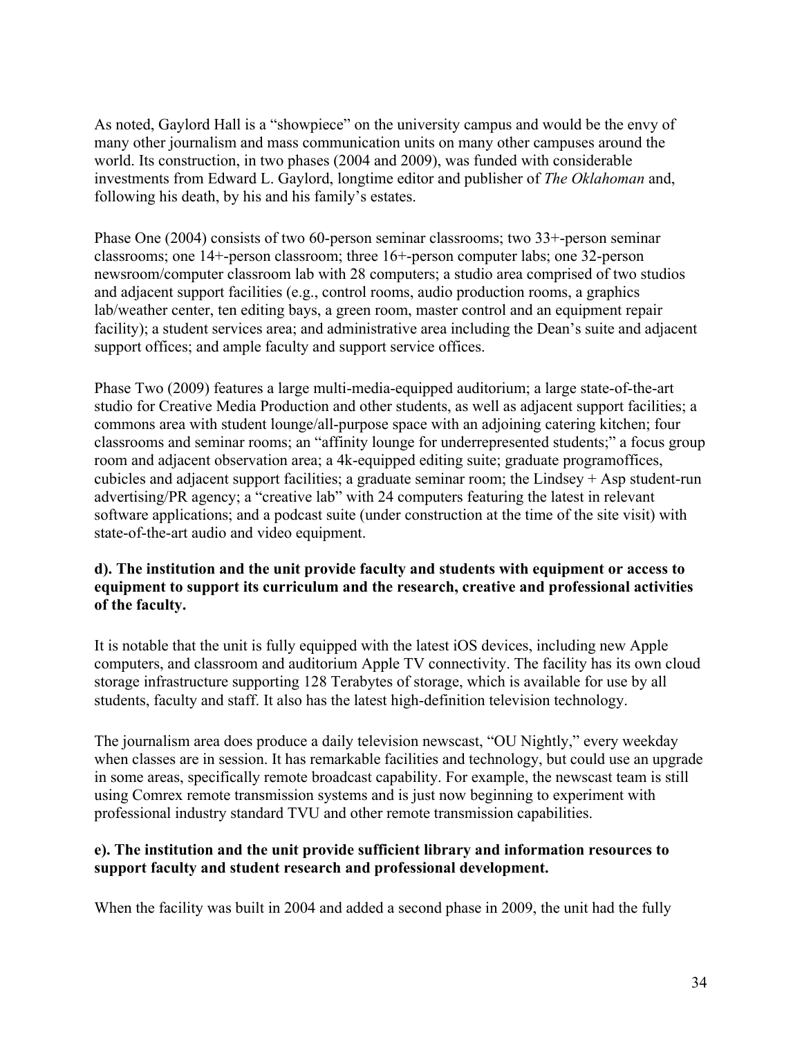As noted, Gaylord Hall is a "showpiece" on the university campus and would be the envy of many other journalism and mass communication units on many other campuses around the world. Its construction, in two phases (2004 and 2009), was funded with considerable investments from Edward L. Gaylord, longtime editor and publisher of *The Oklahoman* and, following his death, by his and his family's estates.

Phase One (2004) consists of two 60-person seminar classrooms; two 33+-person seminar classrooms; one 14+-person classroom; three 16+-person computer labs; one 32-person newsroom/computer classroom lab with 28 computers; a studio area comprised of two studios and adjacent support facilities (e.g., control rooms, audio production rooms, a graphics lab/weather center, ten editing bays, a green room, master control and an equipment repair facility); a student services area; and administrative area including the Dean's suite and adjacent support offices; and ample faculty and support service offices.

Phase Two (2009) features a large multi-media-equipped auditorium; a large state-of-the-art studio for Creative Media Production and other students, as well as adjacent support facilities; a commons area with student lounge/all-purpose space with an adjoining catering kitchen; four classrooms and seminar rooms; an "affinity lounge for underrepresented students;" a focus group room and adjacent observation area; a 4k-equipped editing suite; graduate programoffices, cubicles and adjacent support facilities; a graduate seminar room; the Lindsey + Asp student-run advertising/PR agency; a "creative lab" with 24 computers featuring the latest in relevant software applications; and a podcast suite (under construction at the time of the site visit) with state-of-the-art audio and video equipment.

**d). The institution and the unit provide faculty and students with equipment or access to equipment to support its curriculum and the research, creative and professional activities of the faculty.**

It is notable that the unit is fully equipped with the latest iOS devices, including new Apple computers, and classroom and auditorium Apple TV connectivity. The facility has its own cloud storage infrastructure supporting 128 Terabytes of storage, which is available for use by all students, faculty and staff. It also has the latest high-definition television technology.

The journalism area does produce a daily television newscast, "OU Nightly," every weekday when classes are in session. It has remarkable facilities and technology, but could use an upgrade in some areas, specifically remote broadcast capability. For example, the newscast team is still using Comrex remote transmission systems and is just now beginning to experiment with professional industry standard TVU and other remote transmission capabilities.

**e). The institution and the unit provide sufficient library and information resources to support faculty and student research and professional development.**

When the facility was built in 2004 and added a second phase in 2009, the unit had the fully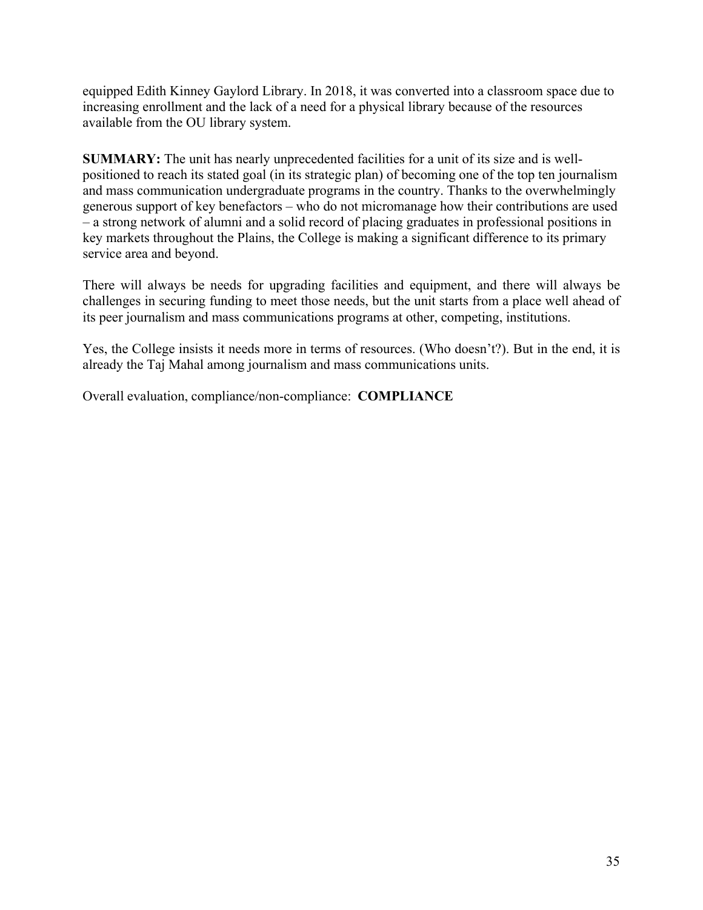equipped Edith Kinney Gaylord Library. In 2018, it was converted into a classroom space due to increasing enrollment and the lack of a need for a physical library because of the resources available from the OU library system.

**SUMMARY:** The unit has nearly unprecedented facilities for a unit of its size and is well-positioned to reach its stated goal (in its strategic plan) of becoming one of the top ten journalism and mass communication undergraduate programs in the country. Thanks to the overwhelmingly generous support of key benefactors – who do not micromanage how their contributions are used – a strong network of alumni and a solid record of placing graduates in professional positions in key markets throughout the Plains, the College is making a significant difference to its primary service area and beyond.

There will always be needs for upgrading facilities and equipment, and there will always be challenges in securing funding to meet those needs, but the unit starts from a place well ahead of its peer journalism and mass communications programs at other, competing, institutions.

Yes, the College insists it needs more in terms of resources. (Who doesn't?). But in the end, it is already the Taj Mahal among journalism and mass communications units.

Overall evaluation, compliance/non-compliance: **COMPLIANCE**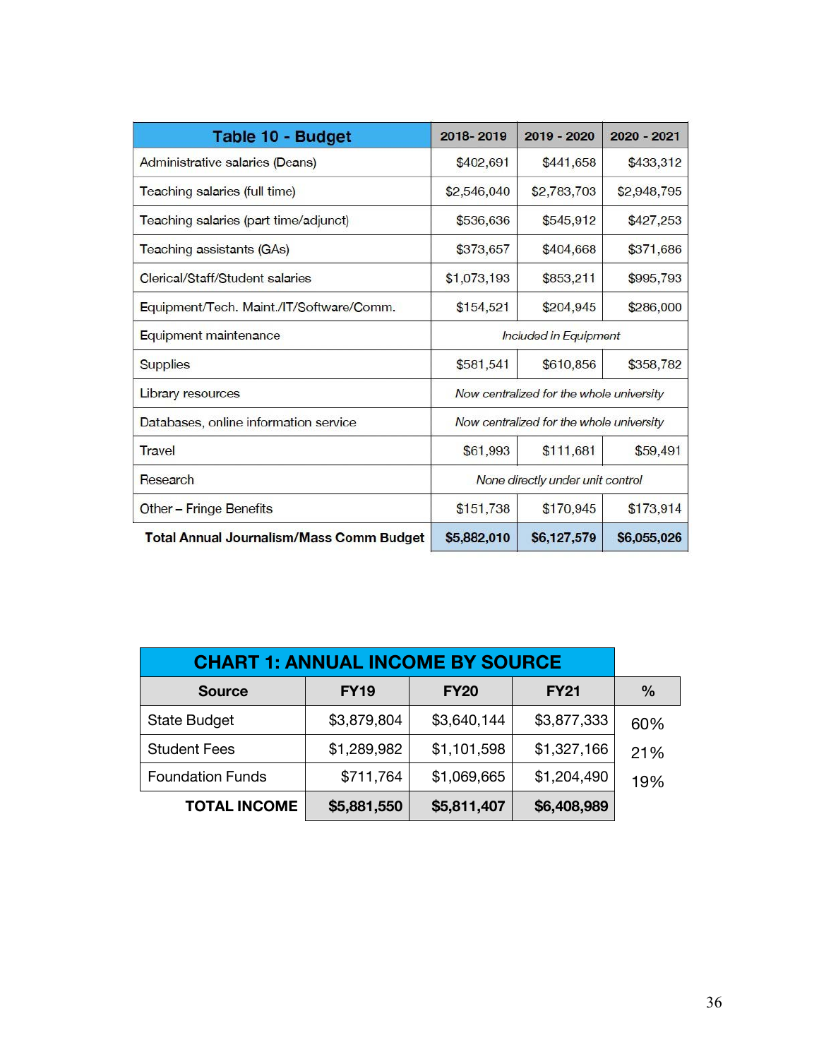| Table 10 - Budget | 2018- 2019 | 2019 - 2020 | 2020 - 2021 |
|---|---|---|---|
| Administrative salaries (Deans) | $402,691 | $441,658 | $433,312 |
| Teaching salaries (full time) | $2,546,040 | $2,783,703 | $2,948,795 |
| Teaching salaries (part time/adjunct) | $536,636 | $545,912 | $427,253 |
| Teaching assistants (GAs) | $373,657 | $404,668 | $371,686 |
| Clerical/Staff/Student salaries | $1,073,193 | $853,211 | $995,793 |
| Equipment/Tech. Maint./IT/Software/Comm. | $154,521 | $204,945 | $286,000 |
| Equipment maintenance | *Included in Equipment* | | |
| Supplies | $581,541 | $610,856 | $358,782 |
| Library resources | *Now centralized for the whole university* | | |
| Databases, online information service | *Now centralized for the whole university* | | |
| Travel | $61,993 | $111,681 | $59,491 |
| Research | *None directly under unit control* | | |
| Other – Fringe Benefits | $151,738 | $170,945 | $173,914 |
| **Total Annual Journalism/Mass Comm Budget** | **$5,882,010** | **$6,127,579** | **$6,055,026** |

| CHART 1: ANNUAL INCOME BY SOURCE | | | | |
|---|---|---|---|---|
| **Source** | **FY19** | **FY20** | **FY21** | **%** |
| State Budget | $3,879,804 | $3,640,144 | $3,877,333 | 60% |
| Student Fees | $1,289,982 | $1,101,598 | $1,327,166 | 21% |
| Foundation Funds | $711,764 | $1,069,665 | $1,204,490 | 19% |
| **TOTAL INCOME** | **$5,881,550** | **$5,811,407** | **$6,408,989** | |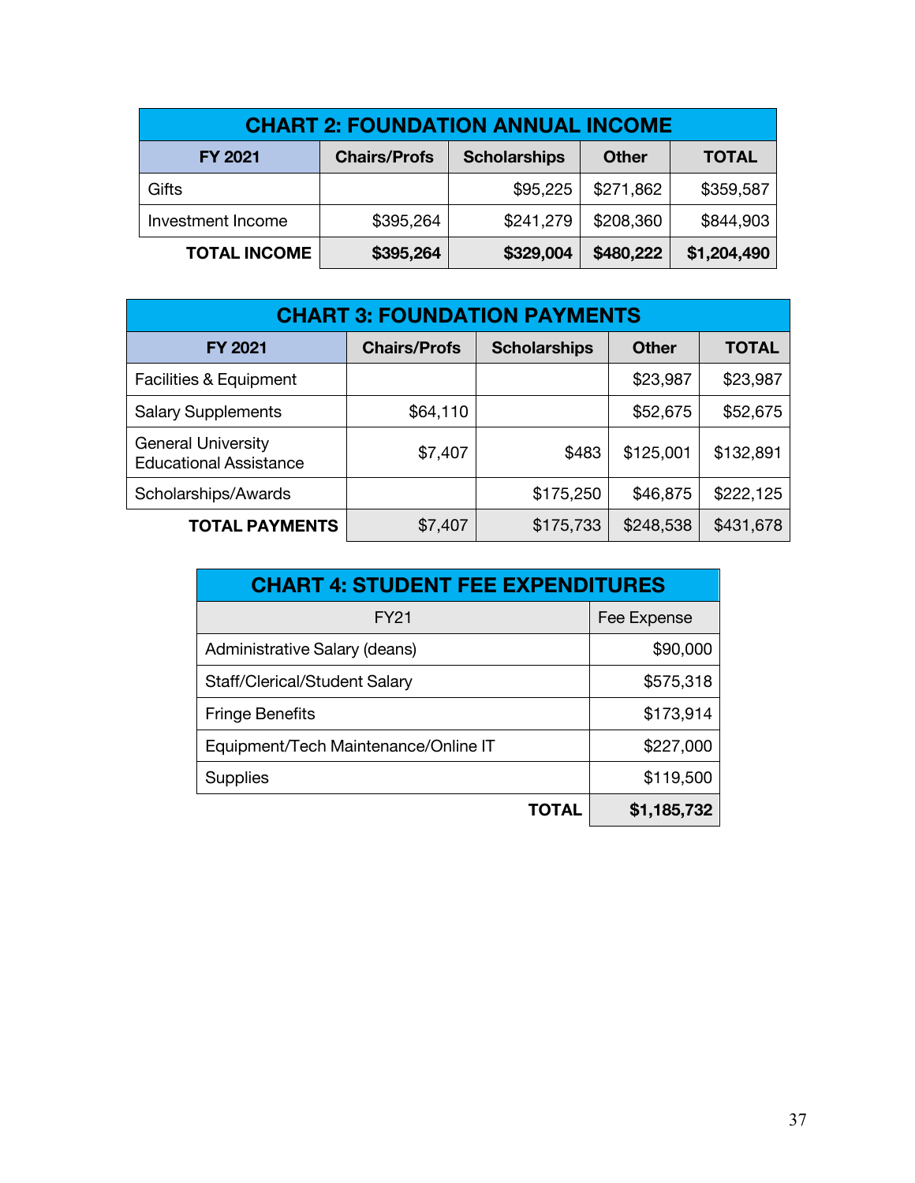| CHART 2: FOUNDATION ANNUAL INCOME | | | | |
|---|---|---|---|---|
| **FY 2021** | **Chairs/Profs** | **Scholarships** | **Other** | **TOTAL** |
| Gifts | | $95,225 | $271,862 | $359,587 |
| Investment Income | $395,264 | $241,279 | $208,360 | $844,903 |
| **TOTAL INCOME** | **$395,264** | **$329,004** | **$480,222** | **$1,204,490** |

| CHART 3: FOUNDATION PAYMENTS | | | | |
|---|---|---|---|---|
| **FY 2021** | **Chairs/Profs** | **Scholarships** | **Other** | **TOTAL** |
| Facilities & Equipment | | | $23,987 | $23,987 |
| Salary Supplements | $64,110 | | $52,675 | $52,675 |
| General University Educational Assistance | $7,407 | $483 | $125,001 | $132,891 |
| Scholarships/Awards | | $175,250 | $46,875 | $222,125 |
| **TOTAL PAYMENTS** | $7,407 | $175,733 | $248,538 | $431,678 |

| CHART 4: STUDENT FEE EXPENDITURES | |
|---|---|
| FY21 | Fee Expense |
| Administrative Salary (deans) | $90,000 |
| Staff/Clerical/Student Salary | $575,318 |
| Fringe Benefits | $173,914 |
| Equipment/Tech Maintenance/Online IT | $227,000 |
| Supplies | $119,500 |
| **TOTAL** | **$1,185,732** |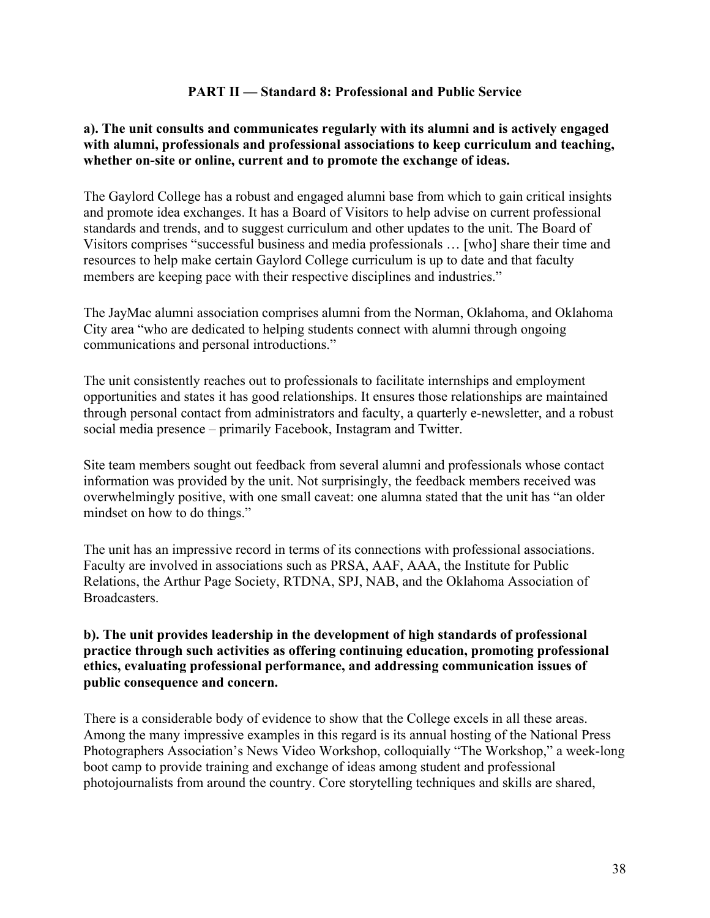## PART II — Standard 8: Professional and Public Service

**a). The unit consults and communicates regularly with its alumni and is actively engaged with alumni, professionals and professional associations to keep curriculum and teaching, whether on-site or online, current and to promote the exchange of ideas.**

The Gaylord College has a robust and engaged alumni base from which to gain critical insights and promote idea exchanges. It has a Board of Visitors to help advise on current professional standards and trends, and to suggest curriculum and other updates to the unit. The Board of Visitors comprises "successful business and media professionals … [who] share their time and resources to help make certain Gaylord College curriculum is up to date and that faculty members are keeping pace with their respective disciplines and industries."

The JayMac alumni association comprises alumni from the Norman, Oklahoma, and Oklahoma City area "who are dedicated to helping students connect with alumni through ongoing communications and personal introductions."

The unit consistently reaches out to professionals to facilitate internships and employment opportunities and states it has good relationships. It ensures those relationships are maintained through personal contact from administrators and faculty, a quarterly e-newsletter, and a robust social media presence – primarily Facebook, Instagram and Twitter.

Site team members sought out feedback from several alumni and professionals whose contact information was provided by the unit. Not surprisingly, the feedback members received was overwhelmingly positive, with one small caveat: one alumna stated that the unit has "an older mindset on how to do things."

The unit has an impressive record in terms of its connections with professional associations. Faculty are involved in associations such as PRSA, AAF, AAA, the Institute for Public Relations, the Arthur Page Society, RTDNA, SPJ, NAB, and the Oklahoma Association of Broadcasters.

**b). The unit provides leadership in the development of high standards of professional practice through such activities as offering continuing education, promoting professional ethics, evaluating professional performance, and addressing communication issues of public consequence and concern.**

There is a considerable body of evidence to show that the College excels in all these areas. Among the many impressive examples in this regard is its annual hosting of the National Press Photographers Association's News Video Workshop, colloquially "The Workshop," a week-long boot camp to provide training and exchange of ideas among student and professional photojournalists from around the country. Core storytelling techniques and skills are shared,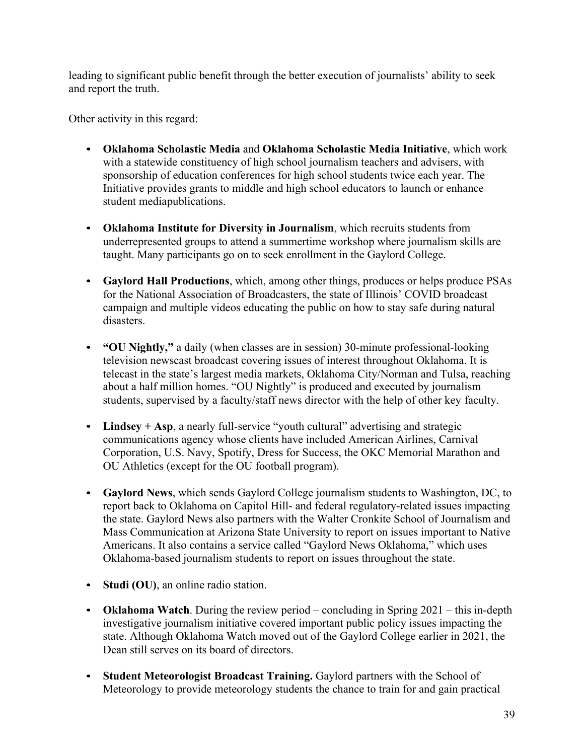leading to significant public benefit through the better execution of journalists' ability to seek and report the truth.

Other activity in this regard:

- **Oklahoma Scholastic Media** and **Oklahoma Scholastic Media Initiative**, which work with a statewide constituency of high school journalism teachers and advisers, with sponsorship of education conferences for high school students twice each year. The Initiative provides grants to middle and high school educators to launch or enhance student mediapublications.

- **Oklahoma Institute for Diversity in Journalism**, which recruits students from underrepresented groups to attend a summertime workshop where journalism skills are taught. Many participants go on to seek enrollment in the Gaylord College.

- **Gaylord Hall Productions**, which, among other things, produces or helps produce PSAs for the National Association of Broadcasters, the state of Illinois' COVID broadcast campaign and multiple videos educating the public on how to stay safe during natural disasters.

- **"OU Nightly,"** a daily (when classes are in session) 30-minute professional-looking television newscast broadcast covering issues of interest throughout Oklahoma. It is telecast in the state's largest media markets, Oklahoma City/Norman and Tulsa, reaching about a half million homes. "OU Nightly" is produced and executed by journalism students, supervised by a faculty/staff news director with the help of other key faculty.

- **Lindsey + Asp**, a nearly full-service "youth cultural" advertising and strategic communications agency whose clients have included American Airlines, Carnival Corporation, U.S. Navy, Spotify, Dress for Success, the OKC Memorial Marathon and OU Athletics (except for the OU football program).

- **Gaylord News**, which sends Gaylord College journalism students to Washington, DC, to report back to Oklahoma on Capitol Hill- and federal regulatory-related issues impacting the state. Gaylord News also partners with the Walter Cronkite School of Journalism and Mass Communication at Arizona State University to report on issues important to Native Americans. It also contains a service called "Gaylord News Oklahoma," which uses Oklahoma-based journalism students to report on issues throughout the state.

- **Studi (OU)**, an online radio station.

- **Oklahoma Watch**. During the review period – concluding in Spring 2021 – this in-depth investigative journalism initiative covered important public policy issues impacting the state. Although Oklahoma Watch moved out of the Gaylord College earlier in 2021, the Dean still serves on its board of directors.

- **Student Meteorologist Broadcast Training.** Gaylord partners with the School of Meteorology to provide meteorology students the chance to train for and gain practical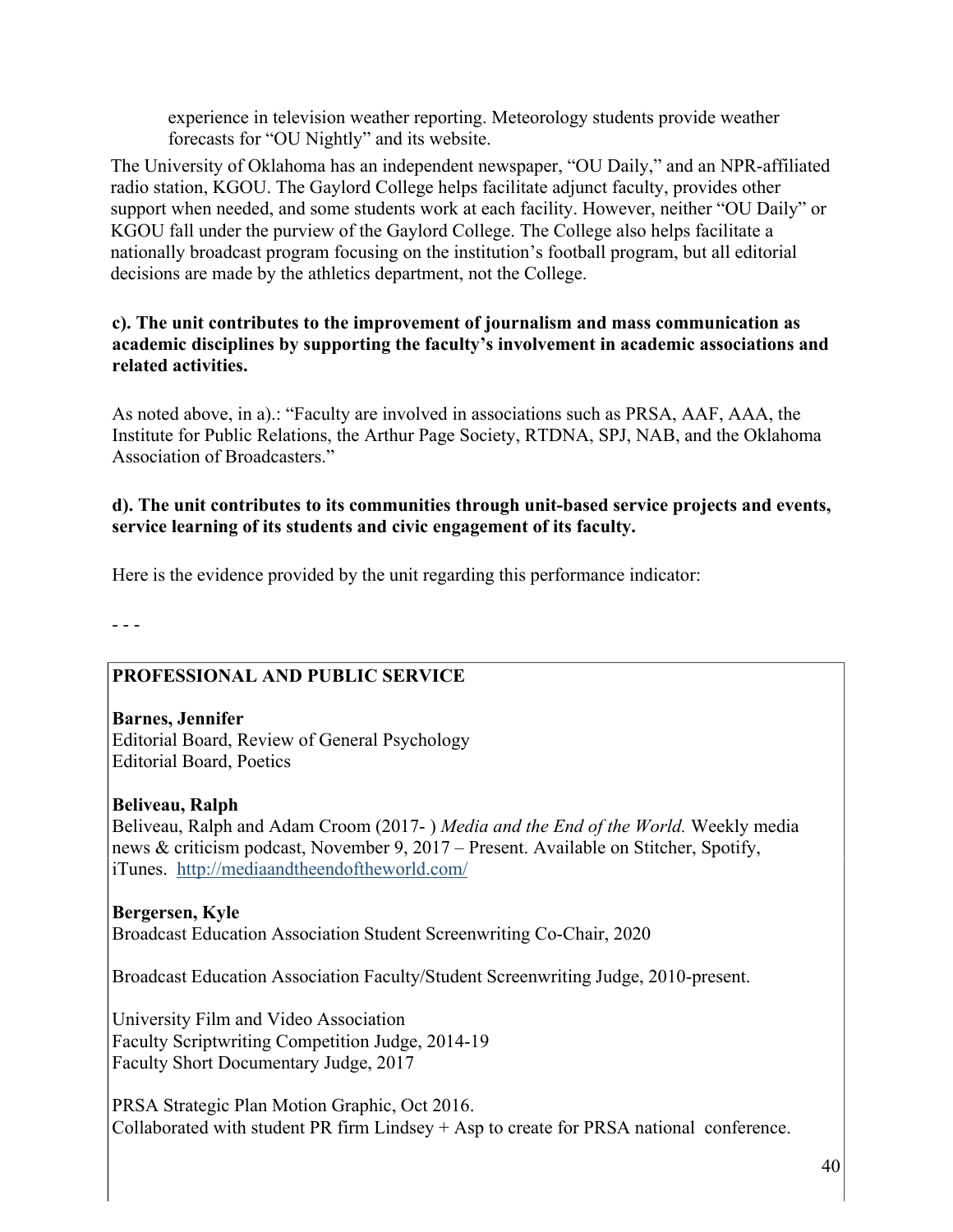experience in television weather reporting. Meteorology students provide weather forecasts for "OU Nightly" and its website.

The University of Oklahoma has an independent newspaper, "OU Daily," and an NPR-affiliated radio station, KGOU. The Gaylord College helps facilitate adjunct faculty, provides other support when needed, and some students work at each facility. However, neither "OU Daily" or KGOU fall under the purview of the Gaylord College. The College also helps facilitate a nationally broadcast program focusing on the institution's football program, but all editorial decisions are made by the athletics department, not the College.

**c). The unit contributes to the improvement of journalism and mass communication as academic disciplines by supporting the faculty's involvement in academic associations and related activities.**

As noted above, in a).: "Faculty are involved in associations such as PRSA, AAF, AAA, the Institute for Public Relations, the Arthur Page Society, RTDNA, SPJ, NAB, and the Oklahoma Association of Broadcasters."

**d). The unit contributes to its communities through unit-based service projects and events, service learning of its students and civic engagement of its faculty.**

Here is the evidence provided by the unit regarding this performance indicator:

- - -

**PROFESSIONAL AND PUBLIC SERVICE**

**Barnes, Jennifer**
Editorial Board, Review of General Psychology
Editorial Board, Poetics

**Beliveau, Ralph**
Beliveau, Ralph and Adam Croom (2017- ) *Media and the End of the World.* Weekly media news & criticism podcast, November 9, 2017 – Present. Available on Stitcher, Spotify, iTunes. http://mediaandtheendoftheworld.com/

**Bergersen, Kyle**
Broadcast Education Association Student Screenwriting Co-Chair, 2020

Broadcast Education Association Faculty/Student Screenwriting Judge, 2010-present.

University Film and Video Association
Faculty Scriptwriting Competition Judge, 2014-19
Faculty Short Documentary Judge, 2017

PRSA Strategic Plan Motion Graphic, Oct 2016.
Collaborated with student PR firm Lindsey + Asp to create for PRSA national conference.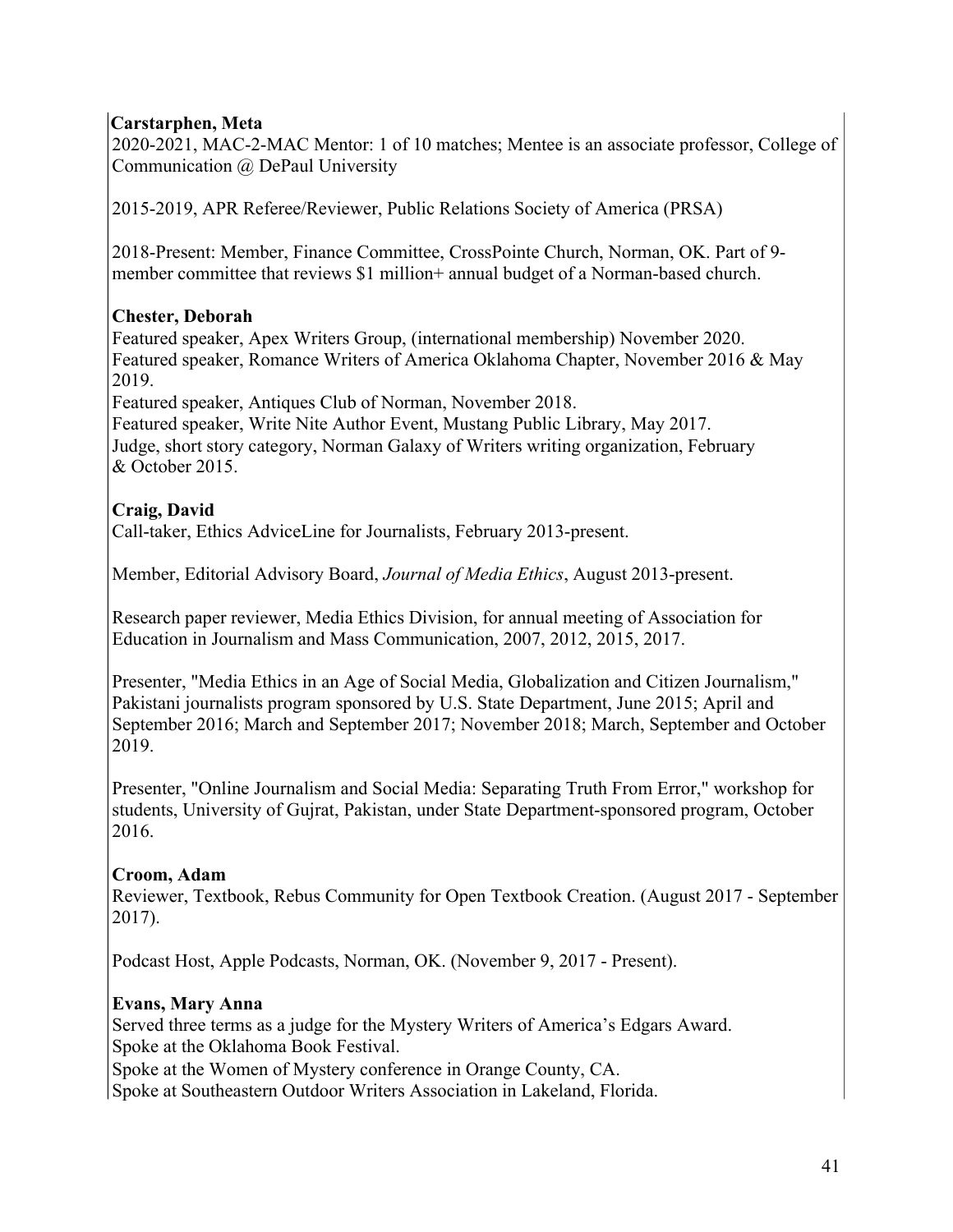**Carstarphen, Meta**
2020-2021, MAC-2-MAC Mentor: 1 of 10 matches; Mentee is an associate professor, College of Communication @ DePaul University

2015-2019, APR Referee/Reviewer, Public Relations Society of America (PRSA)

2018-Present: Member, Finance Committee, CrossPointe Church, Norman, OK. Part of 9-member committee that reviews $1 million+ annual budget of a Norman-based church.

**Chester, Deborah**
Featured speaker, Apex Writers Group, (international membership) November 2020.
Featured speaker, Romance Writers of America Oklahoma Chapter, November 2016 & May 2019.
Featured speaker, Antiques Club of Norman, November 2018.
Featured speaker, Write Nite Author Event, Mustang Public Library, May 2017.
Judge, short story category, Norman Galaxy of Writers writing organization, February & October 2015.

**Craig, David**
Call-taker, Ethics AdviceLine for Journalists, February 2013-present.

Member, Editorial Advisory Board, *Journal of Media Ethics*, August 2013-present.

Research paper reviewer, Media Ethics Division, for annual meeting of Association for Education in Journalism and Mass Communication, 2007, 2012, 2015, 2017.

Presenter, "Media Ethics in an Age of Social Media, Globalization and Citizen Journalism," Pakistani journalists program sponsored by U.S. State Department, June 2015; April and September 2016; March and September 2017; November 2018; March, September and October 2019.

Presenter, "Online Journalism and Social Media: Separating Truth From Error," workshop for students, University of Gujrat, Pakistan, under State Department-sponsored program, October 2016.

**Croom, Adam**
Reviewer, Textbook, Rebus Community for Open Textbook Creation. (August 2017 - September 2017).

Podcast Host, Apple Podcasts, Norman, OK. (November 9, 2017 - Present).

**Evans, Mary Anna**
Served three terms as a judge for the Mystery Writers of America's Edgars Award.
Spoke at the Oklahoma Book Festival.
Spoke at the Women of Mystery conference in Orange County, CA.
Spoke at Southeastern Outdoor Writers Association in Lakeland, Florida.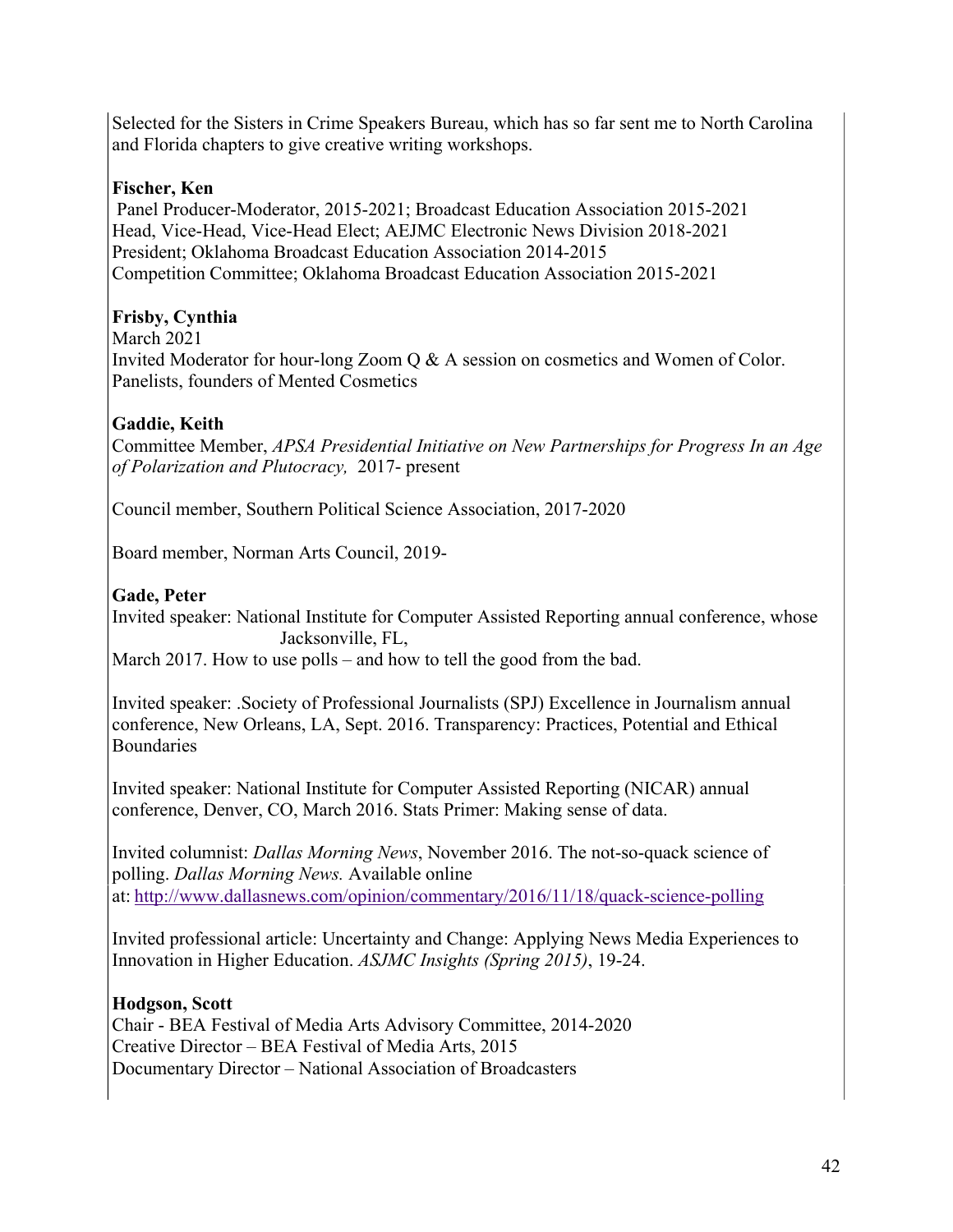Selected for the Sisters in Crime Speakers Bureau, which has so far sent me to North Carolina and Florida chapters to give creative writing workshops.

**Fischer, Ken**

Panel Producer-Moderator, 2015-2021; Broadcast Education Association 2015-2021
Head, Vice-Head, Vice-Head Elect; AEJMC Electronic News Division 2018-2021
President; Oklahoma Broadcast Education Association 2014-2015
Competition Committee; Oklahoma Broadcast Education Association 2015-2021

**Frisby, Cynthia**

March 2021
Invited Moderator for hour-long Zoom Q & A session on cosmetics and Women of Color. Panelists, founders of Mented Cosmetics

**Gaddie, Keith**

Committee Member, *APSA Presidential Initiative on New Partnerships for Progress In an Age of Polarization and Plutocracy,* 2017- present

Council member, Southern Political Science Association, 2017-2020

Board member, Norman Arts Council, 2019-

**Gade, Peter**

Invited speaker: National Institute for Computer Assisted Reporting annual conference, whose Jacksonville, FL,
March 2017. How to use polls – and how to tell the good from the bad.

Invited speaker: .Society of Professional Journalists (SPJ) Excellence in Journalism annual conference, New Orleans, LA, Sept. 2016. Transparency: Practices, Potential and Ethical Boundaries

Invited speaker: National Institute for Computer Assisted Reporting (NICAR) annual conference, Denver, CO, March 2016. Stats Primer: Making sense of data.

Invited columnist: *Dallas Morning News*, November 2016. The not-so-quack science of polling. *Dallas Morning News.* Available online at: http://www.dallasnews.com/opinion/commentary/2016/11/18/quack-science-polling

Invited professional article: Uncertainty and Change: Applying News Media Experiences to Innovation in Higher Education. *ASJMC Insights (Spring 2015)*, 19-24.

**Hodgson, Scott**

Chair - BEA Festival of Media Arts Advisory Committee, 2014-2020
Creative Director – BEA Festival of Media Arts, 2015
Documentary Director – National Association of Broadcasters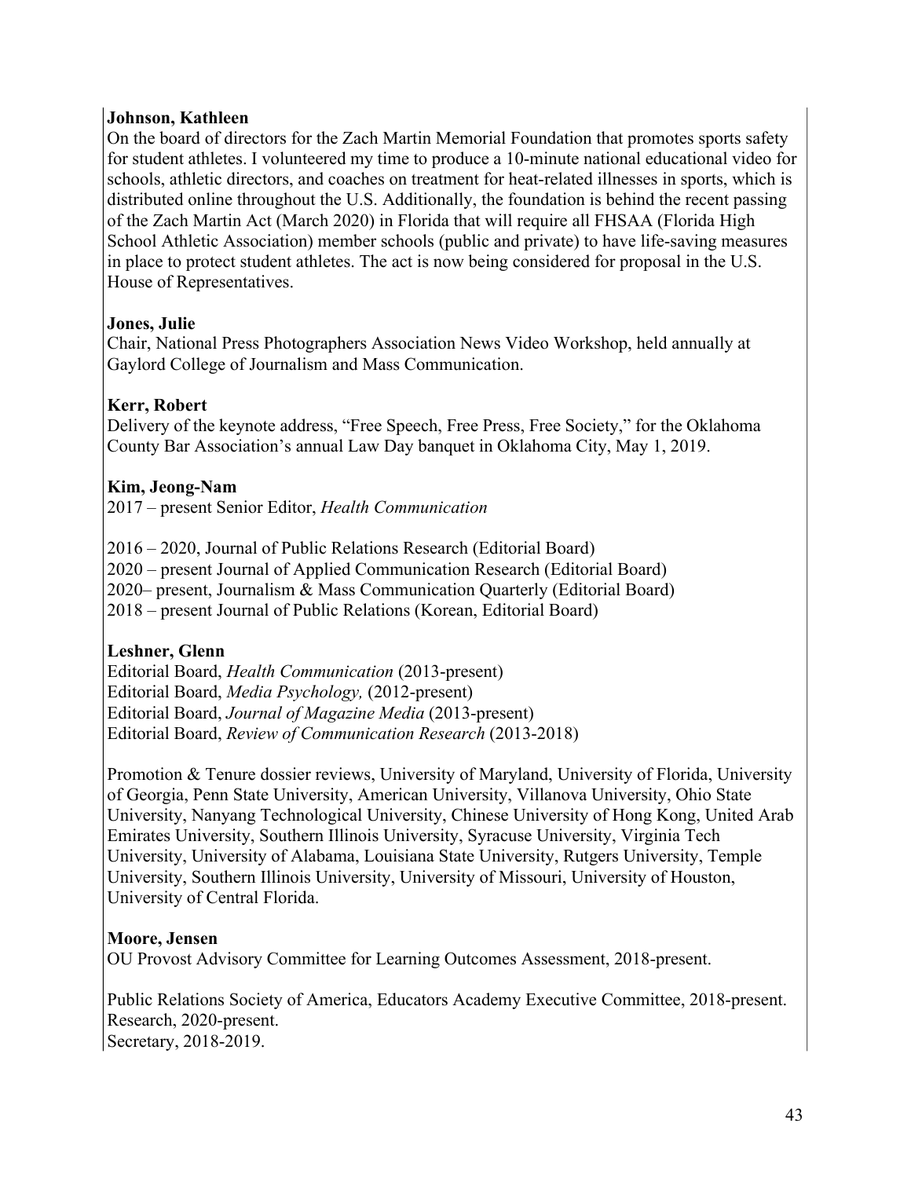**Johnson, Kathleen**
On the board of directors for the Zach Martin Memorial Foundation that promotes sports safety for student athletes. I volunteered my time to produce a 10-minute national educational video for schools, athletic directors, and coaches on treatment for heat-related illnesses in sports, which is distributed online throughout the U.S. Additionally, the foundation is behind the recent passing of the Zach Martin Act (March 2020) in Florida that will require all FHSAA (Florida High School Athletic Association) member schools (public and private) to have life-saving measures in place to protect student athletes. The act is now being considered for proposal in the U.S. House of Representatives.

**Jones, Julie**
Chair, National Press Photographers Association News Video Workshop, held annually at Gaylord College of Journalism and Mass Communication.

**Kerr, Robert**
Delivery of the keynote address, "Free Speech, Free Press, Free Society," for the Oklahoma County Bar Association's annual Law Day banquet in Oklahoma City, May 1, 2019.

**Kim, Jeong-Nam**
2017 – present Senior Editor, *Health Communication*

2016 – 2020, Journal of Public Relations Research (Editorial Board)
2020 – present Journal of Applied Communication Research (Editorial Board)
2020– present, Journalism & Mass Communication Quarterly (Editorial Board)
2018 – present Journal of Public Relations (Korean, Editorial Board)

**Leshner, Glenn**
Editorial Board, *Health Communication* (2013-present)
Editorial Board, *Media Psychology,* (2012-present)
Editorial Board, *Journal of Magazine Media* (2013-present)
Editorial Board, *Review of Communication Research* (2013-2018)

Promotion & Tenure dossier reviews, University of Maryland, University of Florida, University of Georgia, Penn State University, American University, Villanova University, Ohio State University, Nanyang Technological University, Chinese University of Hong Kong, United Arab Emirates University, Southern Illinois University, Syracuse University, Virginia Tech University, University of Alabama, Louisiana State University, Rutgers University, Temple University, Southern Illinois University, University of Missouri, University of Houston, University of Central Florida.

**Moore, Jensen**
OU Provost Advisory Committee for Learning Outcomes Assessment, 2018-present.

Public Relations Society of America, Educators Academy Executive Committee, 2018-present.
Research, 2020-present.
Secretary, 2018-2019.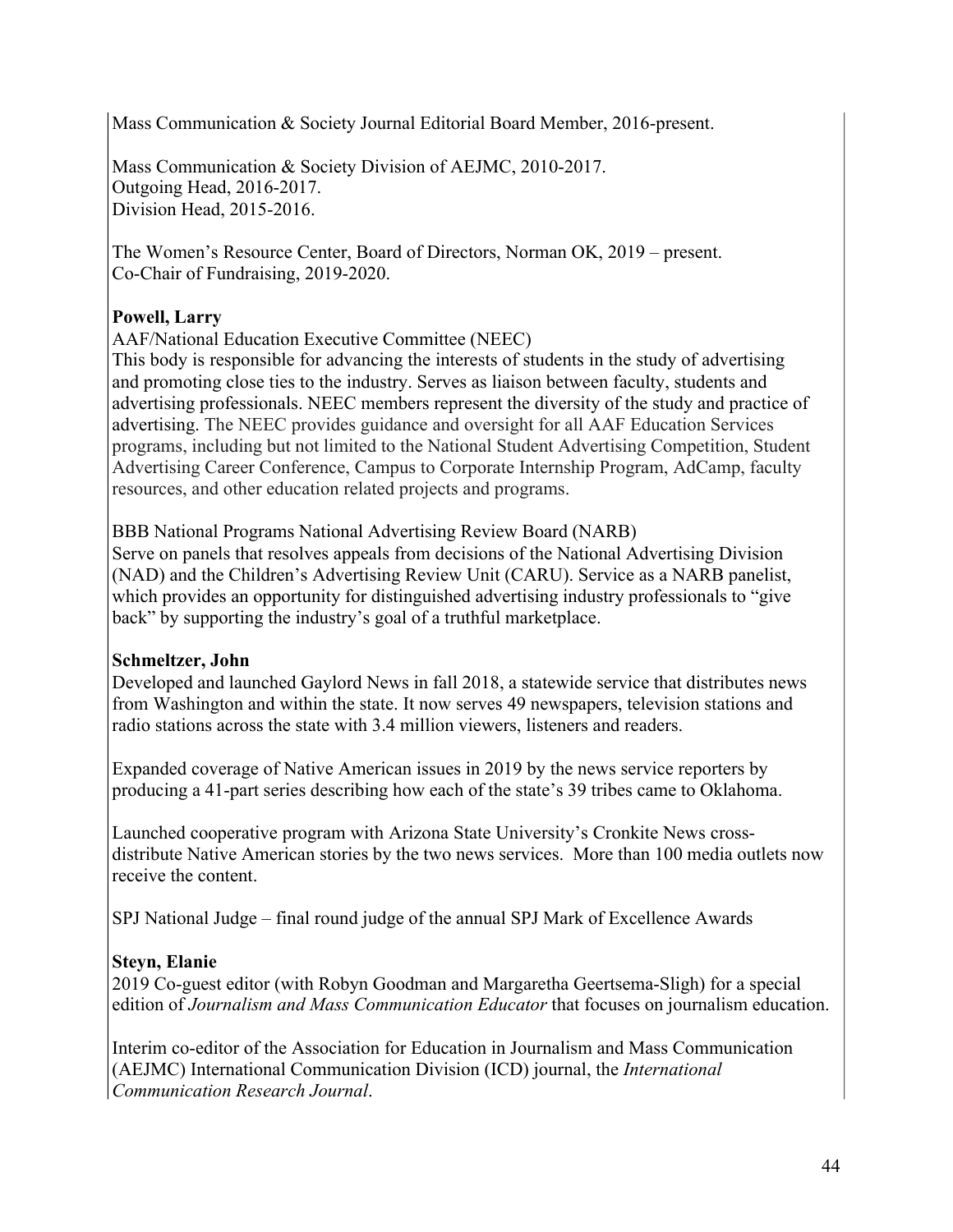Mass Communication & Society Journal Editorial Board Member, 2016-present.

Mass Communication & Society Division of AEJMC, 2010-2017.
Outgoing Head, 2016-2017.
Division Head, 2015-2016.

The Women's Resource Center, Board of Directors, Norman OK, 2019 – present.
Co-Chair of Fundraising, 2019-2020.

**Powell, Larry**

AAF/National Education Executive Committee (NEEC)
This body is responsible for advancing the interests of students in the study of advertising and promoting close ties to the industry. Serves as liaison between faculty, students and advertising professionals. NEEC members represent the diversity of the study and practice of advertising. The NEEC provides guidance and oversight for all AAF Education Services programs, including but not limited to the National Student Advertising Competition, Student Advertising Career Conference, Campus to Corporate Internship Program, AdCamp, faculty resources, and other education related projects and programs.

BBB National Programs National Advertising Review Board (NARB)
Serve on panels that resolves appeals from decisions of the National Advertising Division (NAD) and the Children's Advertising Review Unit (CARU). Service as a NARB panelist, which provides an opportunity for distinguished advertising industry professionals to "give back" by supporting the industry's goal of a truthful marketplace.

**Schmeltzer, John**

Developed and launched Gaylord News in fall 2018, a statewide service that distributes news from Washington and within the state. It now serves 49 newspapers, television stations and radio stations across the state with 3.4 million viewers, listeners and readers.

Expanded coverage of Native American issues in 2019 by the news service reporters by producing a 41-part series describing how each of the state's 39 tribes came to Oklahoma.

Launched cooperative program with Arizona State University's Cronkite News cross-distribute Native American stories by the two news services. More than 100 media outlets now receive the content.

SPJ National Judge – final round judge of the annual SPJ Mark of Excellence Awards

**Steyn, Elanie**

2019 Co-guest editor (with Robyn Goodman and Margaretha Geertsema-Sligh) for a special edition of *Journalism and Mass Communication Educator* that focuses on journalism education.

Interim co-editor of the Association for Education in Journalism and Mass Communication (AEJMC) International Communication Division (ICD) journal, the *International Communication Research Journal*.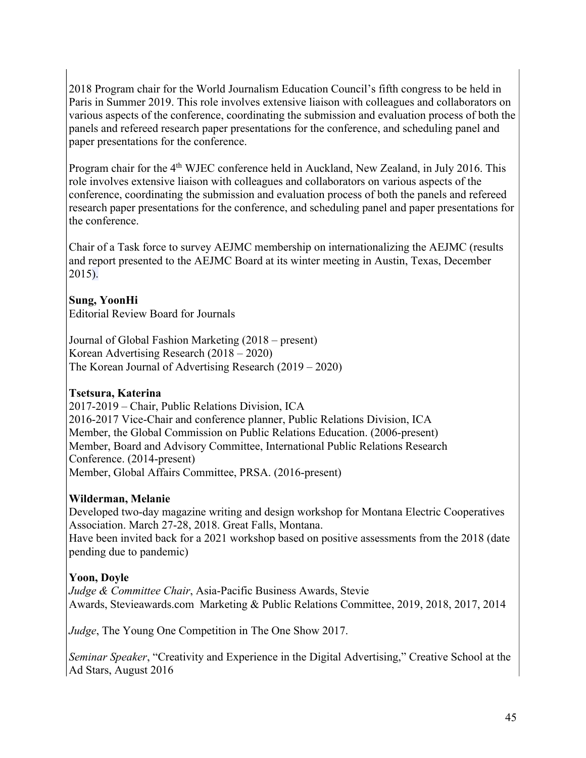2018 Program chair for the World Journalism Education Council's fifth congress to be held in Paris in Summer 2019. This role involves extensive liaison with colleagues and collaborators on various aspects of the conference, coordinating the submission and evaluation process of both the panels and refereed research paper presentations for the conference, and scheduling panel and paper presentations for the conference.

Program chair for the 4th WJEC conference held in Auckland, New Zealand, in July 2016. This role involves extensive liaison with colleagues and collaborators on various aspects of the conference, coordinating the submission and evaluation process of both the panels and refereed research paper presentations for the conference, and scheduling panel and paper presentations for the conference.

Chair of a Task force to survey AEJMC membership on internationalizing the AEJMC (results and report presented to the AEJMC Board at its winter meeting in Austin, Texas, December 2015).

**Sung, YoonHi**
Editorial Review Board for Journals

Journal of Global Fashion Marketing (2018 – present)
Korean Advertising Research (2018 – 2020)
The Korean Journal of Advertising Research (2019 – 2020)

**Tsetsura, Katerina**
2017-2019 – Chair, Public Relations Division, ICA
2016-2017 Vice-Chair and conference planner, Public Relations Division, ICA
Member, the Global Commission on Public Relations Education. (2006-present)
Member, Board and Advisory Committee, International Public Relations Research Conference. (2014-present)
Member, Global Affairs Committee, PRSA. (2016-present)

**Wilderman, Melanie**
Developed two-day magazine writing and design workshop for Montana Electric Cooperatives Association. March 27-28, 2018. Great Falls, Montana.
Have been invited back for a 2021 workshop based on positive assessments from the 2018 (date pending due to pandemic)

**Yoon, Doyle**
*Judge & Committee Chair*, Asia-Pacific Business Awards, Stevie Awards, Stevieawards.com Marketing & Public Relations Committee, 2019, 2018, 2017, 2014

*Judge*, The Young One Competition in The One Show 2017.

*Seminar Speaker*, "Creativity and Experience in the Digital Advertising," Creative School at the Ad Stars, August 2016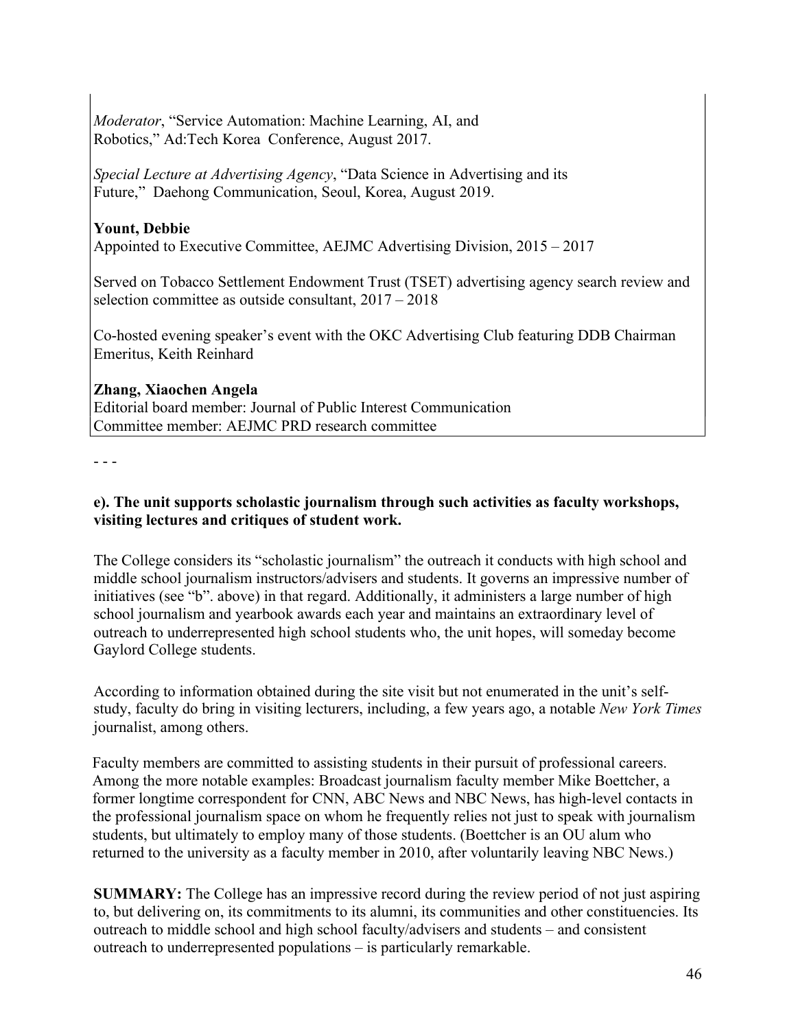*Moderator*, "Service Automation: Machine Learning, AI, and Robotics," Ad:Tech Korea Conference, August 2017.

*Special Lecture at Advertising Agency*, "Data Science in Advertising and its Future," Daehong Communication, Seoul, Korea, August 2019.

**Yount, Debbie**
Appointed to Executive Committee, AEJMC Advertising Division, 2015 – 2017

Served on Tobacco Settlement Endowment Trust (TSET) advertising agency search review and selection committee as outside consultant, 2017 – 2018

Co-hosted evening speaker's event with the OKC Advertising Club featuring DDB Chairman Emeritus, Keith Reinhard

**Zhang, Xiaochen Angela**
Editorial board member: Journal of Public Interest Communication
Committee member: AEJMC PRD research committee

- - -

**e). The unit supports scholastic journalism through such activities as faculty workshops, visiting lectures and critiques of student work.**

The College considers its "scholastic journalism" the outreach it conducts with high school and middle school journalism instructors/advisers and students. It governs an impressive number of initiatives (see "b". above) in that regard. Additionally, it administers a large number of high school journalism and yearbook awards each year and maintains an extraordinary level of outreach to underrepresented high school students who, the unit hopes, will someday become Gaylord College students.

According to information obtained during the site visit but not enumerated in the unit's self-study, faculty do bring in visiting lecturers, including, a few years ago, a notable *New York Times* journalist, among others.

Faculty members are committed to assisting students in their pursuit of professional careers. Among the more notable examples: Broadcast journalism faculty member Mike Boettcher, a former longtime correspondent for CNN, ABC News and NBC News, has high-level contacts in the professional journalism space on whom he frequently relies not just to speak with journalism students, but ultimately to employ many of those students. (Boettcher is an OU alum who returned to the university as a faculty member in 2010, after voluntarily leaving NBC News.)

**SUMMARY:** The College has an impressive record during the review period of not just aspiring to, but delivering on, its commitments to its alumni, its communities and other constituencies. Its outreach to middle school and high school faculty/advisers and students – and consistent outreach to underrepresented populations – is particularly remarkable.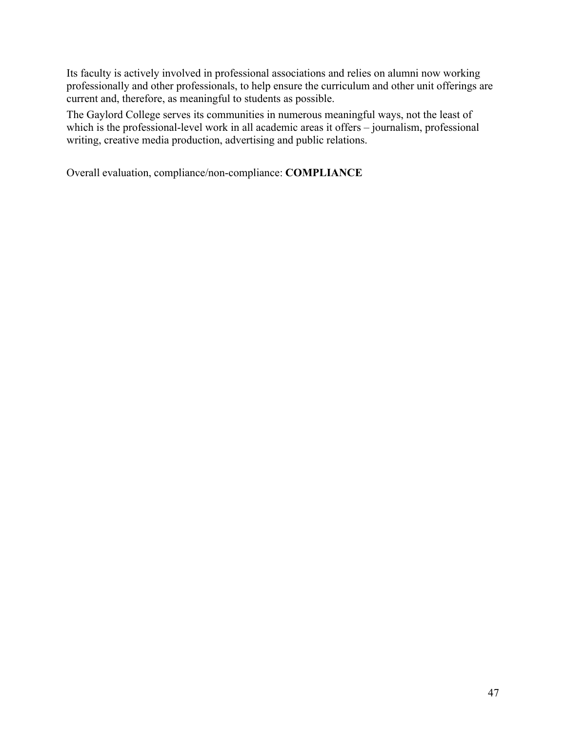Its faculty is actively involved in professional associations and relies on alumni now working professionally and other professionals, to help ensure the curriculum and other unit offerings are current and, therefore, as meaningful to students as possible.

The Gaylord College serves its communities in numerous meaningful ways, not the least of which is the professional-level work in all academic areas it offers – journalism, professional writing, creative media production, advertising and public relations.

Overall evaluation, compliance/non-compliance: **COMPLIANCE**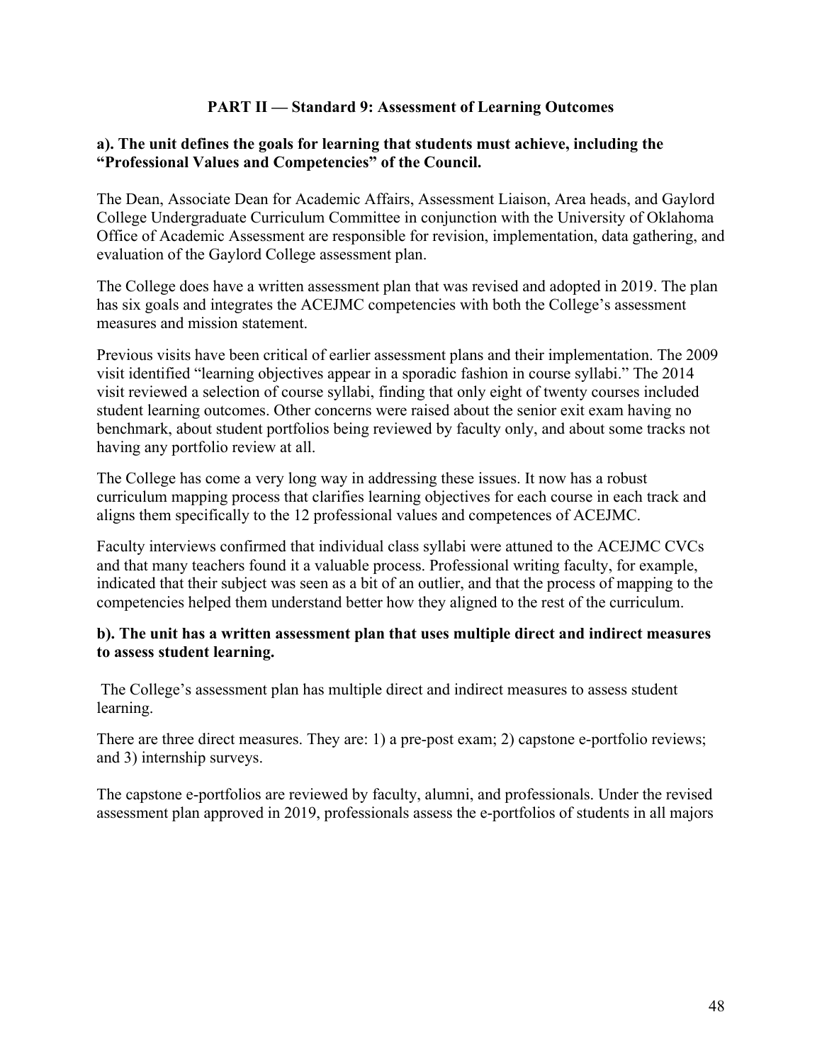## PART II — Standard 9: Assessment of Learning Outcomes

**a). The unit defines the goals for learning that students must achieve, including the "Professional Values and Competencies" of the Council.**

The Dean, Associate Dean for Academic Affairs, Assessment Liaison, Area heads, and Gaylord College Undergraduate Curriculum Committee in conjunction with the University of Oklahoma Office of Academic Assessment are responsible for revision, implementation, data gathering, and evaluation of the Gaylord College assessment plan.

The College does have a written assessment plan that was revised and adopted in 2019. The plan has six goals and integrates the ACEJMC competencies with both the College's assessment measures and mission statement.

Previous visits have been critical of earlier assessment plans and their implementation. The 2009 visit identified "learning objectives appear in a sporadic fashion in course syllabi." The 2014 visit reviewed a selection of course syllabi, finding that only eight of twenty courses included student learning outcomes. Other concerns were raised about the senior exit exam having no benchmark, about student portfolios being reviewed by faculty only, and about some tracks not having any portfolio review at all.

The College has come a very long way in addressing these issues. It now has a robust curriculum mapping process that clarifies learning objectives for each course in each track and aligns them specifically to the 12 professional values and competences of ACEJMC.

Faculty interviews confirmed that individual class syllabi were attuned to the ACEJMC CVCs and that many teachers found it a valuable process. Professional writing faculty, for example, indicated that their subject was seen as a bit of an outlier, and that the process of mapping to the competencies helped them understand better how they aligned to the rest of the curriculum.

**b). The unit has a written assessment plan that uses multiple direct and indirect measures to assess student learning.**

The College's assessment plan has multiple direct and indirect measures to assess student learning.

There are three direct measures. They are: 1) a pre-post exam; 2) capstone e-portfolio reviews; and 3) internship surveys.

The capstone e-portfolios are reviewed by faculty, alumni, and professionals. Under the revised assessment plan approved in 2019, professionals assess the e-portfolios of students in all majors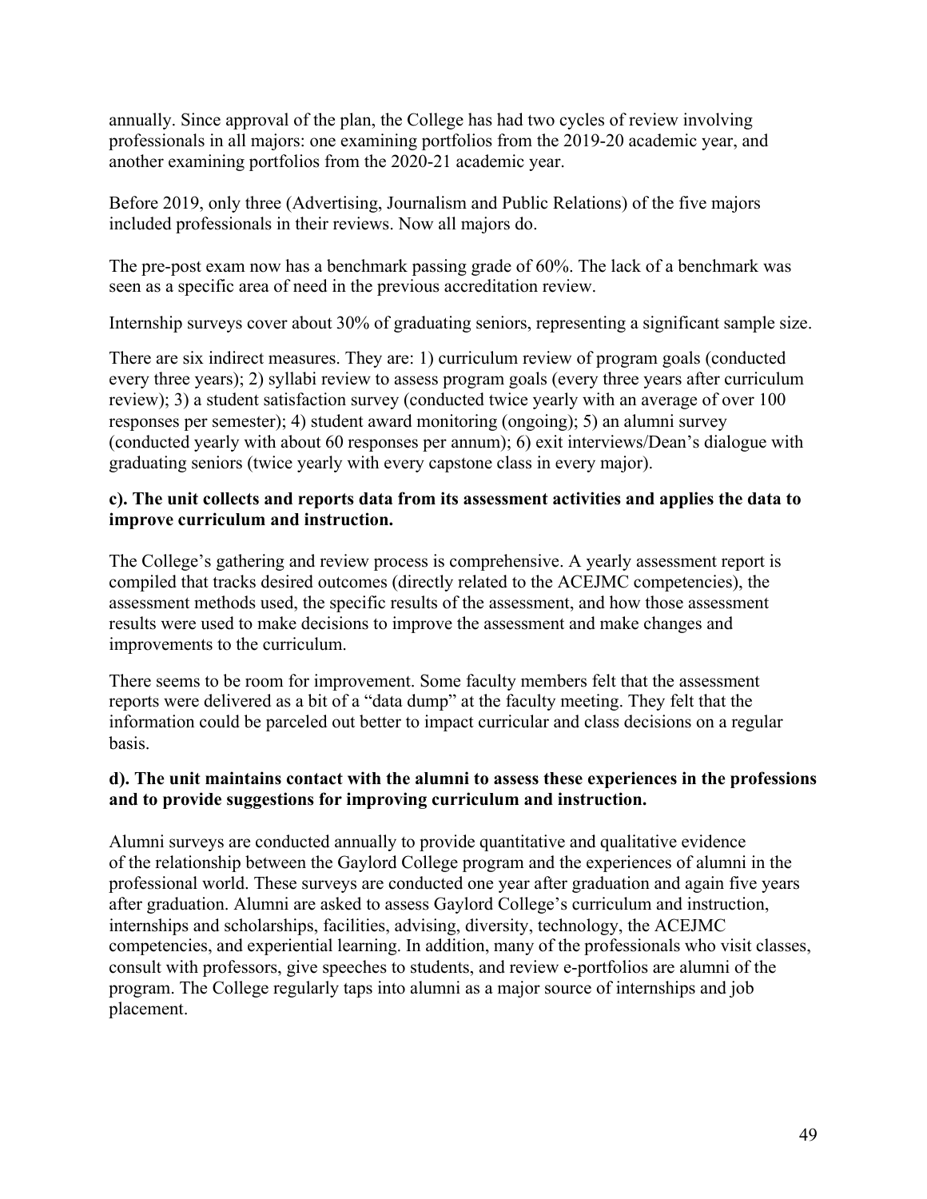annually. Since approval of the plan, the College has had two cycles of review involving professionals in all majors: one examining portfolios from the 2019-20 academic year, and another examining portfolios from the 2020-21 academic year.

Before 2019, only three (Advertising, Journalism and Public Relations) of the five majors included professionals in their reviews. Now all majors do.

The pre-post exam now has a benchmark passing grade of 60%. The lack of a benchmark was seen as a specific area of need in the previous accreditation review.

Internship surveys cover about 30% of graduating seniors, representing a significant sample size.

There are six indirect measures. They are: 1) curriculum review of program goals (conducted every three years); 2) syllabi review to assess program goals (every three years after curriculum review); 3) a student satisfaction survey (conducted twice yearly with an average of over 100 responses per semester); 4) student award monitoring (ongoing); 5) an alumni survey (conducted yearly with about 60 responses per annum); 6) exit interviews/Dean's dialogue with graduating seniors (twice yearly with every capstone class in every major).

**c). The unit collects and reports data from its assessment activities and applies the data to improve curriculum and instruction.**

The College's gathering and review process is comprehensive. A yearly assessment report is compiled that tracks desired outcomes (directly related to the ACEJMC competencies), the assessment methods used, the specific results of the assessment, and how those assessment results were used to make decisions to improve the assessment and make changes and improvements to the curriculum.

There seems to be room for improvement. Some faculty members felt that the assessment reports were delivered as a bit of a "data dump" at the faculty meeting. They felt that the information could be parceled out better to impact curricular and class decisions on a regular basis.

**d). The unit maintains contact with the alumni to assess these experiences in the professions and to provide suggestions for improving curriculum and instruction.**

Alumni surveys are conducted annually to provide quantitative and qualitative evidence of the relationship between the Gaylord College program and the experiences of alumni in the professional world. These surveys are conducted one year after graduation and again five years after graduation. Alumni are asked to assess Gaylord College's curriculum and instruction, internships and scholarships, facilities, advising, diversity, technology, the ACEJMC competencies, and experiential learning. In addition, many of the professionals who visit classes, consult with professors, give speeches to students, and review e-portfolios are alumni of the program. The College regularly taps into alumni as a major source of internships and job placement.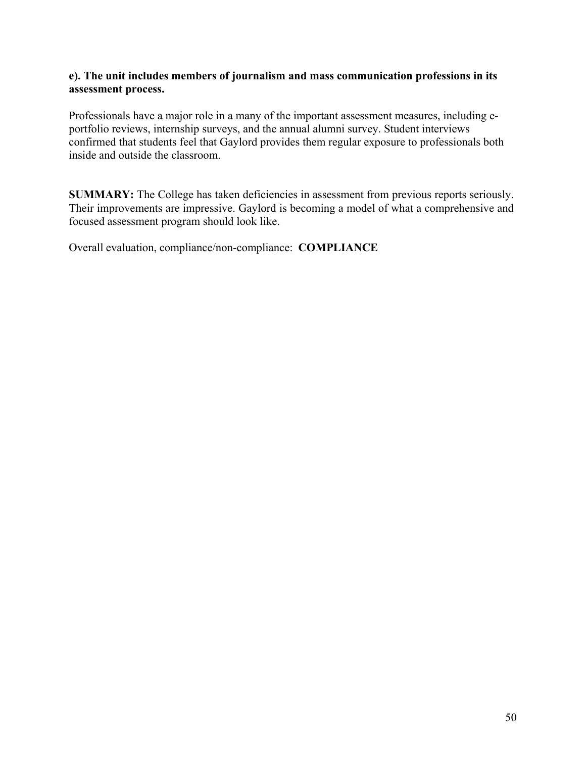**e). The unit includes members of journalism and mass communication professions in its assessment process.**

Professionals have a major role in a many of the important assessment measures, including e-portfolio reviews, internship surveys, and the annual alumni survey. Student interviews confirmed that students feel that Gaylord provides them regular exposure to professionals both inside and outside the classroom.

**SUMMARY:** The College has taken deficiencies in assessment from previous reports seriously. Their improvements are impressive. Gaylord is becoming a model of what a comprehensive and focused assessment program should look like.

Overall evaluation, compliance/non-compliance: **COMPLIANCE**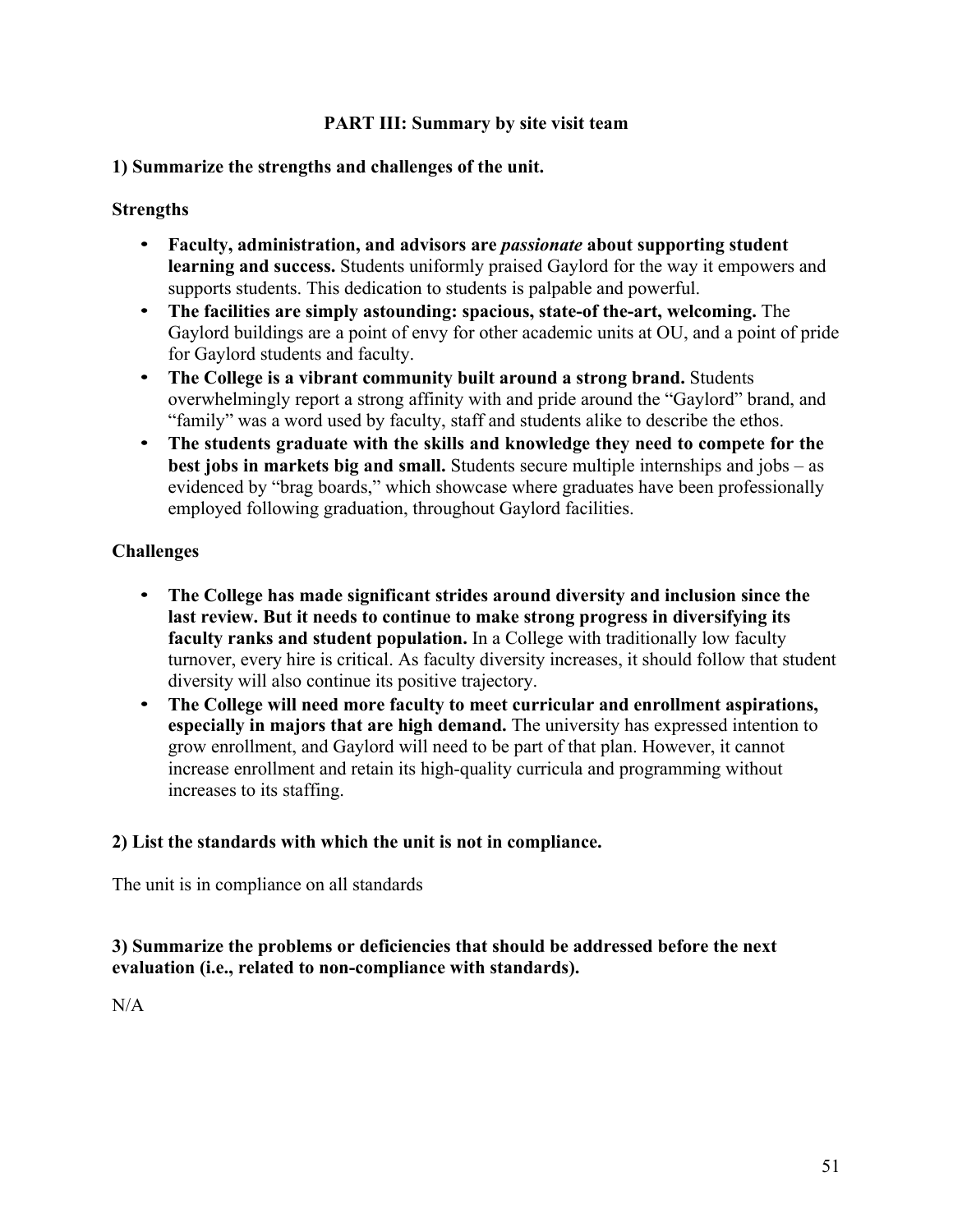## PART III: Summary by site visit team

### 1) Summarize the strengths and challenges of the unit.

**Strengths**

- **Faculty, administration, and advisors are *passionate* about supporting student learning and success.** Students uniformly praised Gaylord for the way it empowers and supports students. This dedication to students is palpable and powerful.
- **The facilities are simply astounding: spacious, state-of the-art, welcoming.** The Gaylord buildings are a point of envy for other academic units at OU, and a point of pride for Gaylord students and faculty.
- **The College is a vibrant community built around a strong brand.** Students overwhelmingly report a strong affinity with and pride around the "Gaylord" brand, and "family" was a word used by faculty, staff and students alike to describe the ethos.
- **The students graduate with the skills and knowledge they need to compete for the best jobs in markets big and small.** Students secure multiple internships and jobs – as evidenced by "brag boards," which showcase where graduates have been professionally employed following graduation, throughout Gaylord facilities.

**Challenges**

- **The College has made significant strides around diversity and inclusion since the last review. But it needs to continue to make strong progress in diversifying its faculty ranks and student population.** In a College with traditionally low faculty turnover, every hire is critical. As faculty diversity increases, it should follow that student diversity will also continue its positive trajectory.
- **The College will need more faculty to meet curricular and enrollment aspirations, especially in majors that are high demand.** The university has expressed intention to grow enrollment, and Gaylord will need to be part of that plan. However, it cannot increase enrollment and retain its high-quality curricula and programming without increases to its staffing.

### 2) List the standards with which the unit is not in compliance.

The unit is in compliance on all standards

### 3) Summarize the problems or deficiencies that should be addressed before the next evaluation (i.e., related to non-compliance with standards).

N/A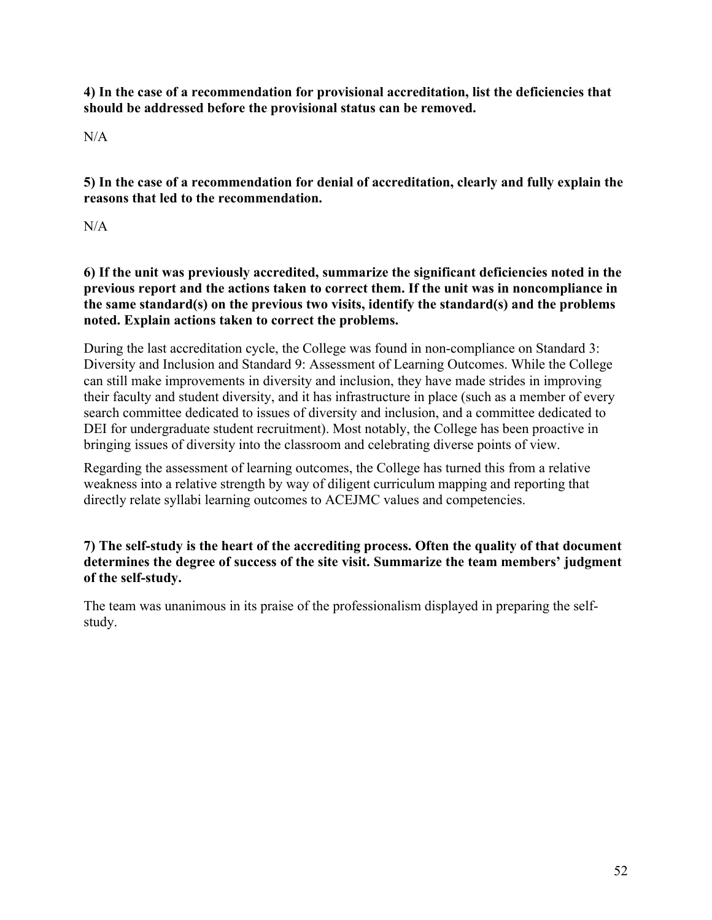**4) In the case of a recommendation for provisional accreditation, list the deficiencies that should be addressed before the provisional status can be removed.**

N/A

**5) In the case of a recommendation for denial of accreditation, clearly and fully explain the reasons that led to the recommendation.**

N/A

**6) If the unit was previously accredited, summarize the significant deficiencies noted in the previous report and the actions taken to correct them. If the unit was in noncompliance in the same standard(s) on the previous two visits, identify the standard(s) and the problems noted. Explain actions taken to correct the problems.**

During the last accreditation cycle, the College was found in non-compliance on Standard 3: Diversity and Inclusion and Standard 9: Assessment of Learning Outcomes. While the College can still make improvements in diversity and inclusion, they have made strides in improving their faculty and student diversity, and it has infrastructure in place (such as a member of every search committee dedicated to issues of diversity and inclusion, and a committee dedicated to DEI for undergraduate student recruitment). Most notably, the College has been proactive in bringing issues of diversity into the classroom and celebrating diverse points of view.

Regarding the assessment of learning outcomes, the College has turned this from a relative weakness into a relative strength by way of diligent curriculum mapping and reporting that directly relate syllabi learning outcomes to ACEJMC values and competencies.

**7) The self-study is the heart of the accrediting process. Often the quality of that document determines the degree of success of the site visit. Summarize the team members' judgment of the self-study.**

The team was unanimous in its praise of the professionalism displayed in preparing the self-study.